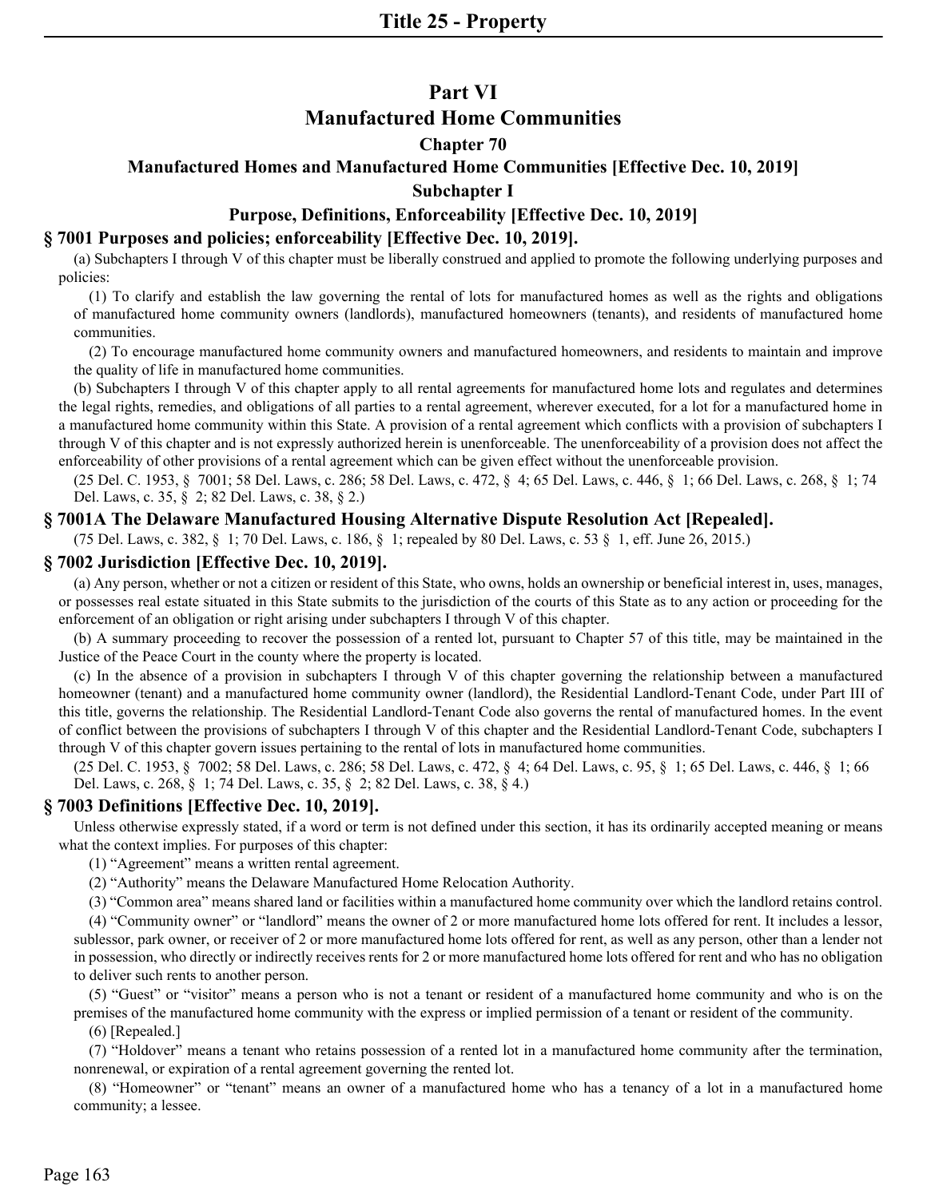# Part VI

# Manufactured Home Communities

## Chapter 70

## Manufactured Homes and Manufactured Home Communities [Effective Dec. 10, 2019]

### Subchapter I

### Purpose, Definitions, Enforceability [Effective Dec. 10, 2019]

#### § 7001 Purposes and policies; enforceability [Effective Dec. 10, 2019].

(a) Subchapters I through V of this chapter must be liberally construed and applied to promote the following underlying purposes and policies:

(1) To clarify and establish the law governing the rental of lots for manufactured homes as well as the rights and obligations of manufactured home community owners (landlords), manufactured homeowners (tenants), and residents of manufactured home communities.

(2) To encourage manufactured home community owners and manufactured homeowners, and residents to maintain and improve the quality of life in manufactured home communities.

(b) Subchapters I through V of this chapter apply to all rental agreements for manufactured home lots and regulates and determines the legal rights, remedies, and obligations of all parties to a rental agreement, wherever executed, for a lot for a manufactured home in a manufactured home community within this State. A provision of a rental agreement which conflicts with a provision of subchapters I through V of this chapter and is not expressly authorized herein is unenforceable. The unenforceability of a provision does not affect the enforceability of other provisions of a rental agreement which can be given effect without the unenforceable provision.

(25 Del. C. 1953, § 7001; 58 Del. Laws, c. 286; 58 Del. Laws, c. 472, § 4; 65 Del. Laws, c. 446, § 1; 66 Del. Laws, c. 268, § 1; 74 Del. Laws, c. 35, § 2; 82 Del. Laws, c. 38, § 2.)

#### § 7001A The Delaware Manufactured Housing Alternative Dispute Resolution Act [Repealed].

(75 Del. Laws, c. 382, § 1; 70 Del. Laws, c. 186, § 1; repealed by 80 Del. Laws, c. 53 § 1, eff. June 26, 2015.)

#### § 7002 Jurisdiction [Effective Dec. 10, 2019].

(a) Any person, whether or not a citizen or resident of this State, who owns, holds an ownership or beneficial interest in, uses, manages, or possesses real estate situated in this State submits to the jurisdiction of the courts of this State as to any action or proceeding for the enforcement of an obligation or right arising under subchapters I through V of this chapter.

(b) A summary proceeding to recover the possession of a rented lot, pursuant to Chapter 57 of this title, may be maintained in the Justice of the Peace Court in the county where the property is located.

(c) In the absence of a provision in subchapters I through V of this chapter governing the relationship between a manufactured homeowner (tenant) and a manufactured home community owner (landlord), the Residential Landlord-Tenant Code, under Part III of this title, governs the relationship. The Residential Landlord-Tenant Code also governs the rental of manufactured homes. In the event of conflict between the provisions of subchapters I through V of this chapter and the Residential Landlord-Tenant Code, subchapters I through V of this chapter govern issues pertaining to the rental of lots in manufactured home communities.

(25 Del. C. 1953, § 7002; 58 Del. Laws, c. 286; 58 Del. Laws, c. 472, § 4; 64 Del. Laws, c. 95, § 1; 65 Del. Laws, c. 446, § 1; 66 Del. Laws, c. 268, § 1; 74 Del. Laws, c. 35, § 2; 82 Del. Laws, c. 38, § 4.)

#### § 7003 Definitions [Effective Dec. 10, 2019].

Unless otherwise expressly stated, if a word or term is not defined under this section, it has its ordinarily accepted meaning or means what the context implies. For purposes of this chapter:

(1) "Agreement" means a written rental agreement.

(2) "Authority" means the Delaware Manufactured Home Relocation Authority.

(3) "Common area" means shared land or facilities within a manufactured home community over which the landlord retains control.

(4) "Community owner" or "landlord" means the owner of 2 or more manufactured home lots offered for rent. It includes a lessor, sublessor, park owner, or receiver of 2 or more manufactured home lots offered for rent, as well as any person, other than a lender not in possession, who directly or indirectly receives rents for 2 or more manufactured home lots offered for rent and who has no obligation to deliver such rents to another person.

(5) "Guest" or "visitor" means a person who is not a tenant or resident of a manufactured home community and who is on the premises of the manufactured home community with the express or implied permission of a tenant or resident of the community.

(6) [Repealed.]

(7) "Holdover" means a tenant who retains possession of a rented lot in a manufactured home community after the termination, nonrenewal, or expiration of a rental agreement governing the rented lot.

(8) "Homeowner" or "tenant" means an owner of a manufactured home who has a tenancy of a lot in a manufactured home community; a lessee.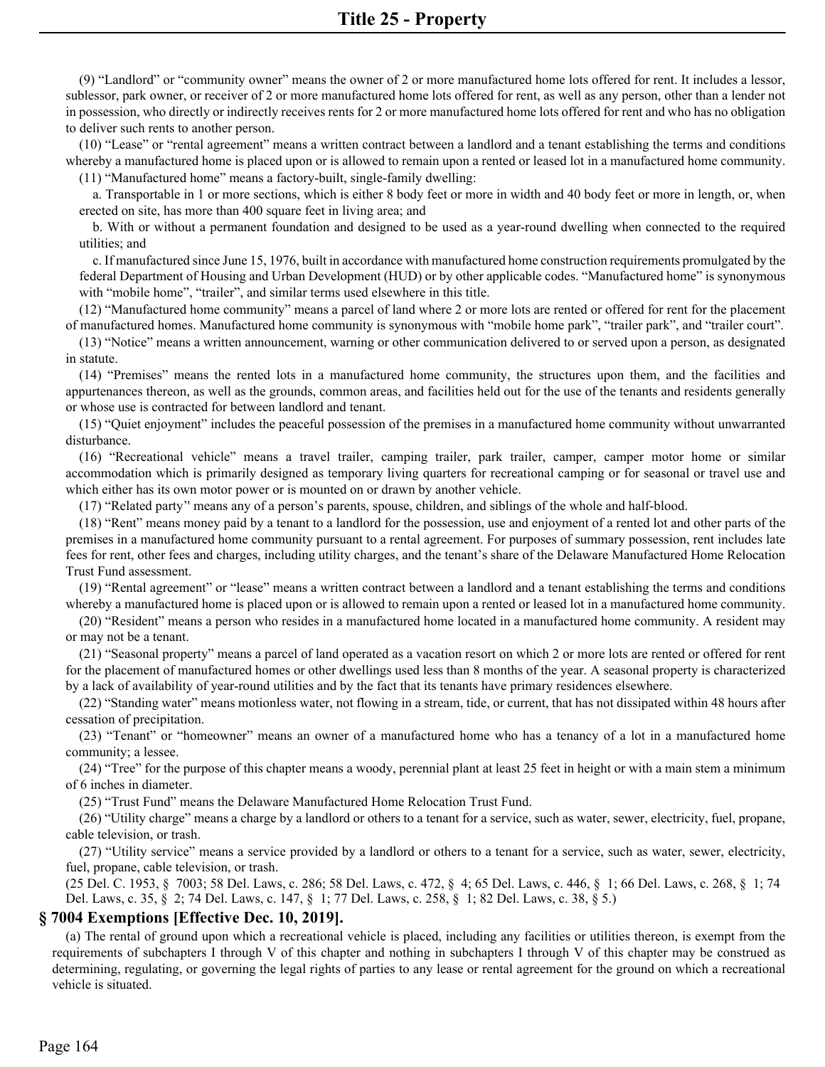(9) “Landlord” or “community owner” means the owner of 2 or more manufactured home lots offered for rent. It includes a lessor, sublessor, park owner, or receiver of 2 or more manufactured home lots offered for rent, as well as any person, other than a lender not in possession, who directly or indirectly receives rents for 2 or more manufactured home lots offered for rent and who has no obligation to deliver such rents to another person.

(10) “Lease” or “rental agreement” means a written contract between a landlord and a tenant establishing the terms and conditions whereby a manufactured home is placed upon or is allowed to remain upon a rented or leased lot in a manufactured home community.

(11) “Manufactured home” means a factory-built, single-family dwelling:

a. Transportable in 1 or more sections, which is either 8 body feet or more in width and 40 body feet or more in length, or, when erected on site, has more than 400 square feet in living area; and

b. With or without a permanent foundation and designed to be used as a year-round dwelling when connected to the required utilities; and

c. If manufactured since June 15, 1976, built in accordance with manufactured home construction requirements promulgated by the federal Department of Housing and Urban Development (HUD) or by other applicable codes. “Manufactured home” is synonymous with “mobile home”, “trailer”, and similar terms used elsewhere in this title.

(12) “Manufactured home community” means a parcel of land where 2 or more lots are rented or offered for rent for the placement of manufactured homes. Manufactured home community is synonymous with “mobile home park”, “trailer park”, and “trailer court”.

(13) “Notice” means a written announcement, warning or other communication delivered to or served upon a person, as designated in statute.

(14) “Premises” means the rented lots in a manufactured home community, the structures upon them, and the facilities and appurtenances thereon, as well as the grounds, common areas, and facilities held out for the use of the tenants and residents generally or whose use is contracted for between landlord and tenant.

(15) “Quiet enjoyment” includes the peaceful possession of the premises in a manufactured home community without unwarranted disturbance.

(16) “Recreational vehicle” means a travel trailer, camping trailer, park trailer, camper, camper motor home or similar accommodation which is primarily designed as temporary living quarters for recreational camping or for seasonal or travel use and which either has its own motor power or is mounted on or drawn by another vehicle.

(17) “Related party" means any of a person’s parents, spouse, children, and siblings of the whole and half-blood.

(18) “Rent” means money paid by a tenant to a landlord for the possession, use and enjoyment of a rented lot and other parts of the premises in a manufactured home community pursuant to a rental agreement. For purposes of summary possession, rent includes late fees for rent, other fees and charges, including utility charges, and the tenant’s share of the Delaware Manufactured Home Relocation Trust Fund assessment.

(19) “Rental agreement” or “lease” means a written contract between a landlord and a tenant establishing the terms and conditions whereby a manufactured home is placed upon or is allowed to remain upon a rented or leased lot in a manufactured home community.

(20) “Resident” means a person who resides in a manufactured home located in a manufactured home community. A resident may or may not be a tenant.

(21) “Seasonal property” means a parcel of land operated as a vacation resort on which 2 or more lots are rented or offered for rent for the placement of manufactured homes or other dwellings used less than 8 months of the year. A seasonal property is characterized by a lack of availability of year-round utilities and by the fact that its tenants have primary residences elsewhere.

(22) “Standing water” means motionless water, not flowing in a stream, tide, or current, that has not dissipated within 48 hours after cessation of precipitation.

(23) “Tenant” or “homeowner” means an owner of a manufactured home who has a tenancy of a lot in a manufactured home community; a lessee.

(24) “Tree” for the purpose of this chapter means a woody, perennial plant at least 25 feet in height or with a main stem a minimum of 6 inches in diameter.

(25) “Trust Fund” means the Delaware Manufactured Home Relocation Trust Fund.

(26) “Utility charge” means a charge by a landlord or others to a tenant for a service, such as water, sewer, electricity, fuel, propane, cable television, or trash.

(27) “Utility service” means a service provided by a landlord or others to a tenant for a service, such as water, sewer, electricity, fuel, propane, cable television, or trash.

(25 Del. C. 1953, § 7003; 58 Del. Laws, c. 286; 58 Del. Laws, c. 472, § 4; 65 Del. Laws, c. 446, § 1; 66 Del. Laws, c. 268, § 1; 74 Del. Laws, c. 35, § 2; 74 Del. Laws, c. 147, § 1; 77 Del. Laws, c. 258, § 1; 82 Del. Laws, c. 38, § 5.)

### § 7004 Exemptions [Effective Dec. 10, 2019].

(a) The rental of ground upon which a recreational vehicle is placed, including any facilities or utilities thereon, is exempt from the requirements of subchapters I through V of this chapter and nothing in subchapters I through V of this chapter may be construed as determining, regulating, or governing the legal rights of parties to any lease or rental agreement for the ground on which a recreational vehicle is situated.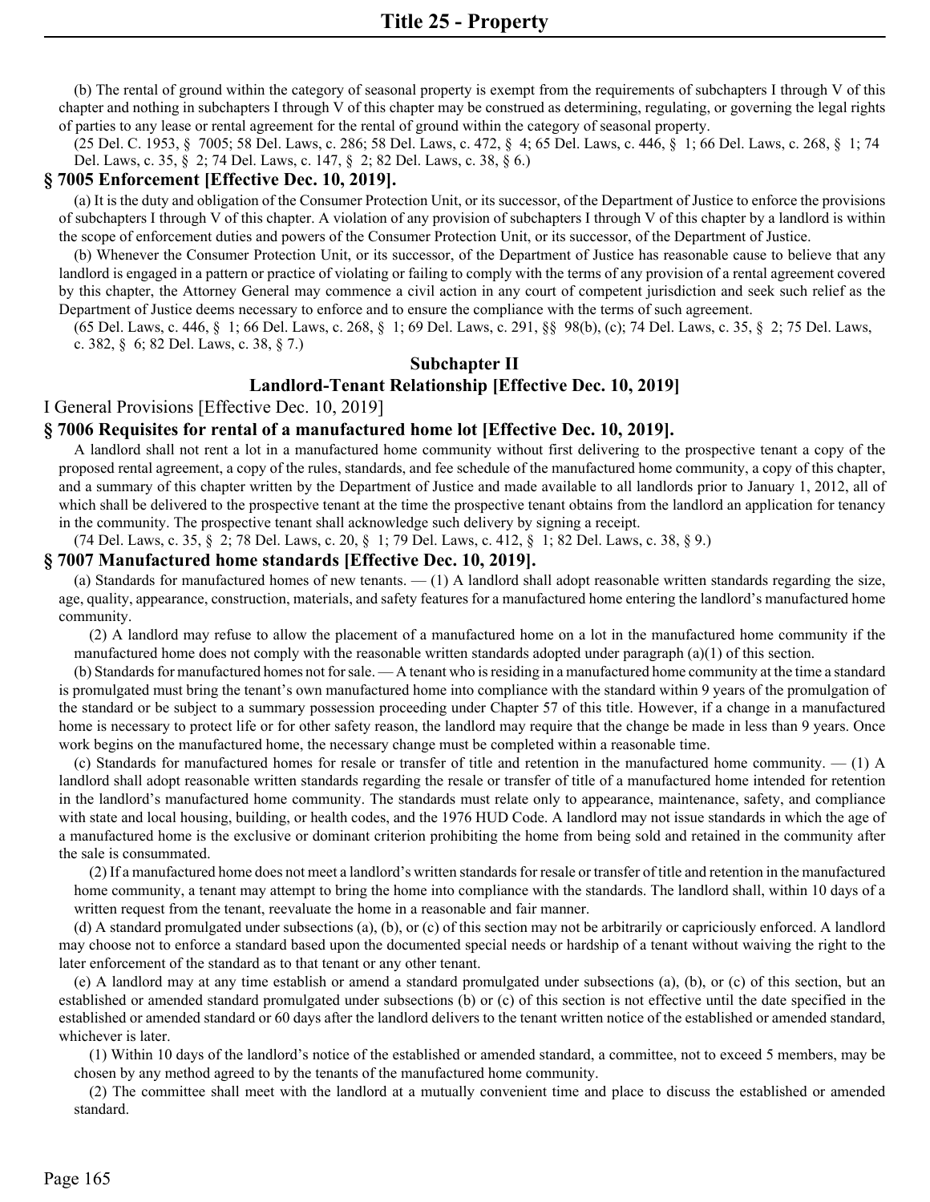(b) The rental of ground within the category of seasonal property is exempt from the requirements of subchapters I through V of this chapter and nothing in subchapters I through V of this chapter may be construed as determining, regulating, or governing the legal rights of parties to any lease or rental agreement for the rental of ground within the category of seasonal property.

(25 Del. C. 1953, § 7005; 58 Del. Laws, c. 286; 58 Del. Laws, c. 472, § 4; 65 Del. Laws, c. 446, § 1; 66 Del. Laws, c. 268, § 1; 74 Del. Laws, c. 35, § 2; 74 Del. Laws, c. 147, § 2; 82 Del. Laws, c. 38, § 6.)

### § 7005 Enforcement [Effective Dec. 10, 2019].

(a) It is the duty and obligation of the Consumer Protection Unit, or its successor, of the Department of Justice to enforce the provisions of subchapters I through V of this chapter. A violation of any provision of subchapters I through V of this chapter by a landlord is within the scope of enforcement duties and powers of the Consumer Protection Unit, or its successor, of the Department of Justice.

(b) Whenever the Consumer Protection Unit, or its successor, of the Department of Justice has reasonable cause to believe that any landlord is engaged in a pattern or practice of violating or failing to comply with the terms of any provision of a rental agreement covered by this chapter, the Attorney General may commence a civil action in any court of competent jurisdiction and seek such relief as the Department of Justice deems necessary to enforce and to ensure the compliance with the terms of such agreement.

(65 Del. Laws, c. 446, § 1; 66 Del. Laws, c. 268, § 1; 69 Del. Laws, c. 291, §§ 98(b), (c); 74 Del. Laws, c. 35, § 2; 75 Del. Laws, c. 382, § 6; 82 Del. Laws, c. 38, § 7.)

## Subchapter II

## Landlord-Tenant Relationship [Effective Dec. 10, 2019]

I General Provisions [Effective Dec. 10, 2019]

### § 7006 Requisites for rental of a manufactured home lot [Effective Dec. 10, 2019].

A landlord shall not rent a lot in a manufactured home community without first delivering to the prospective tenant a copy of the proposed rental agreement, a copy of the rules, standards, and fee schedule of the manufactured home community, a copy of this chapter, and a summary of this chapter written by the Department of Justice and made available to all landlords prior to January 1, 2012, all of which shall be delivered to the prospective tenant at the time the prospective tenant obtains from the landlord an application for tenancy in the community. The prospective tenant shall acknowledge such delivery by signing a receipt.

(74 Del. Laws, c. 35, § 2; 78 Del. Laws, c. 20, § 1; 79 Del. Laws, c. 412, § 1; 82 Del. Laws, c. 38, § 9.)

### § 7007 Manufactured home standards [Effective Dec. 10, 2019].

(a) Standards for manufactured homes of new tenants. — (1) A landlord shall adopt reasonable written standards regarding the size, age, quality, appearance, construction, materials, and safety features for a manufactured home entering the landlord's manufactured home community.

(2) A landlord may refuse to allow the placement of a manufactured home on a lot in the manufactured home community if the manufactured home does not comply with the reasonable written standards adopted under paragraph (a)(1) of this section.

(b) Standards for manufactured homes not for sale. — A tenant who is residing in a manufactured home community at the time a standard is promulgated must bring the tenant's own manufactured home into compliance with the standard within 9 years of the promulgation of the standard or be subject to a summary possession proceeding under Chapter 57 of this title. However, if a change in a manufactured home is necessary to protect life or for other safety reason, the landlord may require that the change be made in less than 9 years. Once work begins on the manufactured home, the necessary change must be completed within a reasonable time.

(c) Standards for manufactured homes for resale or transfer of title and retention in the manufactured home community. — (1) A landlord shall adopt reasonable written standards regarding the resale or transfer of title of a manufactured home intended for retention in the landlord's manufactured home community. The standards must relate only to appearance, maintenance, safety, and compliance with state and local housing, building, or health codes, and the 1976 HUD Code. A landlord may not issue standards in which the age of a manufactured home is the exclusive or dominant criterion prohibiting the home from being sold and retained in the community after the sale is consummated.

(2) If a manufactured home does not meet a landlord's written standards for resale or transfer of title and retention in the manufactured home community, a tenant may attempt to bring the home into compliance with the standards. The landlord shall, within 10 days of a written request from the tenant, reevaluate the home in a reasonable and fair manner.

(d) A standard promulgated under subsections (a), (b), or (c) of this section may not be arbitrarily or capriciously enforced. A landlord may choose not to enforce a standard based upon the documented special needs or hardship of a tenant without waiving the right to the later enforcement of the standard as to that tenant or any other tenant.

(e) A landlord may at any time establish or amend a standard promulgated under subsections (a), (b), or (c) of this section, but an established or amended standard promulgated under subsections (b) or (c) of this section is not effective until the date specified in the established or amended standard or 60 days after the landlord delivers to the tenant written notice of the established or amended standard, whichever is later.

(1) Within 10 days of the landlord's notice of the established or amended standard, a committee, not to exceed 5 members, may be chosen by any method agreed to by the tenants of the manufactured home community.

(2) The committee shall meet with the landlord at a mutually convenient time and place to discuss the established or amended standard.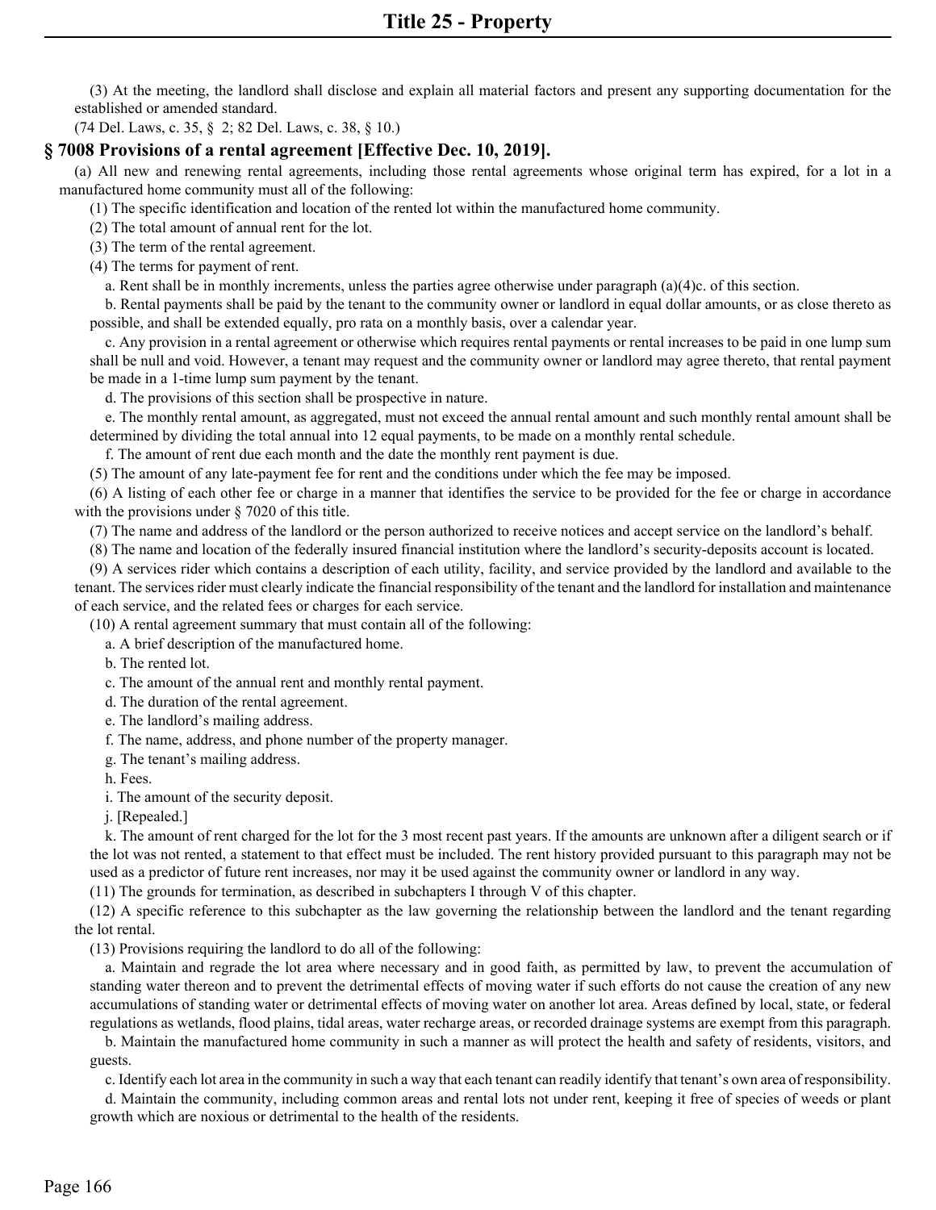(3) At the meeting, the landlord shall disclose and explain all material factors and present any supporting documentation for the established or amended standard.

(74 Del. Laws, c. 35, § 2; 82 Del. Laws, c. 38, § 10.)

### § 7008 Provisions of a rental agreement [Effective Dec. 10, 2019].

(a) All new and renewing rental agreements, including those rental agreements whose original term has expired, for a lot in a manufactured home community must all of the following:

(1) The specific identification and location of the rented lot within the manufactured home community.

(2) The total amount of annual rent for the lot.

(3) The term of the rental agreement.

(4) The terms for payment of rent.

a. Rent shall be in monthly increments, unless the parties agree otherwise under paragraph (a)(4)c. of this section.

b. Rental payments shall be paid by the tenant to the community owner or landlord in equal dollar amounts, or as close thereto as possible, and shall be extended equally, pro rata on a monthly basis, over a calendar year.

c. Any provision in a rental agreement or otherwise which requires rental payments or rental increases to be paid in one lump sum shall be null and void. However, a tenant may request and the community owner or landlord may agree thereto, that rental payment be made in a 1-time lump sum payment by the tenant.

d. The provisions of this section shall be prospective in nature.

e. The monthly rental amount, as aggregated, must not exceed the annual rental amount and such monthly rental amount shall be determined by dividing the total annual into 12 equal payments, to be made on a monthly rental schedule.

f. The amount of rent due each month and the date the monthly rent payment is due.

(5) The amount of any late-payment fee for rent and the conditions under which the fee may be imposed.

(6) A listing of each other fee or charge in a manner that identifies the service to be provided for the fee or charge in accordance with the provisions under § 7020 of this title.

(7) The name and address of the landlord or the person authorized to receive notices and accept service on the landlord's behalf.

(8) The name and location of the federally insured financial institution where the landlord's security-deposits account is located.

(9) A services rider which contains a description of each utility, facility, and service provided by the landlord and available to the tenant. The services rider must clearly indicate the financial responsibility of the tenant and the landlord for installation and maintenance of each service, and the related fees or charges for each service.

(10) A rental agreement summary that must contain all of the following:

a. A brief description of the manufactured home.

b. The rented lot.

c. The amount of the annual rent and monthly rental payment.

d. The duration of the rental agreement.

e. The landlord's mailing address.

f. The name, address, and phone number of the property manager.

g. The tenant's mailing address.

h. Fees.

i. The amount of the security deposit.

j. [Repealed.]

k. The amount of rent charged for the lot for the 3 most recent past years. If the amounts are unknown after a diligent search or if the lot was not rented, a statement to that effect must be included. The rent history provided pursuant to this paragraph may not be used as a predictor of future rent increases, nor may it be used against the community owner or landlord in any way.

(11) The grounds for termination, as described in subchapters I through V of this chapter.

(12) A specific reference to this subchapter as the law governing the relationship between the landlord and the tenant regarding the lot rental.

(13) Provisions requiring the landlord to do all of the following:

a. Maintain and regrade the lot area where necessary and in good faith, as permitted by law, to prevent the accumulation of standing water thereon and to prevent the detrimental effects of moving water if such efforts do not cause the creation of any new accumulations of standing water or detrimental effects of moving water on another lot area. Areas defined by local, state, or federal regulations as wetlands, flood plains, tidal areas, water recharge areas, or recorded drainage systems are exempt from this paragraph.

b. Maintain the manufactured home community in such a manner as will protect the health and safety of residents, visitors, and guests.

c. Identify each lot area in the community in such a way that each tenant can readily identify that tenant's own area of responsibility.

d. Maintain the community, including common areas and rental lots not under rent, keeping it free of species of weeds or plant growth which are noxious or detrimental to the health of the residents.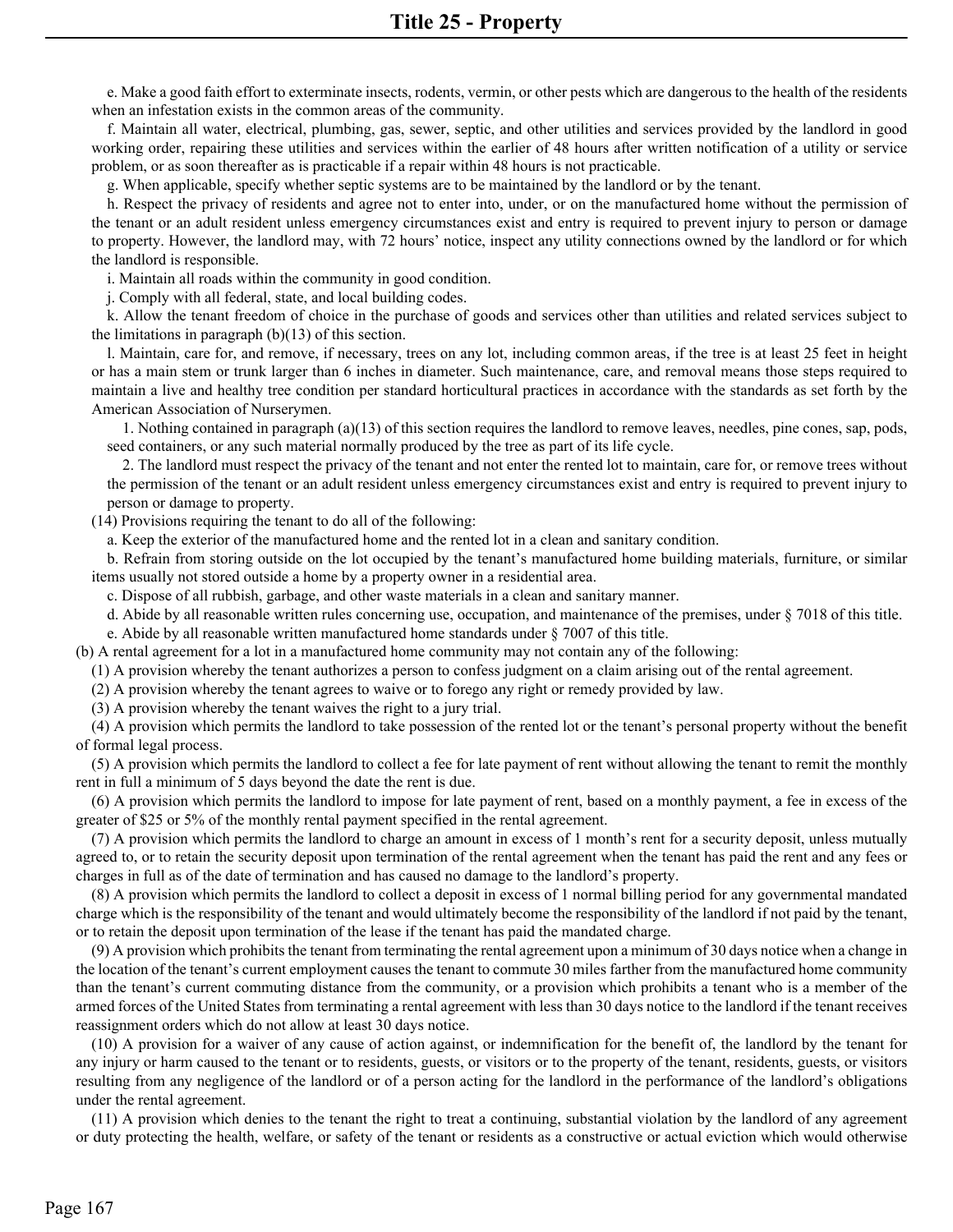e. Make a good faith effort to exterminate insects, rodents, vermin, or other pests which are dangerous to the health of the residents when an infestation exists in the common areas of the community.

f. Maintain all water, electrical, plumbing, gas, sewer, septic, and other utilities and services provided by the landlord in good working order, repairing these utilities and services within the earlier of 48 hours after written notification of a utility or service problem, or as soon thereafter as is practicable if a repair within 48 hours is not practicable.

g. When applicable, specify whether septic systems are to be maintained by the landlord or by the tenant.

h. Respect the privacy of residents and agree not to enter into, under, or on the manufactured home without the permission of the tenant or an adult resident unless emergency circumstances exist and entry is required to prevent injury to person or damage to property. However, the landlord may, with 72 hours' notice, inspect any utility connections owned by the landlord or for which the landlord is responsible.

i. Maintain all roads within the community in good condition.

j. Comply with all federal, state, and local building codes.

k. Allow the tenant freedom of choice in the purchase of goods and services other than utilities and related services subject to the limitations in paragraph (b)(13) of this section.

l. Maintain, care for, and remove, if necessary, trees on any lot, including common areas, if the tree is at least 25 feet in height or has a main stem or trunk larger than 6 inches in diameter. Such maintenance, care, and removal means those steps required to maintain a live and healthy tree condition per standard horticultural practices in accordance with the standards as set forth by the American Association of Nurserymen.

1. Nothing contained in paragraph (a)(13) of this section requires the landlord to remove leaves, needles, pine cones, sap, pods, seed containers, or any such material normally produced by the tree as part of its life cycle.

2. The landlord must respect the privacy of the tenant and not enter the rented lot to maintain, care for, or remove trees without the permission of the tenant or an adult resident unless emergency circumstances exist and entry is required to prevent injury to person or damage to property.

(14) Provisions requiring the tenant to do all of the following:

a. Keep the exterior of the manufactured home and the rented lot in a clean and sanitary condition.

b. Refrain from storing outside on the lot occupied by the tenant's manufactured home building materials, furniture, or similar items usually not stored outside a home by a property owner in a residential area.

c. Dispose of all rubbish, garbage, and other waste materials in a clean and sanitary manner.

d. Abide by all reasonable written rules concerning use, occupation, and maintenance of the premises, under § 7018 of this title.

e. Abide by all reasonable written manufactured home standards under § 7007 of this title.

(b) A rental agreement for a lot in a manufactured home community may not contain any of the following:

(1) A provision whereby the tenant authorizes a person to confess judgment on a claim arising out of the rental agreement.

(2) A provision whereby the tenant agrees to waive or to forego any right or remedy provided by law.

(3) A provision whereby the tenant waives the right to a jury trial.

(4) A provision which permits the landlord to take possession of the rented lot or the tenant's personal property without the benefit of formal legal process.

(5) A provision which permits the landlord to collect a fee for late payment of rent without allowing the tenant to remit the monthly rent in full a minimum of 5 days beyond the date the rent is due.

(6) A provision which permits the landlord to impose for late payment of rent, based on a monthly payment, a fee in excess of the greater of $25 or 5% of the monthly rental payment specified in the rental agreement.

(7) A provision which permits the landlord to charge an amount in excess of 1 month's rent for a security deposit, unless mutually agreed to, or to retain the security deposit upon termination of the rental agreement when the tenant has paid the rent and any fees or charges in full as of the date of termination and has caused no damage to the landlord's property.

(8) A provision which permits the landlord to collect a deposit in excess of 1 normal billing period for any governmental mandated charge which is the responsibility of the tenant and would ultimately become the responsibility of the landlord if not paid by the tenant, or to retain the deposit upon termination of the lease if the tenant has paid the mandated charge.

(9) A provision which prohibits the tenant from terminating the rental agreement upon a minimum of 30 days notice when a change in the location of the tenant's current employment causes the tenant to commute 30 miles farther from the manufactured home community than the tenant's current commuting distance from the community, or a provision which prohibits a tenant who is a member of the armed forces of the United States from terminating a rental agreement with less than 30 days notice to the landlord if the tenant receives reassignment orders which do not allow at least 30 days notice.

(10) A provision for a waiver of any cause of action against, or indemnification for the benefit of, the landlord by the tenant for any injury or harm caused to the tenant or to residents, guests, or visitors or to the property of the tenant, residents, guests, or visitors resulting from any negligence of the landlord or of a person acting for the landlord in the performance of the landlord's obligations under the rental agreement.

(11) A provision which denies to the tenant the right to treat a continuing, substantial violation by the landlord of any agreement or duty protecting the health, welfare, or safety of the tenant or residents as a constructive or actual eviction which would otherwise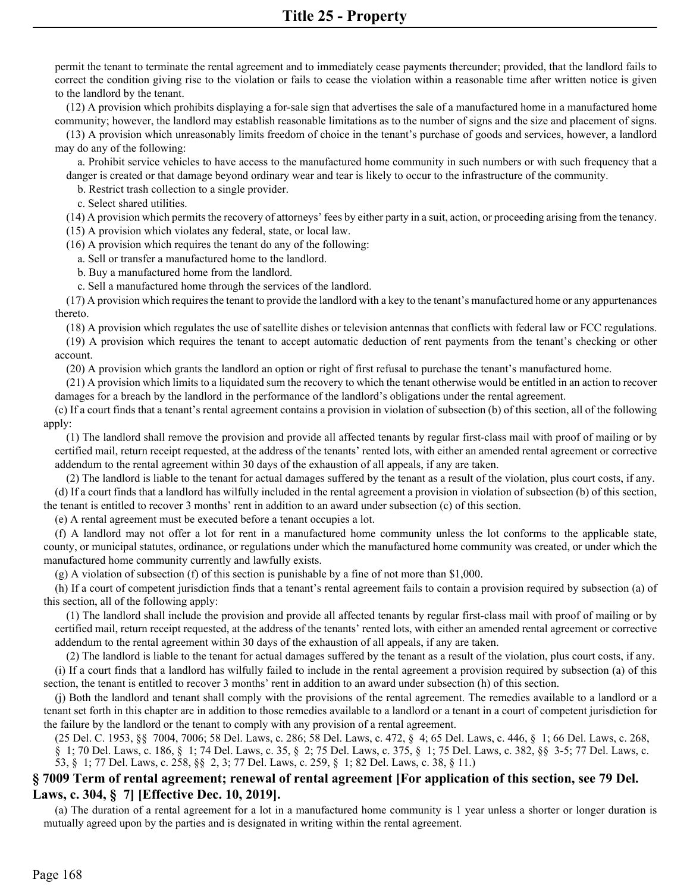permit the tenant to terminate the rental agreement and to immediately cease payments thereunder; provided, that the landlord fails to correct the condition giving rise to the violation or fails to cease the violation within a reasonable time after written notice is given to the landlord by the tenant.

(12) A provision which prohibits displaying a for-sale sign that advertises the sale of a manufactured home in a manufactured home community; however, the landlord may establish reasonable limitations as to the number of signs and the size and placement of signs.

(13) A provision which unreasonably limits freedom of choice in the tenant's purchase of goods and services, however, a landlord may do any of the following:

a. Prohibit service vehicles to have access to the manufactured home community in such numbers or with such frequency that a danger is created or that damage beyond ordinary wear and tear is likely to occur to the infrastructure of the community.

b. Restrict trash collection to a single provider.

c. Select shared utilities.

(14) A provision which permits the recovery of attorneys' fees by either party in a suit, action, or proceeding arising from the tenancy.

(15) A provision which violates any federal, state, or local law.

(16) A provision which requires the tenant do any of the following:

a. Sell or transfer a manufactured home to the landlord.

b. Buy a manufactured home from the landlord.

c. Sell a manufactured home through the services of the landlord.

(17) A provision which requires the tenant to provide the landlord with a key to the tenant's manufactured home or any appurtenances thereto.

(18) A provision which regulates the use of satellite dishes or television antennas that conflicts with federal law or FCC regulations.

(19) A provision which requires the tenant to accept automatic deduction of rent payments from the tenant's checking or other account.

(20) A provision which grants the landlord an option or right of first refusal to purchase the tenant's manufactured home.

(21) A provision which limits to a liquidated sum the recovery to which the tenant otherwise would be entitled in an action to recover damages for a breach by the landlord in the performance of the landlord's obligations under the rental agreement.

(c) If a court finds that a tenant's rental agreement contains a provision in violation of subsection (b) of this section, all of the following apply:

(1) The landlord shall remove the provision and provide all affected tenants by regular first-class mail with proof of mailing or by certified mail, return receipt requested, at the address of the tenants' rented lots, with either an amended rental agreement or corrective addendum to the rental agreement within 30 days of the exhaustion of all appeals, if any are taken.

(2) The landlord is liable to the tenant for actual damages suffered by the tenant as a result of the violation, plus court costs, if any.

(d) If a court finds that a landlord has wilfully included in the rental agreement a provision in violation of subsection (b) of this section, the tenant is entitled to recover 3 months' rent in addition to an award under subsection (c) of this section.

(e) A rental agreement must be executed before a tenant occupies a lot.

(f) A landlord may not offer a lot for rent in a manufactured home community unless the lot conforms to the applicable state, county, or municipal statutes, ordinance, or regulations under which the manufactured home community was created, or under which the manufactured home community currently and lawfully exists.

(g) A violation of subsection (f) of this section is punishable by a fine of not more than $1,000.

(h) If a court of competent jurisdiction finds that a tenant's rental agreement fails to contain a provision required by subsection (a) of this section, all of the following apply:

(1) The landlord shall include the provision and provide all affected tenants by regular first-class mail with proof of mailing or by certified mail, return receipt requested, at the address of the tenants' rented lots, with either an amended rental agreement or corrective addendum to the rental agreement within 30 days of the exhaustion of all appeals, if any are taken.

(2) The landlord is liable to the tenant for actual damages suffered by the tenant as a result of the violation, plus court costs, if any.

(i) If a court finds that a landlord has wilfully failed to include in the rental agreement a provision required by subsection (a) of this section, the tenant is entitled to recover 3 months' rent in addition to an award under subsection (h) of this section.

(j) Both the landlord and tenant shall comply with the provisions of the rental agreement. The remedies available to a landlord or a tenant set forth in this chapter are in addition to those remedies available to a landlord or a tenant in a court of competent jurisdiction for the failure by the landlord or the tenant to comply with any provision of a rental agreement.

(25 Del. C. 1953, §§ 7004, 7006; 58 Del. Laws, c. 286; 58 Del. Laws, c. 472, § 4; 65 Del. Laws, c. 446, § 1; 66 Del. Laws, c. 268, § 1; 70 Del. Laws, c. 186, § 1; 74 Del. Laws, c. 35, § 2; 75 Del. Laws, c. 375, § 1; 75 Del. Laws, c. 382, §§ 3-5; 77 Del. Laws, c. 53, § 1; 77 Del. Laws, c. 258, §§ 2, 3; 77 Del. Laws, c. 259, § 1; 82 Del. Laws, c. 38, § 11.)

## § 7009 Term of rental agreement; renewal of rental agreement [For application of this section, see 79 Del. Laws, c. 304, § 7] [Effective Dec. 10, 2019].

(a) The duration of a rental agreement for a lot in a manufactured home community is 1 year unless a shorter or longer duration is mutually agreed upon by the parties and is designated in writing within the rental agreement.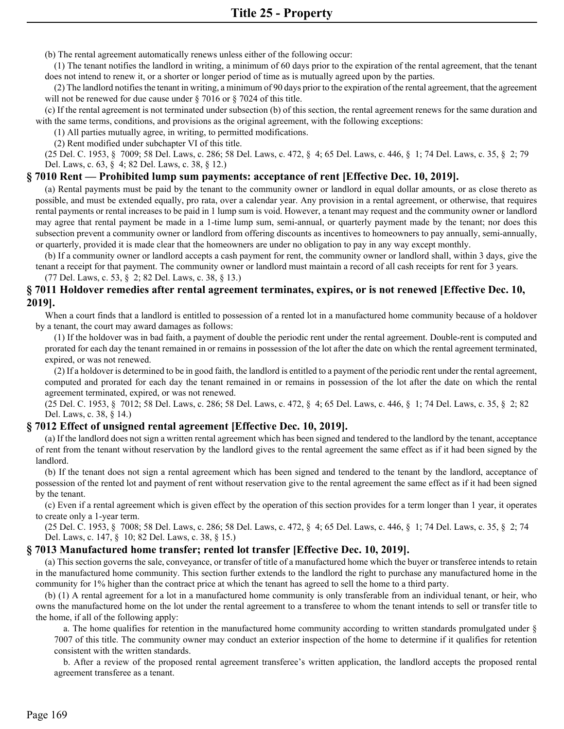(b) The rental agreement automatically renews unless either of the following occur:

(1) The tenant notifies the landlord in writing, a minimum of 60 days prior to the expiration of the rental agreement, that the tenant does not intend to renew it, or a shorter or longer period of time as is mutually agreed upon by the parties.

(2) The landlord notifies the tenant in writing, a minimum of 90 days prior to the expiration of the rental agreement, that the agreement will not be renewed for due cause under § 7016 or § 7024 of this title.

(c) If the rental agreement is not terminated under subsection (b) of this section, the rental agreement renews for the same duration and with the same terms, conditions, and provisions as the original agreement, with the following exceptions:

(1) All parties mutually agree, in writing, to permitted modifications.

(2) Rent modified under subchapter VI of this title.

(25 Del. C. 1953, § 7009; 58 Del. Laws, c. 286; 58 Del. Laws, c. 472, § 4; 65 Del. Laws, c. 446, § 1; 74 Del. Laws, c. 35, § 2; 79 Del. Laws, c. 63, § 4; 82 Del. Laws, c. 38, § 12.)

### § 7010 Rent — Prohibited lump sum payments: acceptance of rent [Effective Dec. 10, 2019].

(a) Rental payments must be paid by the tenant to the community owner or landlord in equal dollar amounts, or as close thereto as possible, and must be extended equally, pro rata, over a calendar year. Any provision in a rental agreement, or otherwise, that requires rental payments or rental increases to be paid in 1 lump sum is void. However, a tenant may request and the community owner or landlord may agree that rental payment be made in a 1-time lump sum, semi-annual, or quarterly payment made by the tenant; nor does this subsection prevent a community owner or landlord from offering discounts as incentives to homeowners to pay annually, semi-annually, or quarterly, provided it is made clear that the homeowners are under no obligation to pay in any way except monthly.

(b) If a community owner or landlord accepts a cash payment for rent, the community owner or landlord shall, within 3 days, give the tenant a receipt for that payment. The community owner or landlord must maintain a record of all cash receipts for rent for 3 years.

(77 Del. Laws, c. 53, § 2; 82 Del. Laws, c. 38, § 13.)

### § 7011 Holdover remedies after rental agreement terminates, expires, or is not renewed [Effective Dec. 10, 2019].

When a court finds that a landlord is entitled to possession of a rented lot in a manufactured home community because of a holdover by a tenant, the court may award damages as follows:

(1) If the holdover was in bad faith, a payment of double the periodic rent under the rental agreement. Double-rent is computed and prorated for each day the tenant remained in or remains in possession of the lot after the date on which the rental agreement terminated, expired, or was not renewed.

(2) If a holdover is determined to be in good faith, the landlord is entitled to a payment of the periodic rent under the rental agreement, computed and prorated for each day the tenant remained in or remains in possession of the lot after the date on which the rental agreement terminated, expired, or was not renewed.

(25 Del. C. 1953, § 7012; 58 Del. Laws, c. 286; 58 Del. Laws, c. 472, § 4; 65 Del. Laws, c. 446, § 1; 74 Del. Laws, c. 35, § 2; 82 Del. Laws, c. 38, § 14.)

### § 7012 Effect of unsigned rental agreement [Effective Dec. 10, 2019].

(a) If the landlord does not sign a written rental agreement which has been signed and tendered to the landlord by the tenant, acceptance of rent from the tenant without reservation by the landlord gives to the rental agreement the same effect as if it had been signed by the landlord.

(b) If the tenant does not sign a rental agreement which has been signed and tendered to the tenant by the landlord, acceptance of possession of the rented lot and payment of rent without reservation give to the rental agreement the same effect as if it had been signed by the tenant.

(c) Even if a rental agreement which is given effect by the operation of this section provides for a term longer than 1 year, it operates to create only a 1-year term.

(25 Del. C. 1953, § 7008; 58 Del. Laws, c. 286; 58 Del. Laws, c. 472, § 4; 65 Del. Laws, c. 446, § 1; 74 Del. Laws, c. 35, § 2; 74 Del. Laws, c. 147, § 10; 82 Del. Laws, c. 38, § 15.)

### § 7013 Manufactured home transfer; rented lot transfer [Effective Dec. 10, 2019].

(a) This section governs the sale, conveyance, or transfer of title of a manufactured home which the buyer or transferee intends to retain in the manufactured home community. This section further extends to the landlord the right to purchase any manufactured home in the community for 1% higher than the contract price at which the tenant has agreed to sell the home to a third party.

(b) (1) A rental agreement for a lot in a manufactured home community is only transferable from an individual tenant, or heir, who owns the manufactured home on the lot under the rental agreement to a transferee to whom the tenant intends to sell or transfer title to the home, if all of the following apply:

a. The home qualifies for retention in the manufactured home community according to written standards promulgated under § 7007 of this title. The community owner may conduct an exterior inspection of the home to determine if it qualifies for retention consistent with the written standards.

b. After a review of the proposed rental agreement transferee's written application, the landlord accepts the proposed rental agreement transferee as a tenant.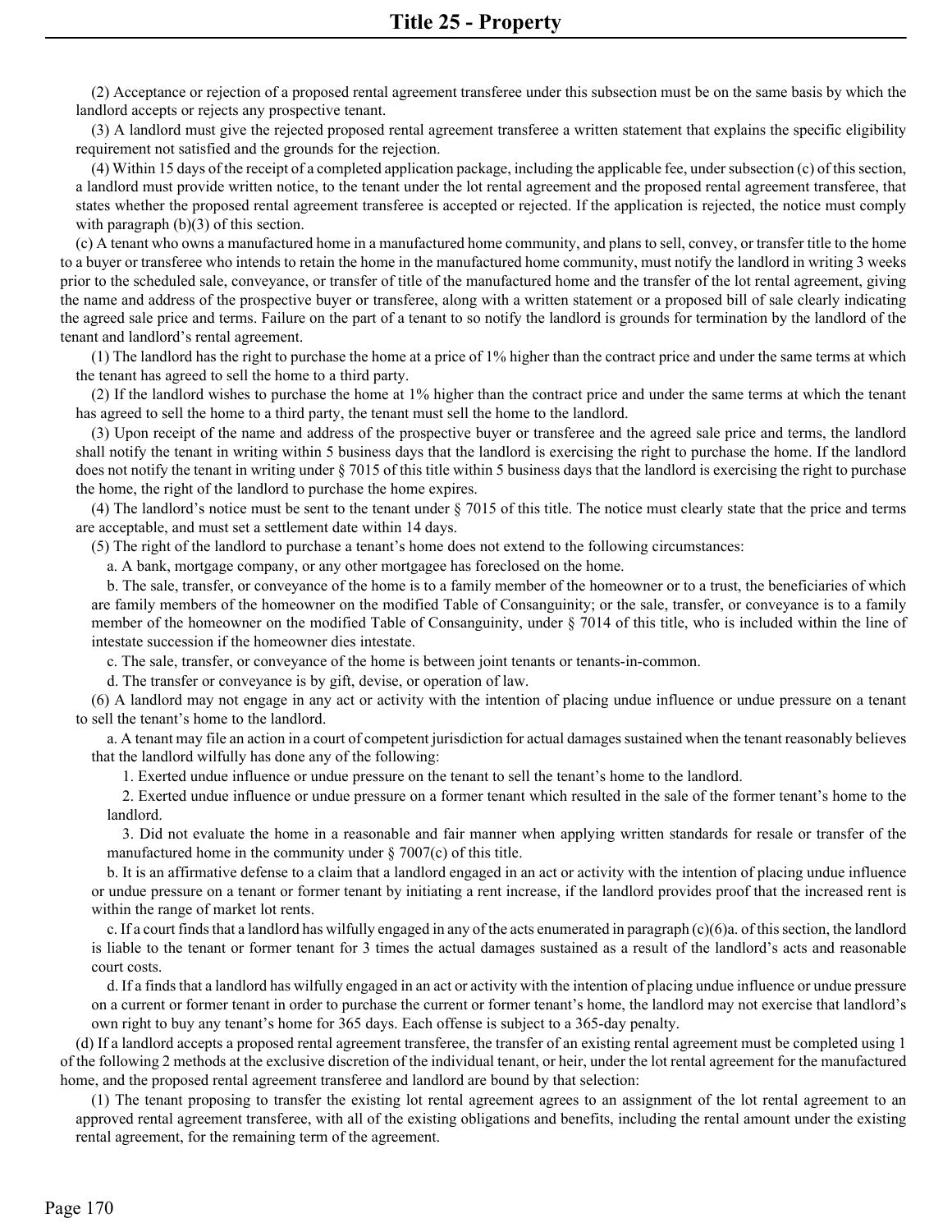(2) Acceptance or rejection of a proposed rental agreement transferee under this subsection must be on the same basis by which the landlord accepts or rejects any prospective tenant.

(3) A landlord must give the rejected proposed rental agreement transferee a written statement that explains the specific eligibility requirement not satisfied and the grounds for the rejection.

(4) Within 15 days of the receipt of a completed application package, including the applicable fee, under subsection (c) of this section, a landlord must provide written notice, to the tenant under the lot rental agreement and the proposed rental agreement transferee, that states whether the proposed rental agreement transferee is accepted or rejected. If the application is rejected, the notice must comply with paragraph (b)(3) of this section.

(c) A tenant who owns a manufactured home in a manufactured home community, and plans to sell, convey, or transfer title to the home to a buyer or transferee who intends to retain the home in the manufactured home community, must notify the landlord in writing 3 weeks prior to the scheduled sale, conveyance, or transfer of title of the manufactured home and the transfer of the lot rental agreement, giving the name and address of the prospective buyer or transferee, along with a written statement or a proposed bill of sale clearly indicating the agreed sale price and terms. Failure on the part of a tenant to so notify the landlord is grounds for termination by the landlord of the tenant and landlord's rental agreement.

(1) The landlord has the right to purchase the home at a price of 1% higher than the contract price and under the same terms at which the tenant has agreed to sell the home to a third party.

(2) If the landlord wishes to purchase the home at 1% higher than the contract price and under the same terms at which the tenant has agreed to sell the home to a third party, the tenant must sell the home to the landlord.

(3) Upon receipt of the name and address of the prospective buyer or transferee and the agreed sale price and terms, the landlord shall notify the tenant in writing within 5 business days that the landlord is exercising the right to purchase the home. If the landlord does not notify the tenant in writing under § 7015 of this title within 5 business days that the landlord is exercising the right to purchase the home, the right of the landlord to purchase the home expires.

(4) The landlord's notice must be sent to the tenant under § 7015 of this title. The notice must clearly state that the price and terms are acceptable, and must set a settlement date within 14 days.

(5) The right of the landlord to purchase a tenant's home does not extend to the following circumstances:

a. A bank, mortgage company, or any other mortgagee has foreclosed on the home.

b. The sale, transfer, or conveyance of the home is to a family member of the homeowner or to a trust, the beneficiaries of which are family members of the homeowner on the modified Table of Consanguinity; or the sale, transfer, or conveyance is to a family member of the homeowner on the modified Table of Consanguinity, under § 7014 of this title, who is included within the line of intestate succession if the homeowner dies intestate.

c. The sale, transfer, or conveyance of the home is between joint tenants or tenants-in-common.

d. The transfer or conveyance is by gift, devise, or operation of law.

(6) A landlord may not engage in any act or activity with the intention of placing undue influence or undue pressure on a tenant to sell the tenant's home to the landlord.

a. A tenant may file an action in a court of competent jurisdiction for actual damages sustained when the tenant reasonably believes that the landlord wilfully has done any of the following:

1. Exerted undue influence or undue pressure on the tenant to sell the tenant's home to the landlord.

2. Exerted undue influence or undue pressure on a former tenant which resulted in the sale of the former tenant's home to the landlord.

3. Did not evaluate the home in a reasonable and fair manner when applying written standards for resale or transfer of the manufactured home in the community under § 7007(c) of this title.

b. It is an affirmative defense to a claim that a landlord engaged in an act or activity with the intention of placing undue influence or undue pressure on a tenant or former tenant by initiating a rent increase, if the landlord provides proof that the increased rent is within the range of market lot rents.

c. If a court finds that a landlord has wilfully engaged in any of the acts enumerated in paragraph (c)(6)a. of this section, the landlord is liable to the tenant or former tenant for 3 times the actual damages sustained as a result of the landlord's acts and reasonable court costs.

d. If a finds that a landlord has wilfully engaged in an act or activity with the intention of placing undue influence or undue pressure on a current or former tenant in order to purchase the current or former tenant's home, the landlord may not exercise that landlord's own right to buy any tenant's home for 365 days. Each offense is subject to a 365-day penalty.

(d) If a landlord accepts a proposed rental agreement transferee, the transfer of an existing rental agreement must be completed using 1 of the following 2 methods at the exclusive discretion of the individual tenant, or heir, under the lot rental agreement for the manufactured home, and the proposed rental agreement transferee and landlord are bound by that selection:

(1) The tenant proposing to transfer the existing lot rental agreement agrees to an assignment of the lot rental agreement to an approved rental agreement transferee, with all of the existing obligations and benefits, including the rental amount under the existing rental agreement, for the remaining term of the agreement.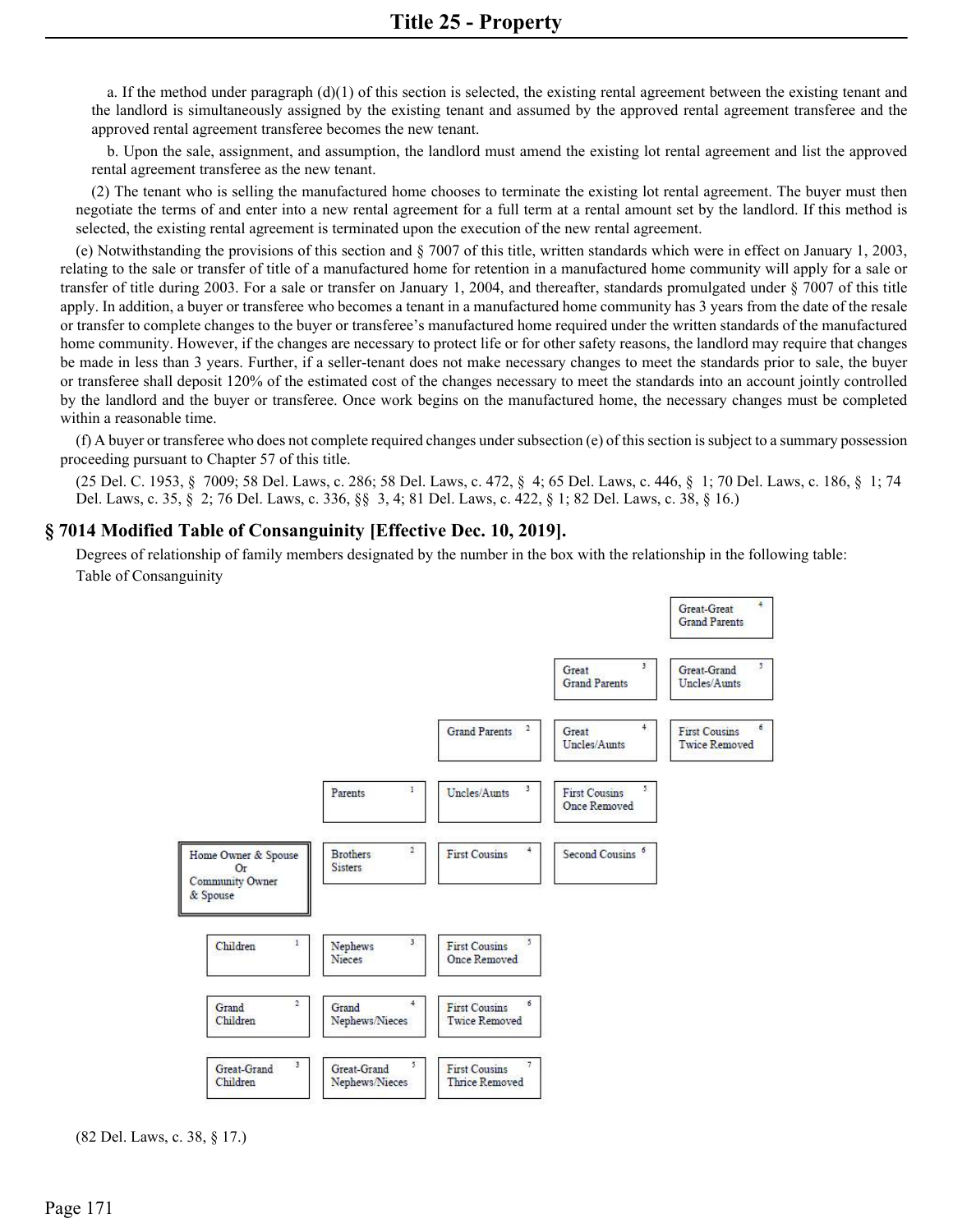a. If the method under paragraph (d)(1) of this section is selected, the existing rental agreement between the existing tenant and the landlord is simultaneously assigned by the existing tenant and assumed by the approved rental agreement transferee and the approved rental agreement transferee becomes the new tenant.

b. Upon the sale, assignment, and assumption, the landlord must amend the existing lot rental agreement and list the approved rental agreement transferee as the new tenant.

(2) The tenant who is selling the manufactured home chooses to terminate the existing lot rental agreement. The buyer must then negotiate the terms of and enter into a new rental agreement for a full term at a rental amount set by the landlord. If this method is selected, the existing rental agreement is terminated upon the execution of the new rental agreement.

(e) Notwithstanding the provisions of this section and § 7007 of this title, written standards which were in effect on January 1, 2003, relating to the sale or transfer of title of a manufactured home for retention in a manufactured home community will apply for a sale or transfer of title during 2003. For a sale or transfer on January 1, 2004, and thereafter, standards promulgated under § 7007 of this title apply. In addition, a buyer or transferee who becomes a tenant in a manufactured home community has 3 years from the date of the resale or transfer to complete changes to the buyer or transferee's manufactured home required under the written standards of the manufactured home community. However, if the changes are necessary to protect life or for other safety reasons, the landlord may require that changes be made in less than 3 years. Further, if a seller-tenant does not make necessary changes to meet the standards prior to sale, the buyer or transferee shall deposit 120% of the estimated cost of the changes necessary to meet the standards into an account jointly controlled by the landlord and the buyer or transferee. Once work begins on the manufactured home, the necessary changes must be completed within a reasonable time.

(f) A buyer or transferee who does not complete required changes under subsection (e) of this section is subject to a summary possession proceeding pursuant to Chapter 57 of this title.

(25 Del. C. 1953, § 7009; 58 Del. Laws, c. 286; 58 Del. Laws, c. 472, § 4; 65 Del. Laws, c. 446, § 1; 70 Del. Laws, c. 186, § 1; 74 Del. Laws, c. 35, § 2; 76 Del. Laws, c. 336, §§ 3, 4; 81 Del. Laws, c. 422, § 1; 82 Del. Laws, c. 38, § 16.)

## § 7014 Modified Table of Consanguinity [Effective Dec. 10, 2019].

Degrees of relationship of family members designated by the number in the box with the relationship in the following table:

Table of Consanguinity

| | | | | |
|---|---|---|---|---|
| | | | | Great-Great Grand Parents 4 |
| | | | Great Grand Parents 3 | Great-Grand Uncles/Aunts 5 |
| | | Grand Parents 2 | Great Uncles/Aunts 4 | First Cousins Twice Removed 6 |
| | Parents 1 | Uncles/Aunts 3 | First Cousins Once Removed 5 | |
| Home Owner & Spouse Or Community Owner & Spouse | Brothers Sisters 2 | First Cousins 4 | Second Cousins 6 | |
| Children 1 | Nephews Nieces 3 | First Cousins Once Removed 5 | | |
| Grand Children 2 | Grand Nephews/Nieces 4 | First Cousins Twice Removed 6 | | |
| Great-Grand Children 3 | Great-Grand Nephews/Nieces 5 | First Cousins Thrice Removed 7 | | |

(82 Del. Laws, c. 38, § 17.)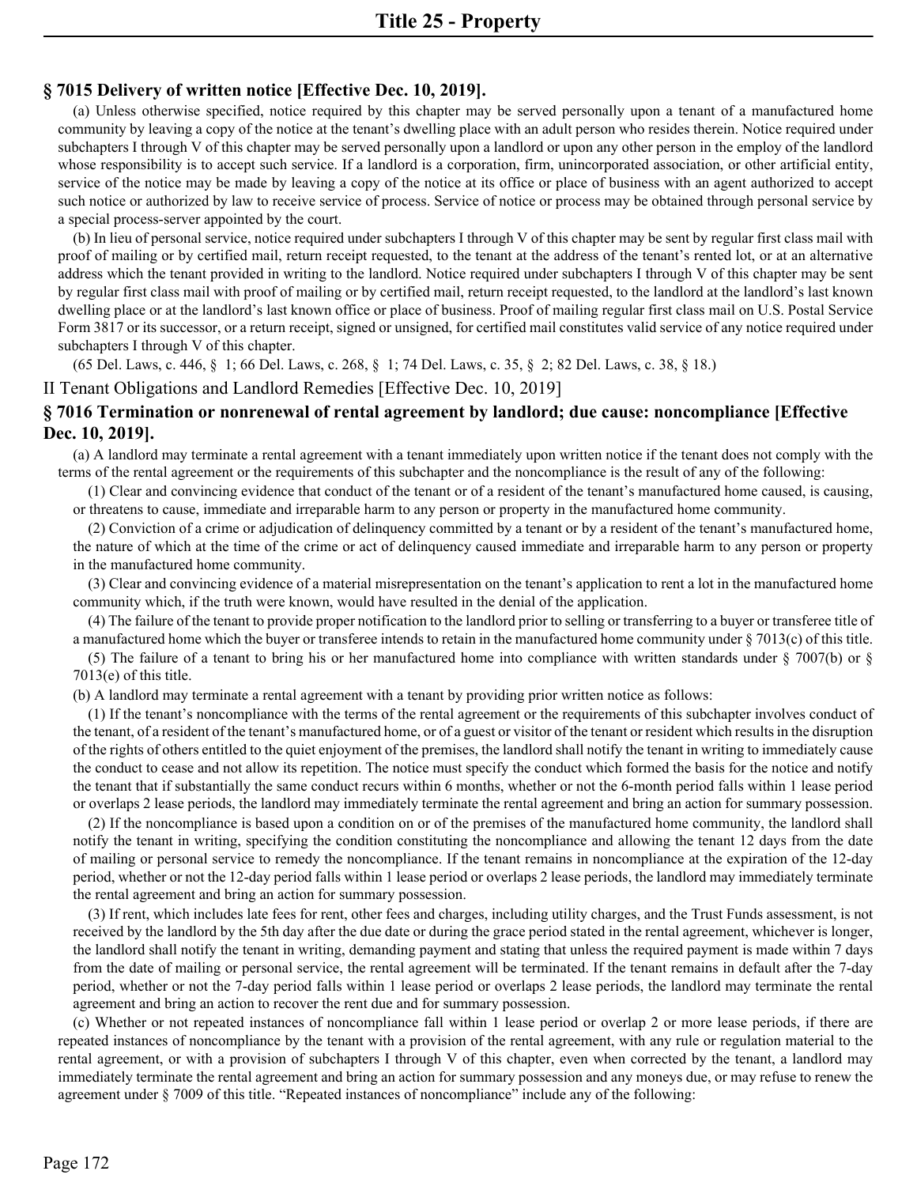### § 7015 Delivery of written notice [Effective Dec. 10, 2019].

(a) Unless otherwise specified, notice required by this chapter may be served personally upon a tenant of a manufactured home community by leaving a copy of the notice at the tenant's dwelling place with an adult person who resides therein. Notice required under subchapters I through V of this chapter may be served personally upon a landlord or upon any other person in the employ of the landlord whose responsibility is to accept such service. If a landlord is a corporation, firm, unincorporated association, or other artificial entity, service of the notice may be made by leaving a copy of the notice at its office or place of business with an agent authorized to accept such notice or authorized by law to receive service of process. Service of notice or process may be obtained through personal service by a special process-server appointed by the court.

(b) In lieu of personal service, notice required under subchapters I through V of this chapter may be sent by regular first class mail with proof of mailing or by certified mail, return receipt requested, to the tenant at the address of the tenant's rented lot, or at an alternative address which the tenant provided in writing to the landlord. Notice required under subchapters I through V of this chapter may be sent by regular first class mail with proof of mailing or by certified mail, return receipt requested, to the landlord at the landlord's last known dwelling place or at the landlord's last known office or place of business. Proof of mailing regular first class mail on U.S. Postal Service Form 3817 or its successor, or a return receipt, signed or unsigned, for certified mail constitutes valid service of any notice required under subchapters I through V of this chapter.

(65 Del. Laws, c. 446, § 1; 66 Del. Laws, c. 268, § 1; 74 Del. Laws, c. 35, § 2; 82 Del. Laws, c. 38, § 18.)

## II Tenant Obligations and Landlord Remedies [Effective Dec. 10, 2019]

### § 7016 Termination or nonrenewal of rental agreement by landlord; due cause: noncompliance [Effective Dec. 10, 2019].

(a) A landlord may terminate a rental agreement with a tenant immediately upon written notice if the tenant does not comply with the terms of the rental agreement or the requirements of this subchapter and the noncompliance is the result of any of the following:

(1) Clear and convincing evidence that conduct of the tenant or of a resident of the tenant's manufactured home caused, is causing, or threatens to cause, immediate and irreparable harm to any person or property in the manufactured home community.

(2) Conviction of a crime or adjudication of delinquency committed by a tenant or by a resident of the tenant's manufactured home, the nature of which at the time of the crime or act of delinquency caused immediate and irreparable harm to any person or property in the manufactured home community.

(3) Clear and convincing evidence of a material misrepresentation on the tenant's application to rent a lot in the manufactured home community which, if the truth were known, would have resulted in the denial of the application.

(4) The failure of the tenant to provide proper notification to the landlord prior to selling or transferring to a buyer or transferee title of a manufactured home which the buyer or transferee intends to retain in the manufactured home community under § 7013(c) of this title.

(5) The failure of a tenant to bring his or her manufactured home into compliance with written standards under § 7007(b) or § 7013(e) of this title.

(b) A landlord may terminate a rental agreement with a tenant by providing prior written notice as follows:

(1) If the tenant's noncompliance with the terms of the rental agreement or the requirements of this subchapter involves conduct of the tenant, of a resident of the tenant's manufactured home, or of a guest or visitor of the tenant or resident which results in the disruption of the rights of others entitled to the quiet enjoyment of the premises, the landlord shall notify the tenant in writing to immediately cause the conduct to cease and not allow its repetition. The notice must specify the conduct which formed the basis for the notice and notify the tenant that if substantially the same conduct recurs within 6 months, whether or not the 6-month period falls within 1 lease period or overlaps 2 lease periods, the landlord may immediately terminate the rental agreement and bring an action for summary possession.

(2) If the noncompliance is based upon a condition on or of the premises of the manufactured home community, the landlord shall notify the tenant in writing, specifying the condition constituting the noncompliance and allowing the tenant 12 days from the date of mailing or personal service to remedy the noncompliance. If the tenant remains in noncompliance at the expiration of the 12-day period, whether or not the 12-day period falls within 1 lease period or overlaps 2 lease periods, the landlord may immediately terminate the rental agreement and bring an action for summary possession.

(3) If rent, which includes late fees for rent, other fees and charges, including utility charges, and the Trust Funds assessment, is not received by the landlord by the 5th day after the due date or during the grace period stated in the rental agreement, whichever is longer, the landlord shall notify the tenant in writing, demanding payment and stating that unless the required payment is made within 7 days from the date of mailing or personal service, the rental agreement will be terminated. If the tenant remains in default after the 7-day period, whether or not the 7-day period falls within 1 lease period or overlaps 2 lease periods, the landlord may terminate the rental agreement and bring an action to recover the rent due and for summary possession.

(c) Whether or not repeated instances of noncompliance fall within 1 lease period or overlap 2 or more lease periods, if there are repeated instances of noncompliance by the tenant with a provision of the rental agreement, with any rule or regulation material to the rental agreement, or with a provision of subchapters I through V of this chapter, even when corrected by the tenant, a landlord may immediately terminate the rental agreement and bring an action for summary possession and any moneys due, or may refuse to renew the agreement under § 7009 of this title. "Repeated instances of noncompliance" include any of the following: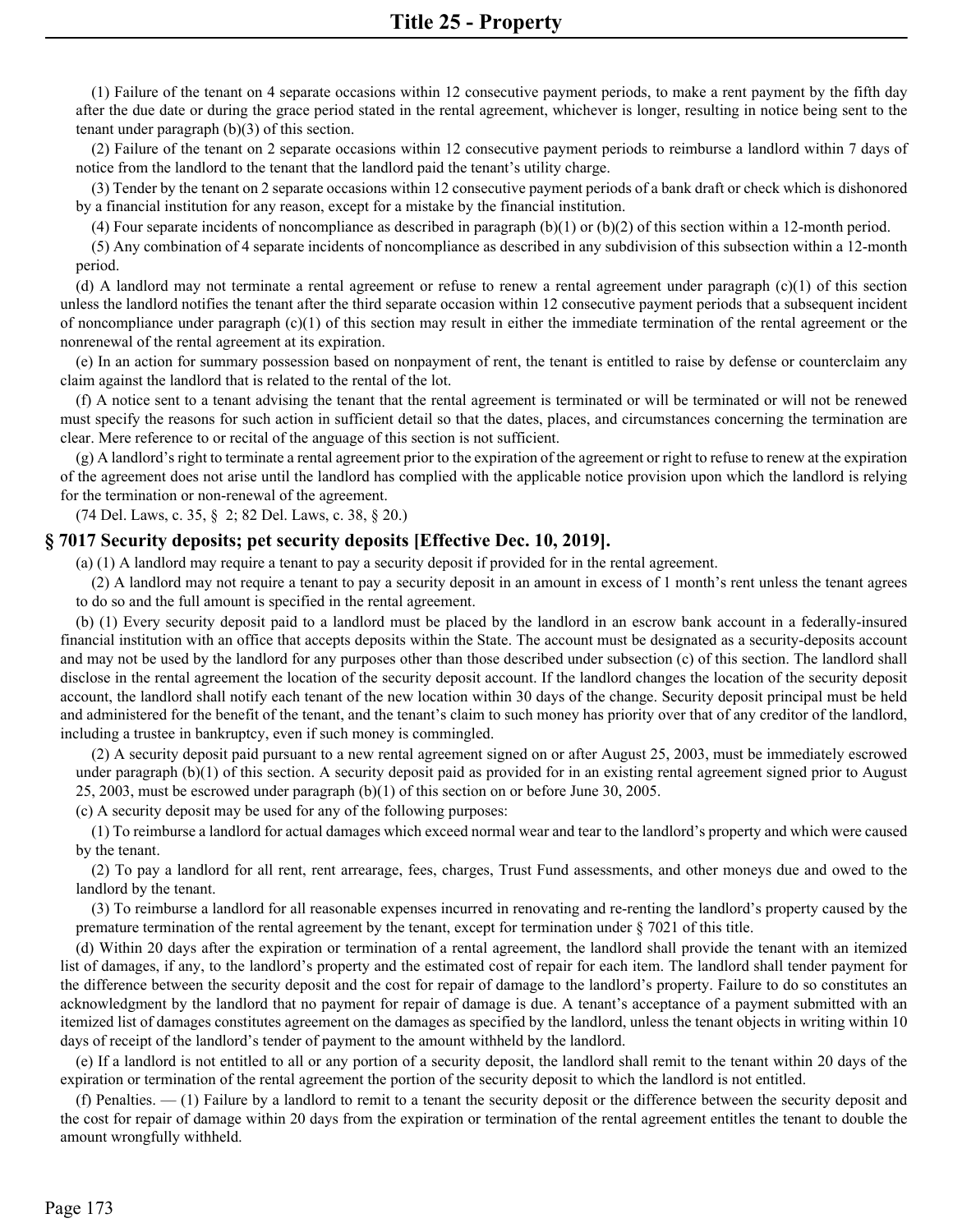(1) Failure of the tenant on 4 separate occasions within 12 consecutive payment periods, to make a rent payment by the fifth day after the due date or during the grace period stated in the rental agreement, whichever is longer, resulting in notice being sent to the tenant under paragraph (b)(3) of this section.

(2) Failure of the tenant on 2 separate occasions within 12 consecutive payment periods to reimburse a landlord within 7 days of notice from the landlord to the tenant that the landlord paid the tenant's utility charge.

(3) Tender by the tenant on 2 separate occasions within 12 consecutive payment periods of a bank draft or check which is dishonored by a financial institution for any reason, except for a mistake by the financial institution.

(4) Four separate incidents of noncompliance as described in paragraph (b)(1) or (b)(2) of this section within a 12-month period.

(5) Any combination of 4 separate incidents of noncompliance as described in any subdivision of this subsection within a 12-month period.

(d) A landlord may not terminate a rental agreement or refuse to renew a rental agreement under paragraph (c)(1) of this section unless the landlord notifies the tenant after the third separate occasion within 12 consecutive payment periods that a subsequent incident of noncompliance under paragraph (c)(1) of this section may result in either the immediate termination of the rental agreement or the nonrenewal of the rental agreement at its expiration.

(e) In an action for summary possession based on nonpayment of rent, the tenant is entitled to raise by defense or counterclaim any claim against the landlord that is related to the rental of the lot.

(f) A notice sent to a tenant advising the tenant that the rental agreement is terminated or will be terminated or will not be renewed must specify the reasons for such action in sufficient detail so that the dates, places, and circumstances concerning the termination are clear. Mere reference to or recital of the anguage of this section is not sufficient.

(g) A landlord's right to terminate a rental agreement prior to the expiration of the agreement or right to refuse to renew at the expiration of the agreement does not arise until the landlord has complied with the applicable notice provision upon which the landlord is relying for the termination or non-renewal of the agreement.

(74 Del. Laws, c. 35, § 2; 82 Del. Laws, c. 38, § 20.)

## § 7017 Security deposits; pet security deposits [Effective Dec. 10, 2019].

(a) (1) A landlord may require a tenant to pay a security deposit if provided for in the rental agreement.

(2) A landlord may not require a tenant to pay a security deposit in an amount in excess of 1 month's rent unless the tenant agrees to do so and the full amount is specified in the rental agreement.

(b) (1) Every security deposit paid to a landlord must be placed by the landlord in an escrow bank account in a federally-insured financial institution with an office that accepts deposits within the State. The account must be designated as a security-deposits account and may not be used by the landlord for any purposes other than those described under subsection (c) of this section. The landlord shall disclose in the rental agreement the location of the security deposit account. If the landlord changes the location of the security deposit account, the landlord shall notify each tenant of the new location within 30 days of the change. Security deposit principal must be held and administered for the benefit of the tenant, and the tenant's claim to such money has priority over that of any creditor of the landlord, including a trustee in bankruptcy, even if such money is commingled.

(2) A security deposit paid pursuant to a new rental agreement signed on or after August 25, 2003, must be immediately escrowed under paragraph (b)(1) of this section. A security deposit paid as provided for in an existing rental agreement signed prior to August 25, 2003, must be escrowed under paragraph (b)(1) of this section on or before June 30, 2005.

(c) A security deposit may be used for any of the following purposes:

(1) To reimburse a landlord for actual damages which exceed normal wear and tear to the landlord's property and which were caused by the tenant.

(2) To pay a landlord for all rent, rent arrearage, fees, charges, Trust Fund assessments, and other moneys due and owed to the landlord by the tenant.

(3) To reimburse a landlord for all reasonable expenses incurred in renovating and re-renting the landlord's property caused by the premature termination of the rental agreement by the tenant, except for termination under § 7021 of this title.

(d) Within 20 days after the expiration or termination of a rental agreement, the landlord shall provide the tenant with an itemized list of damages, if any, to the landlord's property and the estimated cost of repair for each item. The landlord shall tender payment for the difference between the security deposit and the cost for repair of damage to the landlord's property. Failure to do so constitutes an acknowledgment by the landlord that no payment for repair of damage is due. A tenant's acceptance of a payment submitted with an itemized list of damages constitutes agreement on the damages as specified by the landlord, unless the tenant objects in writing within 10 days of receipt of the landlord's tender of payment to the amount withheld by the landlord.

(e) If a landlord is not entitled to all or any portion of a security deposit, the landlord shall remit to the tenant within 20 days of the expiration or termination of the rental agreement the portion of the security deposit to which the landlord is not entitled.

(f) Penalties. — (1) Failure by a landlord to remit to a tenant the security deposit or the difference between the security deposit and the cost for repair of damage within 20 days from the expiration or termination of the rental agreement entitles the tenant to double the amount wrongfully withheld.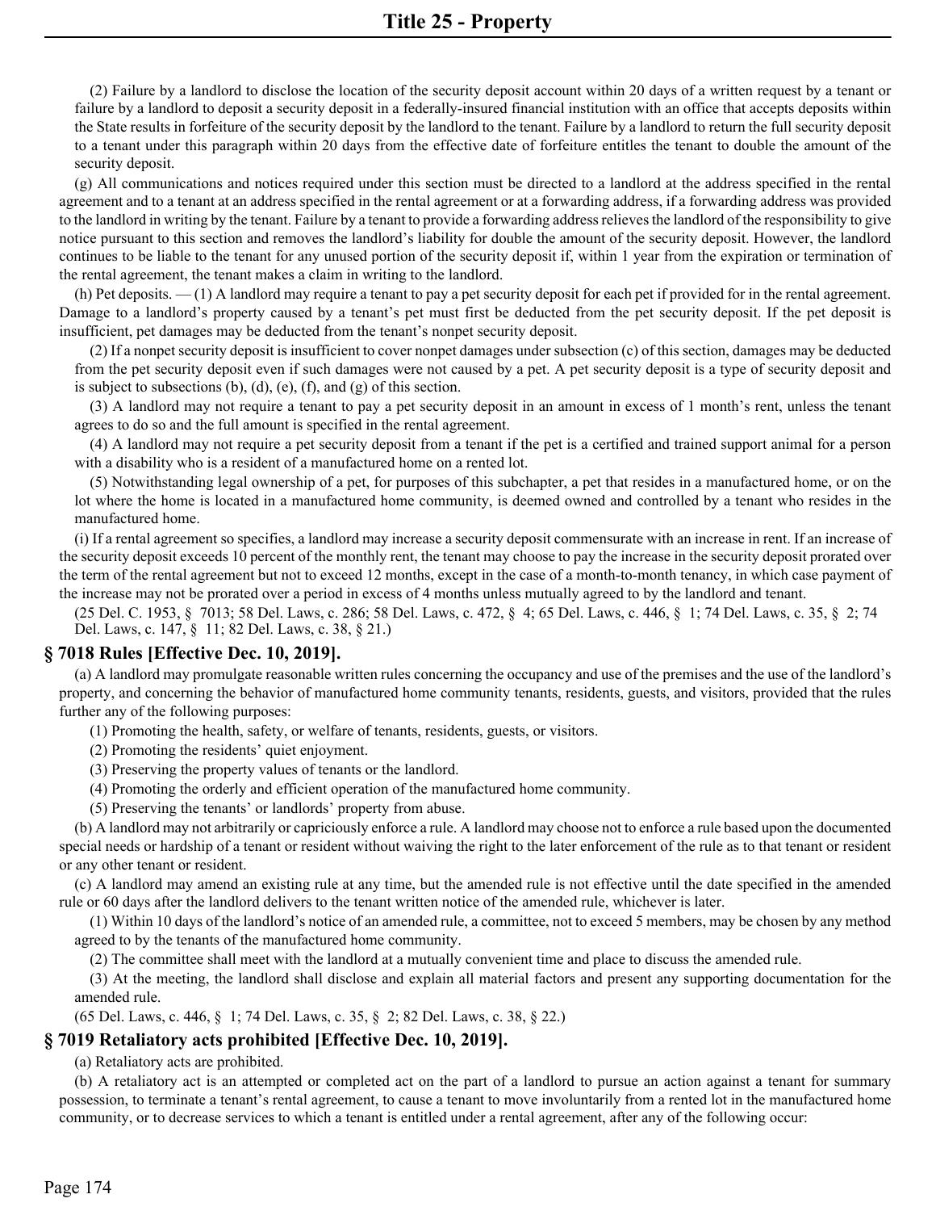(2) Failure by a landlord to disclose the location of the security deposit account within 20 days of a written request by a tenant or failure by a landlord to deposit a security deposit in a federally-insured financial institution with an office that accepts deposits within the State results in forfeiture of the security deposit by the landlord to the tenant. Failure by a landlord to return the full security deposit to a tenant under this paragraph within 20 days from the effective date of forfeiture entitles the tenant to double the amount of the security deposit.

(g) All communications and notices required under this section must be directed to a landlord at the address specified in the rental agreement and to a tenant at an address specified in the rental agreement or at a forwarding address, if a forwarding address was provided to the landlord in writing by the tenant. Failure by a tenant to provide a forwarding address relieves the landlord of the responsibility to give notice pursuant to this section and removes the landlord's liability for double the amount of the security deposit. However, the landlord continues to be liable to the tenant for any unused portion of the security deposit if, within 1 year from the expiration or termination of the rental agreement, the tenant makes a claim in writing to the landlord.

(h) Pet deposits. — (1) A landlord may require a tenant to pay a pet security deposit for each pet if provided for in the rental agreement. Damage to a landlord's property caused by a tenant's pet must first be deducted from the pet security deposit. If the pet deposit is insufficient, pet damages may be deducted from the tenant's nonpet security deposit.

(2) If a nonpet security deposit is insufficient to cover nonpet damages under subsection (c) of this section, damages may be deducted from the pet security deposit even if such damages were not caused by a pet. A pet security deposit is a type of security deposit and is subject to subsections (b), (d), (e), (f), and (g) of this section.

(3) A landlord may not require a tenant to pay a pet security deposit in an amount in excess of 1 month's rent, unless the tenant agrees to do so and the full amount is specified in the rental agreement.

(4) A landlord may not require a pet security deposit from a tenant if the pet is a certified and trained support animal for a person with a disability who is a resident of a manufactured home on a rented lot.

(5) Notwithstanding legal ownership of a pet, for purposes of this subchapter, a pet that resides in a manufactured home, or on the lot where the home is located in a manufactured home community, is deemed owned and controlled by a tenant who resides in the manufactured home.

(i) If a rental agreement so specifies, a landlord may increase a security deposit commensurate with an increase in rent. If an increase of the security deposit exceeds 10 percent of the monthly rent, the tenant may choose to pay the increase in the security deposit prorated over the term of the rental agreement but not to exceed 12 months, except in the case of a month-to-month tenancy, in which case payment of the increase may not be prorated over a period in excess of 4 months unless mutually agreed to by the landlord and tenant.

(25 Del. C. 1953, § 7013; 58 Del. Laws, c. 286; 58 Del. Laws, c. 472, § 4; 65 Del. Laws, c. 446, § 1; 74 Del. Laws, c. 35, § 2; 74 Del. Laws, c. 147, § 11; 82 Del. Laws, c. 38, § 21.)

## § 7018 Rules [Effective Dec. 10, 2019].

(a) A landlord may promulgate reasonable written rules concerning the occupancy and use of the premises and the use of the landlord's property, and concerning the behavior of manufactured home community tenants, residents, guests, and visitors, provided that the rules further any of the following purposes:

(1) Promoting the health, safety, or welfare of tenants, residents, guests, or visitors.

(2) Promoting the residents' quiet enjoyment.

(3) Preserving the property values of tenants or the landlord.

(4) Promoting the orderly and efficient operation of the manufactured home community.

(5) Preserving the tenants' or landlords' property from abuse.

(b) A landlord may not arbitrarily or capriciously enforce a rule. A landlord may choose not to enforce a rule based upon the documented special needs or hardship of a tenant or resident without waiving the right to the later enforcement of the rule as to that tenant or resident or any other tenant or resident.

(c) A landlord may amend an existing rule at any time, but the amended rule is not effective until the date specified in the amended rule or 60 days after the landlord delivers to the tenant written notice of the amended rule, whichever is later.

(1) Within 10 days of the landlord's notice of an amended rule, a committee, not to exceed 5 members, may be chosen by any method agreed to by the tenants of the manufactured home community.

(2) The committee shall meet with the landlord at a mutually convenient time and place to discuss the amended rule.

(3) At the meeting, the landlord shall disclose and explain all material factors and present any supporting documentation for the amended rule.

(65 Del. Laws, c. 446, § 1; 74 Del. Laws, c. 35, § 2; 82 Del. Laws, c. 38, § 22.)

## § 7019 Retaliatory acts prohibited [Effective Dec. 10, 2019].

(a) Retaliatory acts are prohibited.

(b) A retaliatory act is an attempted or completed act on the part of a landlord to pursue an action against a tenant for summary possession, to terminate a tenant's rental agreement, to cause a tenant to move involuntarily from a rented lot in the manufactured home community, or to decrease services to which a tenant is entitled under a rental agreement, after any of the following occur: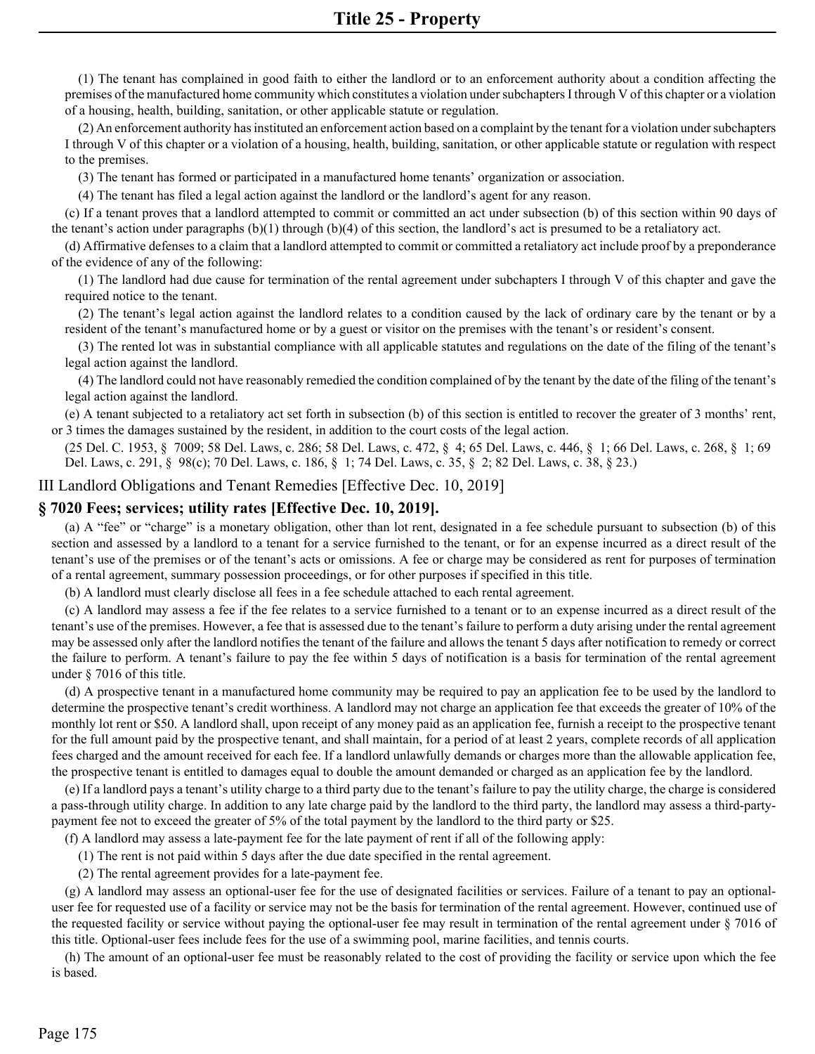(1) The tenant has complained in good faith to either the landlord or to an enforcement authority about a condition affecting the premises of the manufactured home community which constitutes a violation under subchapters I through V of this chapter or a violation of a housing, health, building, sanitation, or other applicable statute or regulation.

(2) An enforcement authority has instituted an enforcement action based on a complaint by the tenant for a violation under subchapters I through V of this chapter or a violation of a housing, health, building, sanitation, or other applicable statute or regulation with respect to the premises.

(3) The tenant has formed or participated in a manufactured home tenants' organization or association.

(4) The tenant has filed a legal action against the landlord or the landlord's agent for any reason.

(c) If a tenant proves that a landlord attempted to commit or committed an act under subsection (b) of this section within 90 days of the tenant's action under paragraphs (b)(1) through (b)(4) of this section, the landlord's act is presumed to be a retaliatory act.

(d) Affirmative defenses to a claim that a landlord attempted to commit or committed a retaliatory act include proof by a preponderance of the evidence of any of the following:

(1) The landlord had due cause for termination of the rental agreement under subchapters I through V of this chapter and gave the required notice to the tenant.

(2) The tenant's legal action against the landlord relates to a condition caused by the lack of ordinary care by the tenant or by a resident of the tenant's manufactured home or by a guest or visitor on the premises with the tenant's or resident's consent.

(3) The rented lot was in substantial compliance with all applicable statutes and regulations on the date of the filing of the tenant's legal action against the landlord.

(4) The landlord could not have reasonably remedied the condition complained of by the tenant by the date of the filing of the tenant's legal action against the landlord.

(e) A tenant subjected to a retaliatory act set forth in subsection (b) of this section is entitled to recover the greater of 3 months' rent, or 3 times the damages sustained by the resident, in addition to the court costs of the legal action.

(25 Del. C. 1953, § 7009; 58 Del. Laws, c. 286; 58 Del. Laws, c. 472, § 4; 65 Del. Laws, c. 446, § 1; 66 Del. Laws, c. 268, § 1; 69 Del. Laws, c. 291, § 98(c); 70 Del. Laws, c. 186, § 1; 74 Del. Laws, c. 35, § 2; 82 Del. Laws, c. 38, § 23.)

## III Landlord Obligations and Tenant Remedies [Effective Dec. 10, 2019]

### § 7020 Fees; services; utility rates [Effective Dec. 10, 2019].

(a) A "fee" or "charge" is a monetary obligation, other than lot rent, designated in a fee schedule pursuant to subsection (b) of this section and assessed by a landlord to a tenant for a service furnished to the tenant, or for an expense incurred as a direct result of the tenant's use of the premises or of the tenant's acts or omissions. A fee or charge may be considered as rent for purposes of termination of a rental agreement, summary possession proceedings, or for other purposes if specified in this title.

(b) A landlord must clearly disclose all fees in a fee schedule attached to each rental agreement.

(c) A landlord may assess a fee if the fee relates to a service furnished to a tenant or to an expense incurred as a direct result of the tenant's use of the premises. However, a fee that is assessed due to the tenant's failure to perform a duty arising under the rental agreement may be assessed only after the landlord notifies the tenant of the failure and allows the tenant 5 days after notification to remedy or correct the failure to perform. A tenant's failure to pay the fee within 5 days of notification is a basis for termination of the rental agreement under § 7016 of this title.

(d) A prospective tenant in a manufactured home community may be required to pay an application fee to be used by the landlord to determine the prospective tenant's credit worthiness. A landlord may not charge an application fee that exceeds the greater of 10% of the monthly lot rent or $50. A landlord shall, upon receipt of any money paid as an application fee, furnish a receipt to the prospective tenant for the full amount paid by the prospective tenant, and shall maintain, for a period of at least 2 years, complete records of all application fees charged and the amount received for each fee. If a landlord unlawfully demands or charges more than the allowable application fee, the prospective tenant is entitled to damages equal to double the amount demanded or charged as an application fee by the landlord.

(e) If a landlord pays a tenant's utility charge to a third party due to the tenant's failure to pay the utility charge, the charge is considered a pass-through utility charge. In addition to any late charge paid by the landlord to the third party, the landlord may assess a third-party-payment fee not to exceed the greater of 5% of the total payment by the landlord to the third party or $25.

(f) A landlord may assess a late-payment fee for the late payment of rent if all of the following apply:

(1) The rent is not paid within 5 days after the due date specified in the rental agreement.

(2) The rental agreement provides for a late-payment fee.

(g) A landlord may assess an optional-user fee for the use of designated facilities or services. Failure of a tenant to pay an optional-user fee for requested use of a facility or service may not be the basis for termination of the rental agreement. However, continued use of the requested facility or service without paying the optional-user fee may result in termination of the rental agreement under § 7016 of this title. Optional-user fees include fees for the use of a swimming pool, marine facilities, and tennis courts.

(h) The amount of an optional-user fee must be reasonably related to the cost of providing the facility or service upon which the fee is based.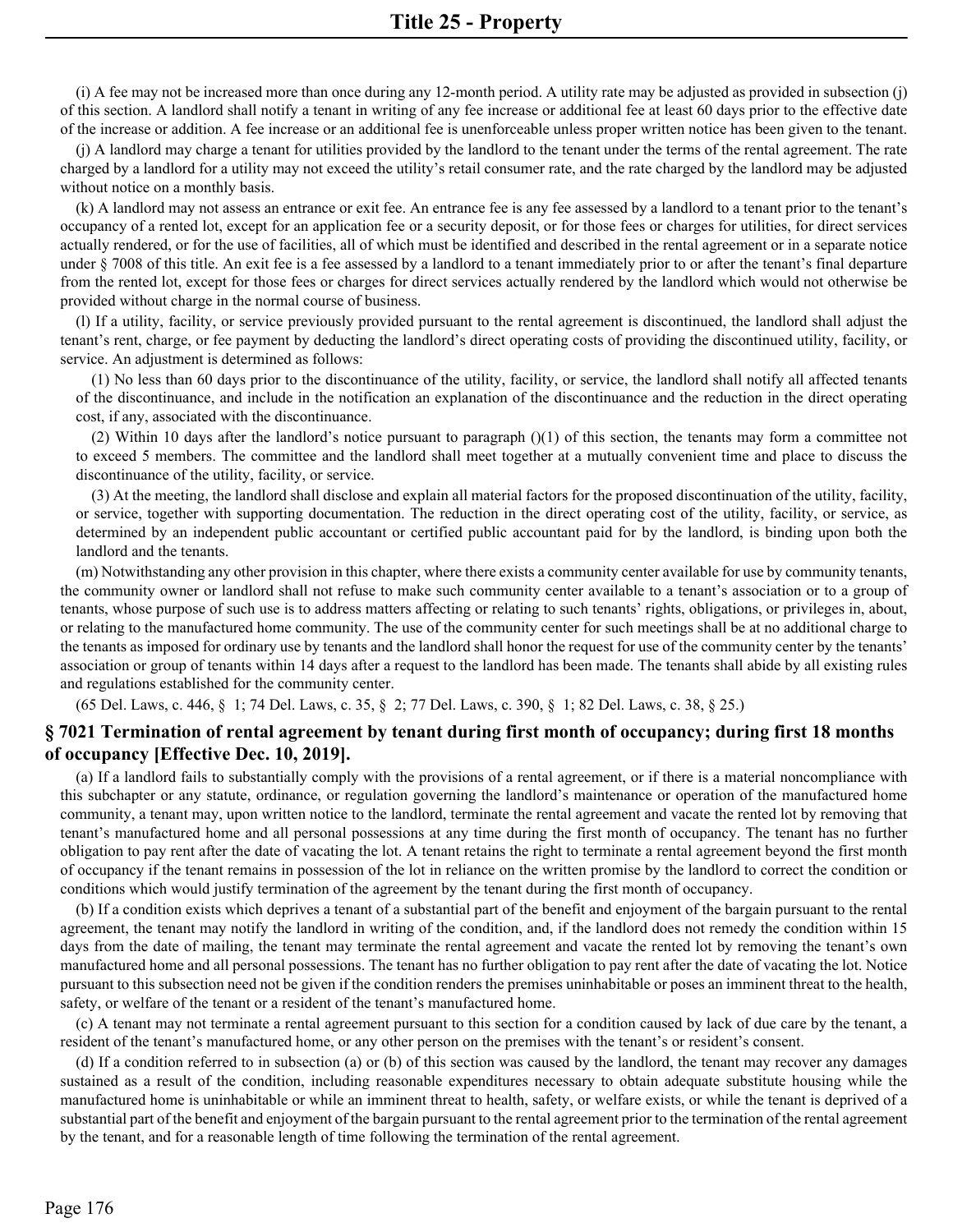(i) A fee may not be increased more than once during any 12-month period. A utility rate may be adjusted as provided in subsection (j) of this section. A landlord shall notify a tenant in writing of any fee increase or additional fee at least 60 days prior to the effective date of the increase or addition. A fee increase or an additional fee is unenforceable unless proper written notice has been given to the tenant.

(j) A landlord may charge a tenant for utilities provided by the landlord to the tenant under the terms of the rental agreement. The rate charged by a landlord for a utility may not exceed the utility's retail consumer rate, and the rate charged by the landlord may be adjusted without notice on a monthly basis.

(k) A landlord may not assess an entrance or exit fee. An entrance fee is any fee assessed by a landlord to a tenant prior to the tenant's occupancy of a rented lot, except for an application fee or a security deposit, or for those fees or charges for utilities, for direct services actually rendered, or for the use of facilities, all of which must be identified and described in the rental agreement or in a separate notice under § 7008 of this title. An exit fee is a fee assessed by a landlord to a tenant immediately prior to or after the tenant's final departure from the rented lot, except for those fees or charges for direct services actually rendered by the landlord which would not otherwise be provided without charge in the normal course of business.

(l) If a utility, facility, or service previously provided pursuant to the rental agreement is discontinued, the landlord shall adjust the tenant's rent, charge, or fee payment by deducting the landlord's direct operating costs of providing the discontinued utility, facility, or service. An adjustment is determined as follows:

(1) No less than 60 days prior to the discontinuance of the utility, facility, or service, the landlord shall notify all affected tenants of the discontinuance, and include in the notification an explanation of the discontinuance and the reduction in the direct operating cost, if any, associated with the discontinuance.

(2) Within 10 days after the landlord's notice pursuant to paragraph ()(1) of this section, the tenants may form a committee not to exceed 5 members. The committee and the landlord shall meet together at a mutually convenient time and place to discuss the discontinuance of the utility, facility, or service.

(3) At the meeting, the landlord shall disclose and explain all material factors for the proposed discontinuation of the utility, facility, or service, together with supporting documentation. The reduction in the direct operating cost of the utility, facility, or service, as determined by an independent public accountant or certified public accountant paid for by the landlord, is binding upon both the landlord and the tenants.

(m) Notwithstanding any other provision in this chapter, where there exists a community center available for use by community tenants, the community owner or landlord shall not refuse to make such community center available to a tenant's association or to a group of tenants, whose purpose of such use is to address matters affecting or relating to such tenants' rights, obligations, or privileges in, about, or relating to the manufactured home community. The use of the community center for such meetings shall be at no additional charge to the tenants as imposed for ordinary use by tenants and the landlord shall honor the request for use of the community center by the tenants' association or group of tenants within 14 days after a request to the landlord has been made. The tenants shall abide by all existing rules and regulations established for the community center.

(65 Del. Laws, c. 446, § 1; 74 Del. Laws, c. 35, § 2; 77 Del. Laws, c. 390, § 1; 82 Del. Laws, c. 38, § 25.)

### § 7021 Termination of rental agreement by tenant during first month of occupancy; during first 18 months of occupancy [Effective Dec. 10, 2019].

(a) If a landlord fails to substantially comply with the provisions of a rental agreement, or if there is a material noncompliance with this subchapter or any statute, ordinance, or regulation governing the landlord's maintenance or operation of the manufactured home community, a tenant may, upon written notice to the landlord, terminate the rental agreement and vacate the rented lot by removing that tenant's manufactured home and all personal possessions at any time during the first month of occupancy. The tenant has no further obligation to pay rent after the date of vacating the lot. A tenant retains the right to terminate a rental agreement beyond the first month of occupancy if the tenant remains in possession of the lot in reliance on the written promise by the landlord to correct the condition or conditions which would justify termination of the agreement by the tenant during the first month of occupancy.

(b) If a condition exists which deprives a tenant of a substantial part of the benefit and enjoyment of the bargain pursuant to the rental agreement, the tenant may notify the landlord in writing of the condition, and, if the landlord does not remedy the condition within 15 days from the date of mailing, the tenant may terminate the rental agreement and vacate the rented lot by removing the tenant's own manufactured home and all personal possessions. The tenant has no further obligation to pay rent after the date of vacating the lot. Notice pursuant to this subsection need not be given if the condition renders the premises uninhabitable or poses an imminent threat to the health, safety, or welfare of the tenant or a resident of the tenant's manufactured home.

(c) A tenant may not terminate a rental agreement pursuant to this section for a condition caused by lack of due care by the tenant, a resident of the tenant's manufactured home, or any other person on the premises with the tenant's or resident's consent.

(d) If a condition referred to in subsection (a) or (b) of this section was caused by the landlord, the tenant may recover any damages sustained as a result of the condition, including reasonable expenditures necessary to obtain adequate substitute housing while the manufactured home is uninhabitable or while an imminent threat to health, safety, or welfare exists, or while the tenant is deprived of a substantial part of the benefit and enjoyment of the bargain pursuant to the rental agreement prior to the termination of the rental agreement by the tenant, and for a reasonable length of time following the termination of the rental agreement.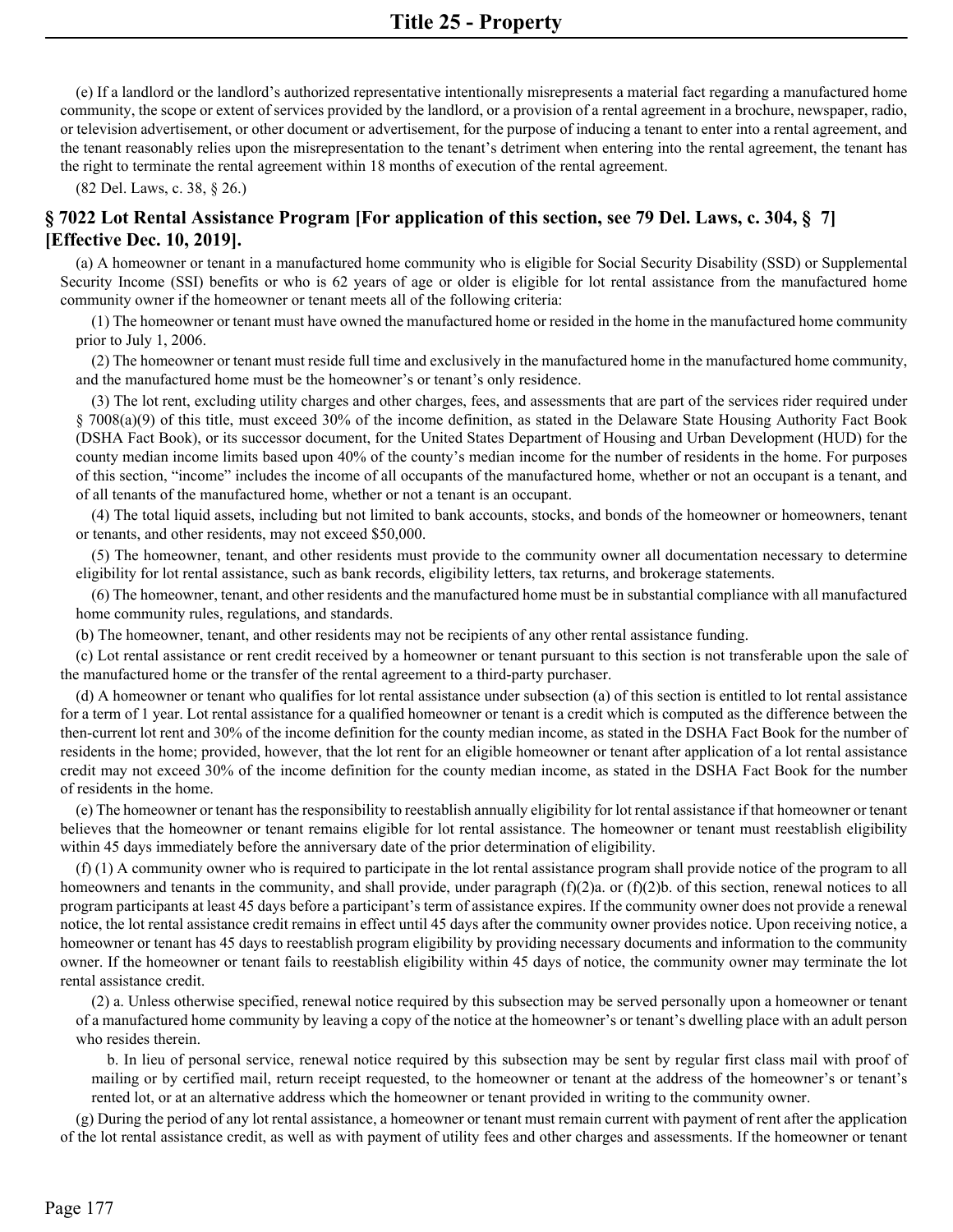(e) If a landlord or the landlord's authorized representative intentionally misrepresents a material fact regarding a manufactured home community, the scope or extent of services provided by the landlord, or a provision of a rental agreement in a brochure, newspaper, radio, or television advertisement, or other document or advertisement, for the purpose of inducing a tenant to enter into a rental agreement, and the tenant reasonably relies upon the misrepresentation to the tenant's detriment when entering into the rental agreement, the tenant has the right to terminate the rental agreement within 18 months of execution of the rental agreement.

(82 Del. Laws, c. 38, § 26.)

## § 7022 Lot Rental Assistance Program [For application of this section, see 79 Del. Laws, c. 304, § 7] [Effective Dec. 10, 2019].

(a) A homeowner or tenant in a manufactured home community who is eligible for Social Security Disability (SSD) or Supplemental Security Income (SSI) benefits or who is 62 years of age or older is eligible for lot rental assistance from the manufactured home community owner if the homeowner or tenant meets all of the following criteria:

(1) The homeowner or tenant must have owned the manufactured home or resided in the home in the manufactured home community prior to July 1, 2006.

(2) The homeowner or tenant must reside full time and exclusively in the manufactured home in the manufactured home community, and the manufactured home must be the homeowner's or tenant's only residence.

(3) The lot rent, excluding utility charges and other charges, fees, and assessments that are part of the services rider required under § 7008(a)(9) of this title, must exceed 30% of the income definition, as stated in the Delaware State Housing Authority Fact Book (DSHA Fact Book), or its successor document, for the United States Department of Housing and Urban Development (HUD) for the county median income limits based upon 40% of the county's median income for the number of residents in the home. For purposes of this section, "income" includes the income of all occupants of the manufactured home, whether or not an occupant is a tenant, and of all tenants of the manufactured home, whether or not a tenant is an occupant.

(4) The total liquid assets, including but not limited to bank accounts, stocks, and bonds of the homeowner or homeowners, tenant or tenants, and other residents, may not exceed $50,000.

(5) The homeowner, tenant, and other residents must provide to the community owner all documentation necessary to determine eligibility for lot rental assistance, such as bank records, eligibility letters, tax returns, and brokerage statements.

(6) The homeowner, tenant, and other residents and the manufactured home must be in substantial compliance with all manufactured home community rules, regulations, and standards.

(b) The homeowner, tenant, and other residents may not be recipients of any other rental assistance funding.

(c) Lot rental assistance or rent credit received by a homeowner or tenant pursuant to this section is not transferable upon the sale of the manufactured home or the transfer of the rental agreement to a third-party purchaser.

(d) A homeowner or tenant who qualifies for lot rental assistance under subsection (a) of this section is entitled to lot rental assistance for a term of 1 year. Lot rental assistance for a qualified homeowner or tenant is a credit which is computed as the difference between the then-current lot rent and 30% of the income definition for the county median income, as stated in the DSHA Fact Book for the number of residents in the home; provided, however, that the lot rent for an eligible homeowner or tenant after application of a lot rental assistance credit may not exceed 30% of the income definition for the county median income, as stated in the DSHA Fact Book for the number of residents in the home.

(e) The homeowner or tenant has the responsibility to reestablish annually eligibility for lot rental assistance if that homeowner or tenant believes that the homeowner or tenant remains eligible for lot rental assistance. The homeowner or tenant must reestablish eligibility within 45 days immediately before the anniversary date of the prior determination of eligibility.

(f) (1) A community owner who is required to participate in the lot rental assistance program shall provide notice of the program to all homeowners and tenants in the community, and shall provide, under paragraph (f)(2)a. or (f)(2)b. of this section, renewal notices to all program participants at least 45 days before a participant's term of assistance expires. If the community owner does not provide a renewal notice, the lot rental assistance credit remains in effect until 45 days after the community owner provides notice. Upon receiving notice, a homeowner or tenant has 45 days to reestablish program eligibility by providing necessary documents and information to the community owner. If the homeowner or tenant fails to reestablish eligibility within 45 days of notice, the community owner may terminate the lot rental assistance credit.

(2) a. Unless otherwise specified, renewal notice required by this subsection may be served personally upon a homeowner or tenant of a manufactured home community by leaving a copy of the notice at the homeowner's or tenant's dwelling place with an adult person who resides therein.

b. In lieu of personal service, renewal notice required by this subsection may be sent by regular first class mail with proof of mailing or by certified mail, return receipt requested, to the homeowner or tenant at the address of the homeowner's or tenant's rented lot, or at an alternative address which the homeowner or tenant provided in writing to the community owner.

(g) During the period of any lot rental assistance, a homeowner or tenant must remain current with payment of rent after the application of the lot rental assistance credit, as well as with payment of utility fees and other charges and assessments. If the homeowner or tenant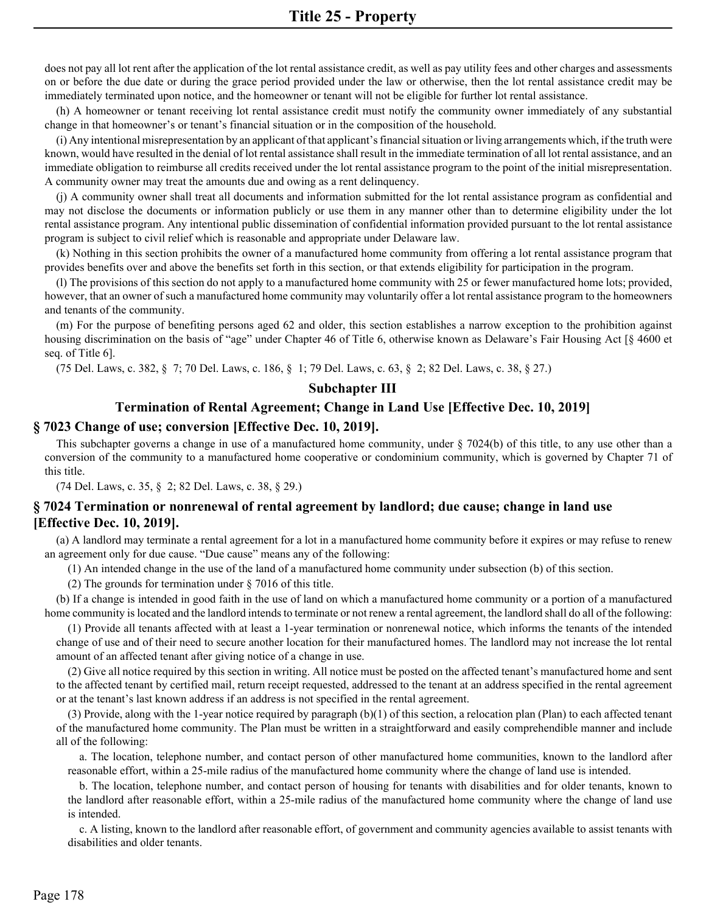does not pay all lot rent after the application of the lot rental assistance credit, as well as pay utility fees and other charges and assessments on or before the due date or during the grace period provided under the law or otherwise, then the lot rental assistance credit may be immediately terminated upon notice, and the homeowner or tenant will not be eligible for further lot rental assistance.

(h) A homeowner or tenant receiving lot rental assistance credit must notify the community owner immediately of any substantial change in that homeowner's or tenant's financial situation or in the composition of the household.

(i) Any intentional misrepresentation by an applicant of that applicant's financial situation or living arrangements which, if the truth were known, would have resulted in the denial of lot rental assistance shall result in the immediate termination of all lot rental assistance, and an immediate obligation to reimburse all credits received under the lot rental assistance program to the point of the initial misrepresentation. A community owner may treat the amounts due and owing as a rent delinquency.

(j) A community owner shall treat all documents and information submitted for the lot rental assistance program as confidential and may not disclose the documents or information publicly or use them in any manner other than to determine eligibility under the lot rental assistance program. Any intentional public dissemination of confidential information provided pursuant to the lot rental assistance program is subject to civil relief which is reasonable and appropriate under Delaware law.

(k) Nothing in this section prohibits the owner of a manufactured home community from offering a lot rental assistance program that provides benefits over and above the benefits set forth in this section, or that extends eligibility for participation in the program.

(l) The provisions of this section do not apply to a manufactured home community with 25 or fewer manufactured home lots; provided, however, that an owner of such a manufactured home community may voluntarily offer a lot rental assistance program to the homeowners and tenants of the community.

(m) For the purpose of benefiting persons aged 62 and older, this section establishes a narrow exception to the prohibition against housing discrimination on the basis of "age" under Chapter 46 of Title 6, otherwise known as Delaware's Fair Housing Act [§ 4600 et seq. of Title 6].

(75 Del. Laws, c. 382, § 7; 70 Del. Laws, c. 186, § 1; 79 Del. Laws, c. 63, § 2; 82 Del. Laws, c. 38, § 27.)

## Subchapter III

## Termination of Rental Agreement; Change in Land Use [Effective Dec. 10, 2019]

### § 7023 Change of use; conversion [Effective Dec. 10, 2019].

This subchapter governs a change in use of a manufactured home community, under § 7024(b) of this title, to any use other than a conversion of the community to a manufactured home cooperative or condominium community, which is governed by Chapter 71 of this title.

(74 Del. Laws, c. 35, § 2; 82 Del. Laws, c. 38, § 29.)

### § 7024 Termination or nonrenewal of rental agreement by landlord; due cause; change in land use [Effective Dec. 10, 2019].

(a) A landlord may terminate a rental agreement for a lot in a manufactured home community before it expires or may refuse to renew an agreement only for due cause. "Due cause" means any of the following:

(1) An intended change in the use of the land of a manufactured home community under subsection (b) of this section.

(2) The grounds for termination under § 7016 of this title.

(b) If a change is intended in good faith in the use of land on which a manufactured home community or a portion of a manufactured home community is located and the landlord intends to terminate or not renew a rental agreement, the landlord shall do all of the following:

(1) Provide all tenants affected with at least a 1-year termination or nonrenewal notice, which informs the tenants of the intended change of use and of their need to secure another location for their manufactured homes. The landlord may not increase the lot rental amount of an affected tenant after giving notice of a change in use.

(2) Give all notice required by this section in writing. All notice must be posted on the affected tenant's manufactured home and sent to the affected tenant by certified mail, return receipt requested, addressed to the tenant at an address specified in the rental agreement or at the tenant's last known address if an address is not specified in the rental agreement.

(3) Provide, along with the 1-year notice required by paragraph (b)(1) of this section, a relocation plan (Plan) to each affected tenant of the manufactured home community. The Plan must be written in a straightforward and easily comprehendible manner and include all of the following:

a. The location, telephone number, and contact person of other manufactured home communities, known to the landlord after reasonable effort, within a 25-mile radius of the manufactured home community where the change of land use is intended.

b. The location, telephone number, and contact person of housing for tenants with disabilities and for older tenants, known to the landlord after reasonable effort, within a 25-mile radius of the manufactured home community where the change of land use is intended.

c. A listing, known to the landlord after reasonable effort, of government and community agencies available to assist tenants with disabilities and older tenants.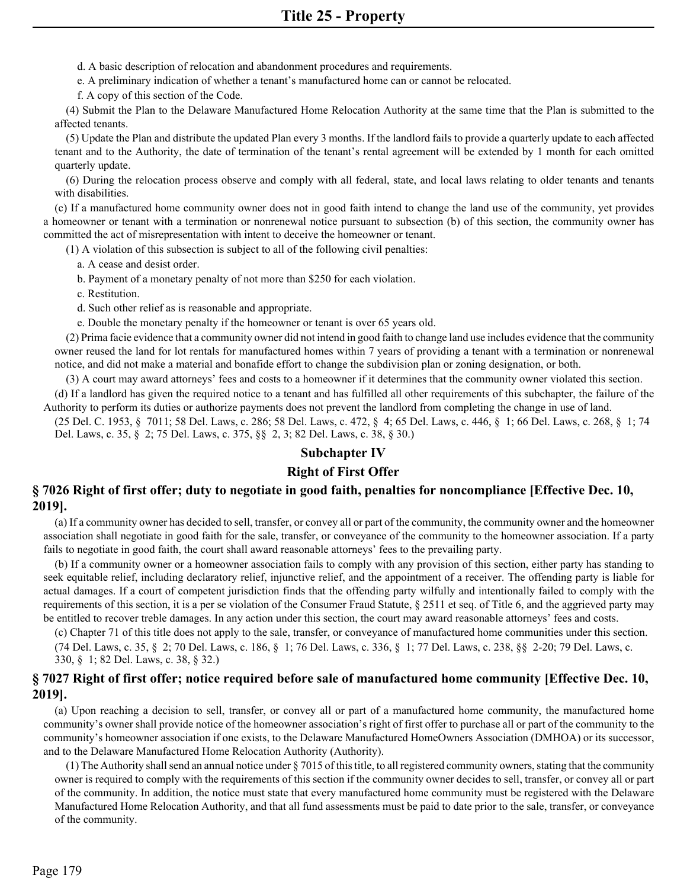d. A basic description of relocation and abandonment procedures and requirements.

e. A preliminary indication of whether a tenant's manufactured home can or cannot be relocated.

f. A copy of this section of the Code.

(4) Submit the Plan to the Delaware Manufactured Home Relocation Authority at the same time that the Plan is submitted to the affected tenants.

(5) Update the Plan and distribute the updated Plan every 3 months. If the landlord fails to provide a quarterly update to each affected tenant and to the Authority, the date of termination of the tenant's rental agreement will be extended by 1 month for each omitted quarterly update.

(6) During the relocation process observe and comply with all federal, state, and local laws relating to older tenants and tenants with disabilities.

(c) If a manufactured home community owner does not in good faith intend to change the land use of the community, yet provides a homeowner or tenant with a termination or nonrenewal notice pursuant to subsection (b) of this section, the community owner has committed the act of misrepresentation with intent to deceive the homeowner or tenant.

(1) A violation of this subsection is subject to all of the following civil penalties:

a. A cease and desist order.

b. Payment of a monetary penalty of not more than $250 for each violation.

c. Restitution.

d. Such other relief as is reasonable and appropriate.

e. Double the monetary penalty if the homeowner or tenant is over 65 years old.

(2) Prima facie evidence that a community owner did not intend in good faith to change land use includes evidence that the community owner reused the land for lot rentals for manufactured homes within 7 years of providing a tenant with a termination or nonrenewal notice, and did not make a material and bonafide effort to change the subdivision plan or zoning designation, or both.

(3) A court may award attorneys' fees and costs to a homeowner if it determines that the community owner violated this section.

(d) If a landlord has given the required notice to a tenant and has fulfilled all other requirements of this subchapter, the failure of the Authority to perform its duties or authorize payments does not prevent the landlord from completing the change in use of land.

(25 Del. C. 1953, § 7011; 58 Del. Laws, c. 286; 58 Del. Laws, c. 472, § 4; 65 Del. Laws, c. 446, § 1; 66 Del. Laws, c. 268, § 1; 74 Del. Laws, c. 35, § 2; 75 Del. Laws, c. 375, §§ 2, 3; 82 Del. Laws, c. 38, § 30.)

## Subchapter IV

## Right of First Offer

### § 7026 Right of first offer; duty to negotiate in good faith, penalties for noncompliance [Effective Dec. 10, 2019].

(a) If a community owner has decided to sell, transfer, or convey all or part of the community, the community owner and the homeowner association shall negotiate in good faith for the sale, transfer, or conveyance of the community to the homeowner association. If a party fails to negotiate in good faith, the court shall award reasonable attorneys' fees to the prevailing party.

(b) If a community owner or a homeowner association fails to comply with any provision of this section, either party has standing to seek equitable relief, including declaratory relief, injunctive relief, and the appointment of a receiver. The offending party is liable for actual damages. If a court of competent jurisdiction finds that the offending party wilfully and intentionally failed to comply with the requirements of this section, it is a per se violation of the Consumer Fraud Statute, § 2511 et seq. of Title 6, and the aggrieved party may be entitled to recover treble damages. In any action under this section, the court may award reasonable attorneys' fees and costs.

(c) Chapter 71 of this title does not apply to the sale, transfer, or conveyance of manufactured home communities under this section.

(74 Del. Laws, c. 35, § 2; 70 Del. Laws, c. 186, § 1; 76 Del. Laws, c. 336, § 1; 77 Del. Laws, c. 238, §§ 2-20; 79 Del. Laws, c. 330, § 1; 82 Del. Laws, c. 38, § 32.)

### § 7027 Right of first offer; notice required before sale of manufactured home community [Effective Dec. 10, 2019].

(a) Upon reaching a decision to sell, transfer, or convey all or part of a manufactured home community, the manufactured home community's owner shall provide notice of the homeowner association's right of first offer to purchase all or part of the community to the community's homeowner association if one exists, to the Delaware Manufactured HomeOwners Association (DMHOA) or its successor, and to the Delaware Manufactured Home Relocation Authority (Authority).

(1) The Authority shall send an annual notice under § 7015 of this title, to all registered community owners, stating that the community owner is required to comply with the requirements of this section if the community owner decides to sell, transfer, or convey all or part of the community. In addition, the notice must state that every manufactured home community must be registered with the Delaware Manufactured Home Relocation Authority, and that all fund assessments must be paid to date prior to the sale, transfer, or conveyance of the community.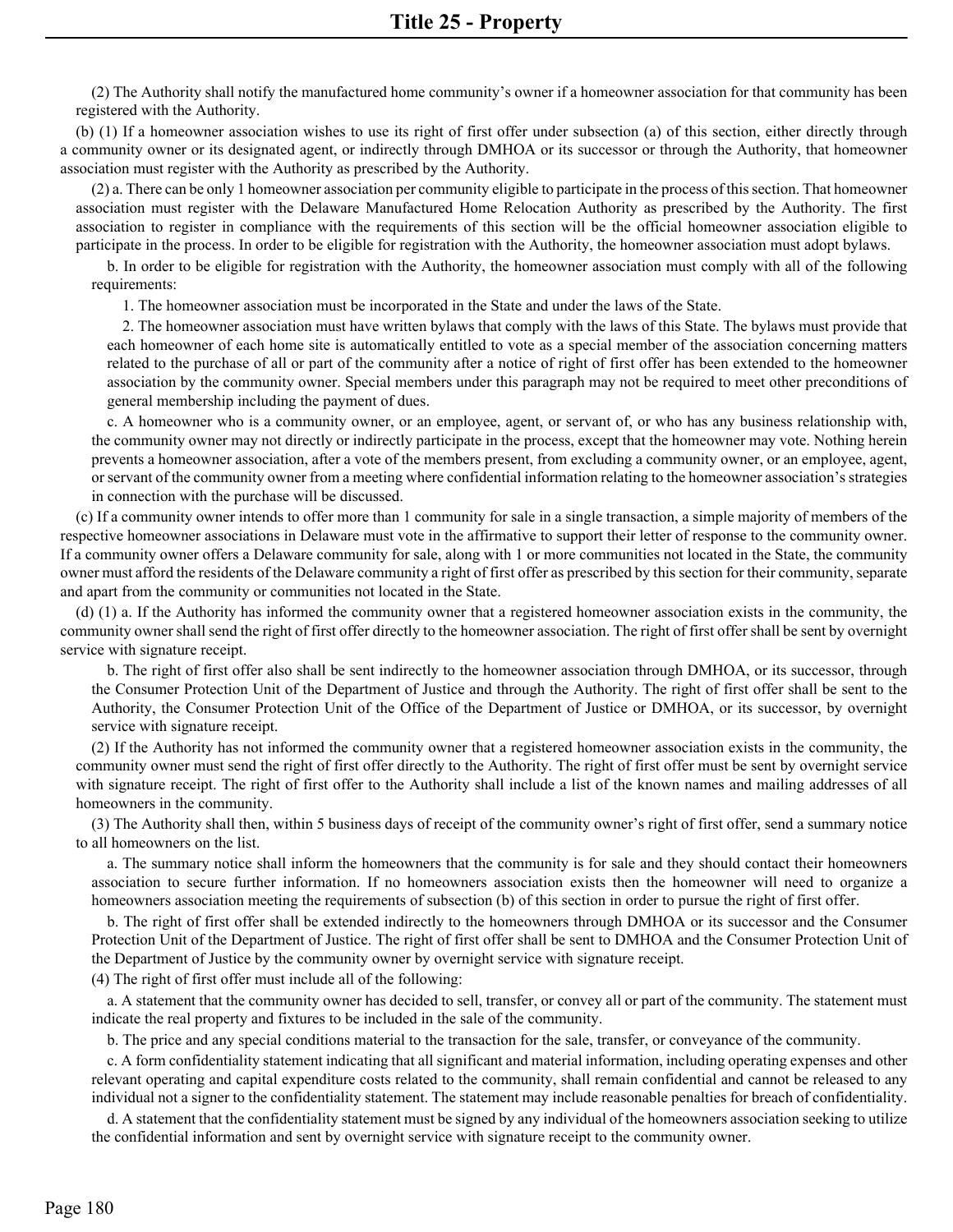(2) The Authority shall notify the manufactured home community's owner if a homeowner association for that community has been registered with the Authority.

(b) (1) If a homeowner association wishes to use its right of first offer under subsection (a) of this section, either directly through a community owner or its designated agent, or indirectly through DMHOA or its successor or through the Authority, that homeowner association must register with the Authority as prescribed by the Authority.

(2) a. There can be only 1 homeowner association per community eligible to participate in the process of this section. That homeowner association must register with the Delaware Manufactured Home Relocation Authority as prescribed by the Authority. The first association to register in compliance with the requirements of this section will be the official homeowner association eligible to participate in the process. In order to be eligible for registration with the Authority, the homeowner association must adopt bylaws.

b. In order to be eligible for registration with the Authority, the homeowner association must comply with all of the following requirements:

1. The homeowner association must be incorporated in the State and under the laws of the State.

2. The homeowner association must have written bylaws that comply with the laws of this State. The bylaws must provide that each homeowner of each home site is automatically entitled to vote as a special member of the association concerning matters related to the purchase of all or part of the community after a notice of right of first offer has been extended to the homeowner association by the community owner. Special members under this paragraph may not be required to meet other preconditions of general membership including the payment of dues.

c. A homeowner who is a community owner, or an employee, agent, or servant of, or who has any business relationship with, the community owner may not directly or indirectly participate in the process, except that the homeowner may vote. Nothing herein prevents a homeowner association, after a vote of the members present, from excluding a community owner, or an employee, agent, or servant of the community owner from a meeting where confidential information relating to the homeowner association's strategies in connection with the purchase will be discussed.

(c) If a community owner intends to offer more than 1 community for sale in a single transaction, a simple majority of members of the respective homeowner associations in Delaware must vote in the affirmative to support their letter of response to the community owner. If a community owner offers a Delaware community for sale, along with 1 or more communities not located in the State, the community owner must afford the residents of the Delaware community a right of first offer as prescribed by this section for their community, separate and apart from the community or communities not located in the State.

(d) (1) a. If the Authority has informed the community owner that a registered homeowner association exists in the community, the community owner shall send the right of first offer directly to the homeowner association. The right of first offer shall be sent by overnight service with signature receipt.

b. The right of first offer also shall be sent indirectly to the homeowner association through DMHOA, or its successor, through the Consumer Protection Unit of the Department of Justice and through the Authority. The right of first offer shall be sent to the Authority, the Consumer Protection Unit of the Office of the Department of Justice or DMHOA, or its successor, by overnight service with signature receipt.

(2) If the Authority has not informed the community owner that a registered homeowner association exists in the community, the community owner must send the right of first offer directly to the Authority. The right of first offer must be sent by overnight service with signature receipt. The right of first offer to the Authority shall include a list of the known names and mailing addresses of all homeowners in the community.

(3) The Authority shall then, within 5 business days of receipt of the community owner's right of first offer, send a summary notice to all homeowners on the list.

a. The summary notice shall inform the homeowners that the community is for sale and they should contact their homeowners association to secure further information. If no homeowners association exists then the homeowner will need to organize a homeowners association meeting the requirements of subsection (b) of this section in order to pursue the right of first offer.

b. The right of first offer shall be extended indirectly to the homeowners through DMHOA or its successor and the Consumer Protection Unit of the Department of Justice. The right of first offer shall be sent to DMHOA and the Consumer Protection Unit of the Department of Justice by the community owner by overnight service with signature receipt.

(4) The right of first offer must include all of the following:

a. A statement that the community owner has decided to sell, transfer, or convey all or part of the community. The statement must indicate the real property and fixtures to be included in the sale of the community.

b. The price and any special conditions material to the transaction for the sale, transfer, or conveyance of the community.

c. A form confidentiality statement indicating that all significant and material information, including operating expenses and other relevant operating and capital expenditure costs related to the community, shall remain confidential and cannot be released to any individual not a signer to the confidentiality statement. The statement may include reasonable penalties for breach of confidentiality.

d. A statement that the confidentiality statement must be signed by any individual of the homeowners association seeking to utilize the confidential information and sent by overnight service with signature receipt to the community owner.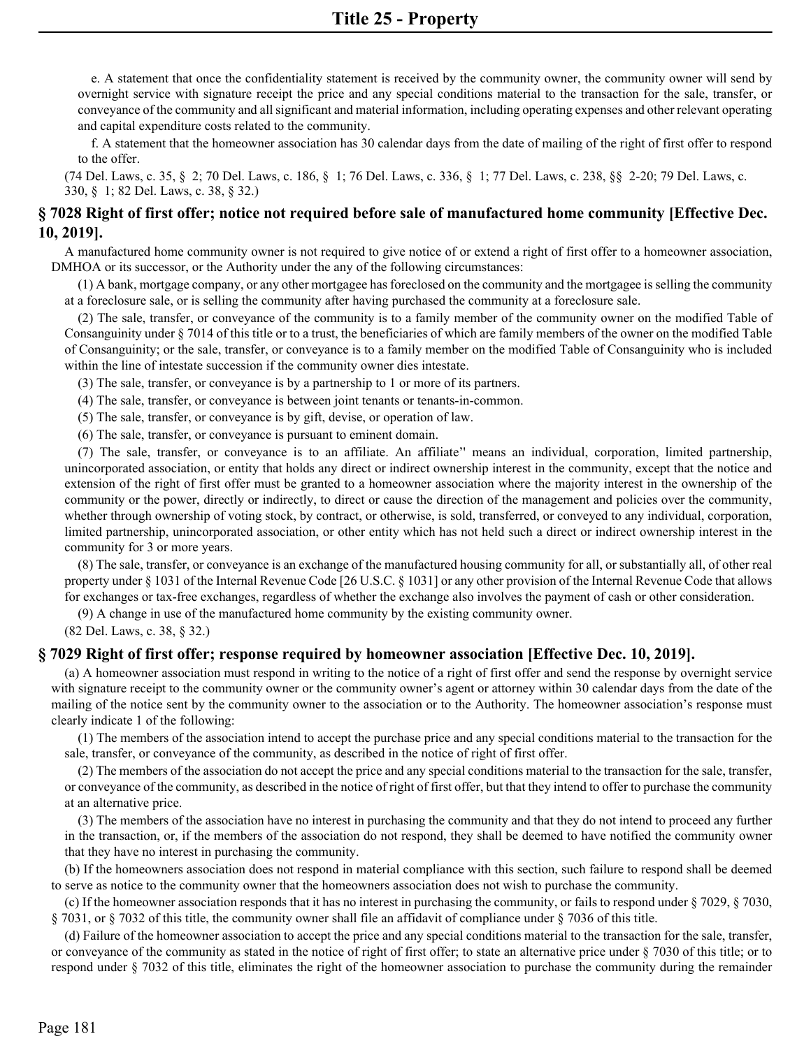e. A statement that once the confidentiality statement is received by the community owner, the community owner will send by overnight service with signature receipt the price and any special conditions material to the transaction for the sale, transfer, or conveyance of the community and all significant and material information, including operating expenses and other relevant operating and capital expenditure costs related to the community.

f. A statement that the homeowner association has 30 calendar days from the date of mailing of the right of first offer to respond to the offer.

(74 Del. Laws, c. 35, § 2; 70 Del. Laws, c. 186, § 1; 76 Del. Laws, c. 336, § 1; 77 Del. Laws, c. 238, §§ 2-20; 79 Del. Laws, c. 330, § 1; 82 Del. Laws, c. 38, § 32.)

### § 7028 Right of first offer; notice not required before sale of manufactured home community [Effective Dec. 10, 2019].

A manufactured home community owner is not required to give notice of or extend a right of first offer to a homeowner association, DMHOA or its successor, or the Authority under the any of the following circumstances:

(1) A bank, mortgage company, or any other mortgagee has foreclosed on the community and the mortgagee is selling the community at a foreclosure sale, or is selling the community after having purchased the community at a foreclosure sale.

(2) The sale, transfer, or conveyance of the community is to a family member of the community owner on the modified Table of Consanguinity under § 7014 of this title or to a trust, the beneficiaries of which are family members of the owner on the modified Table of Consanguinity; or the sale, transfer, or conveyance is to a family member on the modified Table of Consanguinity who is included within the line of intestate succession if the community owner dies intestate.

(3) The sale, transfer, or conveyance is by a partnership to 1 or more of its partners.

(4) The sale, transfer, or conveyance is between joint tenants or tenants-in-common.

(5) The sale, transfer, or conveyance is by gift, devise, or operation of law.

(6) The sale, transfer, or conveyance is pursuant to eminent domain.

(7) The sale, transfer, or conveyance is to an affiliate. An affiliate'' means an individual, corporation, limited partnership, unincorporated association, or entity that holds any direct or indirect ownership interest in the community, except that the notice and extension of the right of first offer must be granted to a homeowner association where the majority interest in the ownership of the community or the power, directly or indirectly, to direct or cause the direction of the management and policies over the community, whether through ownership of voting stock, by contract, or otherwise, is sold, transferred, or conveyed to any individual, corporation, limited partnership, unincorporated association, or other entity which has not held such a direct or indirect ownership interest in the community for 3 or more years.

(8) The sale, transfer, or conveyance is an exchange of the manufactured housing community for all, or substantially all, of other real property under § 1031 of the Internal Revenue Code [26 U.S.C. § 1031] or any other provision of the Internal Revenue Code that allows for exchanges or tax-free exchanges, regardless of whether the exchange also involves the payment of cash or other consideration.

(9) A change in use of the manufactured home community by the existing community owner.

(82 Del. Laws, c. 38, § 32.)

### § 7029 Right of first offer; response required by homeowner association [Effective Dec. 10, 2019].

(a) A homeowner association must respond in writing to the notice of a right of first offer and send the response by overnight service with signature receipt to the community owner or the community owner's agent or attorney within 30 calendar days from the date of the mailing of the notice sent by the community owner to the association or to the Authority. The homeowner association's response must clearly indicate 1 of the following:

(1) The members of the association intend to accept the purchase price and any special conditions material to the transaction for the sale, transfer, or conveyance of the community, as described in the notice of right of first offer.

(2) The members of the association do not accept the price and any special conditions material to the transaction for the sale, transfer, or conveyance of the community, as described in the notice of right of first offer, but that they intend to offer to purchase the community at an alternative price.

(3) The members of the association have no interest in purchasing the community and that they do not intend to proceed any further in the transaction, or, if the members of the association do not respond, they shall be deemed to have notified the community owner that they have no interest in purchasing the community.

(b) If the homeowners association does not respond in material compliance with this section, such failure to respond shall be deemed to serve as notice to the community owner that the homeowners association does not wish to purchase the community.

(c) If the homeowner association responds that it has no interest in purchasing the community, or fails to respond under § 7029, § 7030, § 7031, or § 7032 of this title, the community owner shall file an affidavit of compliance under § 7036 of this title.

(d) Failure of the homeowner association to accept the price and any special conditions material to the transaction for the sale, transfer, or conveyance of the community as stated in the notice of right of first offer; to state an alternative price under § 7030 of this title; or to respond under § 7032 of this title, eliminates the right of the homeowner association to purchase the community during the remainder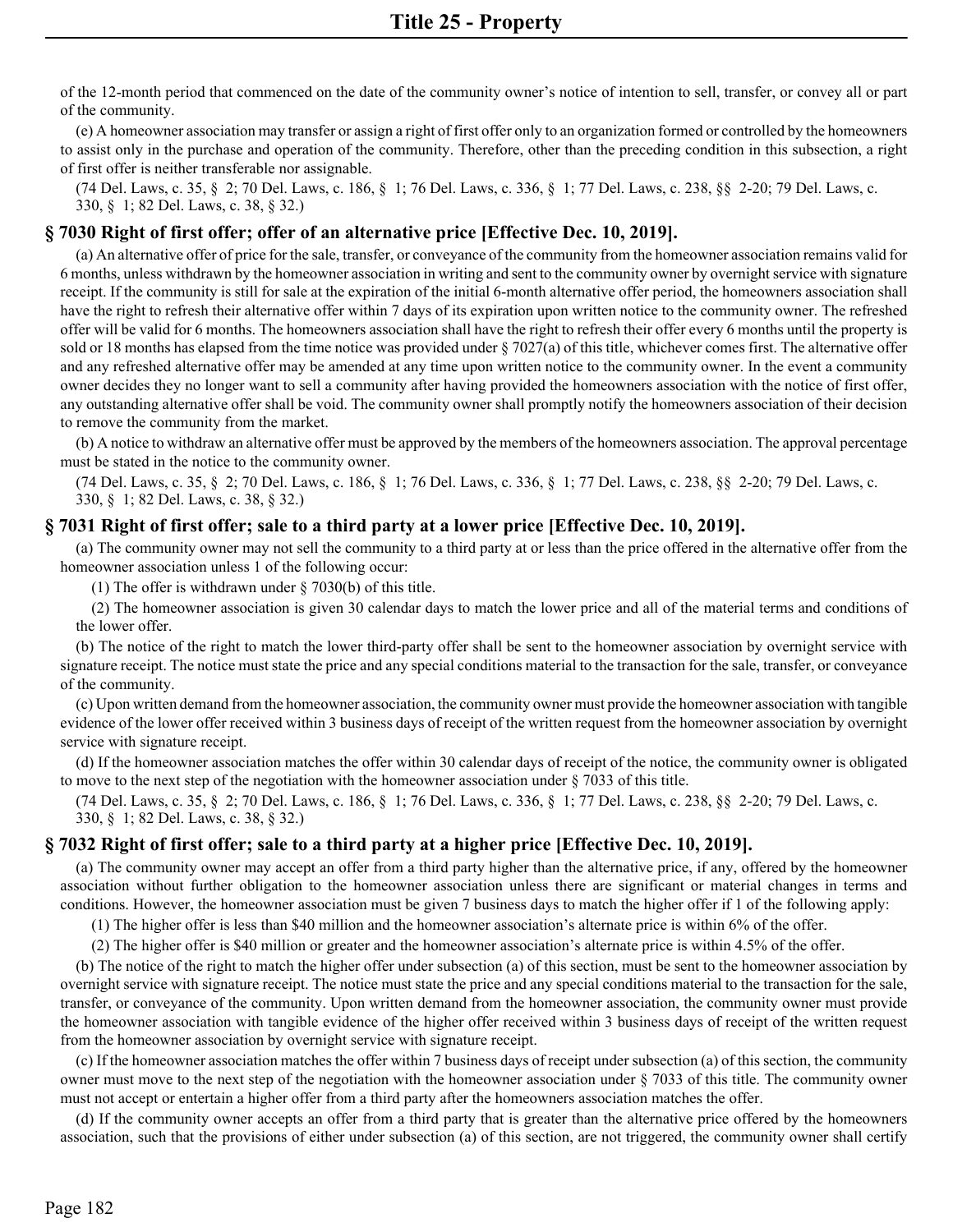of the 12-month period that commenced on the date of the community owner's notice of intention to sell, transfer, or convey all or part of the community.

(e) A homeowner association may transfer or assign a right of first offer only to an organization formed or controlled by the homeowners to assist only in the purchase and operation of the community. Therefore, other than the preceding condition in this subsection, a right of first offer is neither transferable nor assignable.

(74 Del. Laws, c. 35, § 2; 70 Del. Laws, c. 186, § 1; 76 Del. Laws, c. 336, § 1; 77 Del. Laws, c. 238, §§ 2-20; 79 Del. Laws, c. 330, § 1; 82 Del. Laws, c. 38, § 32.)

### § 7030 Right of first offer; offer of an alternative price [Effective Dec. 10, 2019].

(a) An alternative offer of price for the sale, transfer, or conveyance of the community from the homeowner association remains valid for 6 months, unless withdrawn by the homeowner association in writing and sent to the community owner by overnight service with signature receipt. If the community is still for sale at the expiration of the initial 6-month alternative offer period, the homeowners association shall have the right to refresh their alternative offer within 7 days of its expiration upon written notice to the community owner. The refreshed offer will be valid for 6 months. The homeowners association shall have the right to refresh their offer every 6 months until the property is sold or 18 months has elapsed from the time notice was provided under § 7027(a) of this title, whichever comes first. The alternative offer and any refreshed alternative offer may be amended at any time upon written notice to the community owner. In the event a community owner decides they no longer want to sell a community after having provided the homeowners association with the notice of first offer, any outstanding alternative offer shall be void. The community owner shall promptly notify the homeowners association of their decision to remove the community from the market.

(b) A notice to withdraw an alternative offer must be approved by the members of the homeowners association. The approval percentage must be stated in the notice to the community owner.

(74 Del. Laws, c. 35, § 2; 70 Del. Laws, c. 186, § 1; 76 Del. Laws, c. 336, § 1; 77 Del. Laws, c. 238, §§ 2-20; 79 Del. Laws, c. 330, § 1; 82 Del. Laws, c. 38, § 32.)

### § 7031 Right of first offer; sale to a third party at a lower price [Effective Dec. 10, 2019].

(a) The community owner may not sell the community to a third party at or less than the price offered in the alternative offer from the homeowner association unless 1 of the following occur:

(1) The offer is withdrawn under § 7030(b) of this title.

(2) The homeowner association is given 30 calendar days to match the lower price and all of the material terms and conditions of the lower offer.

(b) The notice of the right to match the lower third-party offer shall be sent to the homeowner association by overnight service with signature receipt. The notice must state the price and any special conditions material to the transaction for the sale, transfer, or conveyance of the community.

(c) Upon written demand from the homeowner association, the community owner must provide the homeowner association with tangible evidence of the lower offer received within 3 business days of receipt of the written request from the homeowner association by overnight service with signature receipt.

(d) If the homeowner association matches the offer within 30 calendar days of receipt of the notice, the community owner is obligated to move to the next step of the negotiation with the homeowner association under § 7033 of this title.

(74 Del. Laws, c. 35, § 2; 70 Del. Laws, c. 186, § 1; 76 Del. Laws, c. 336, § 1; 77 Del. Laws, c. 238, §§ 2-20; 79 Del. Laws, c. 330, § 1; 82 Del. Laws, c. 38, § 32.)

### § 7032 Right of first offer; sale to a third party at a higher price [Effective Dec. 10, 2019].

(a) The community owner may accept an offer from a third party higher than the alternative price, if any, offered by the homeowner association without further obligation to the homeowner association unless there are significant or material changes in terms and conditions. However, the homeowner association must be given 7 business days to match the higher offer if 1 of the following apply:

(1) The higher offer is less than $40 million and the homeowner association's alternate price is within 6% of the offer.

(2) The higher offer is $40 million or greater and the homeowner association's alternate price is within 4.5% of the offer.

(b) The notice of the right to match the higher offer under subsection (a) of this section, must be sent to the homeowner association by overnight service with signature receipt. The notice must state the price and any special conditions material to the transaction for the sale, transfer, or conveyance of the community. Upon written demand from the homeowner association, the community owner must provide the homeowner association with tangible evidence of the higher offer received within 3 business days of receipt of the written request from the homeowner association by overnight service with signature receipt.

(c) If the homeowner association matches the offer within 7 business days of receipt under subsection (a) of this section, the community owner must move to the next step of the negotiation with the homeowner association under § 7033 of this title. The community owner must not accept or entertain a higher offer from a third party after the homeowners association matches the offer.

(d) If the community owner accepts an offer from a third party that is greater than the alternative price offered by the homeowners association, such that the provisions of either under subsection (a) of this section, are not triggered, the community owner shall certify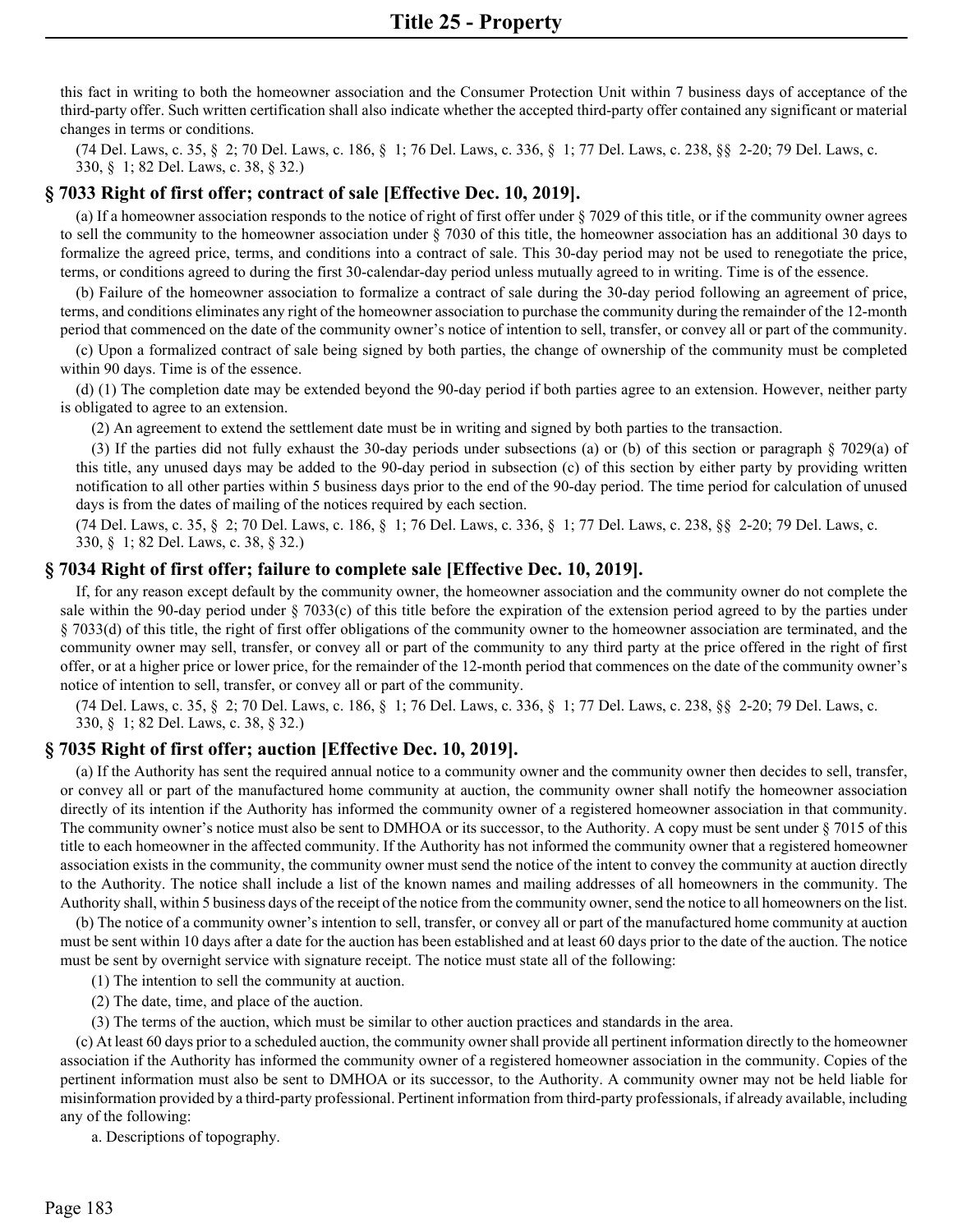this fact in writing to both the homeowner association and the Consumer Protection Unit within 7 business days of acceptance of the third-party offer. Such written certification shall also indicate whether the accepted third-party offer contained any significant or material changes in terms or conditions.

(74 Del. Laws, c. 35, § 2; 70 Del. Laws, c. 186, § 1; 76 Del. Laws, c. 336, § 1; 77 Del. Laws, c. 238, §§ 2-20; 79 Del. Laws, c. 330, § 1; 82 Del. Laws, c. 38, § 32.)

### § 7033 Right of first offer; contract of sale [Effective Dec. 10, 2019].

(a) If a homeowner association responds to the notice of right of first offer under § 7029 of this title, or if the community owner agrees to sell the community to the homeowner association under § 7030 of this title, the homeowner association has an additional 30 days to formalize the agreed price, terms, and conditions into a contract of sale. This 30-day period may not be used to renegotiate the price, terms, or conditions agreed to during the first 30-calendar-day period unless mutually agreed to in writing. Time is of the essence.

(b) Failure of the homeowner association to formalize a contract of sale during the 30-day period following an agreement of price, terms, and conditions eliminates any right of the homeowner association to purchase the community during the remainder of the 12-month period that commenced on the date of the community owner's notice of intention to sell, transfer, or convey all or part of the community.

(c) Upon a formalized contract of sale being signed by both parties, the change of ownership of the community must be completed within 90 days. Time is of the essence.

(d) (1) The completion date may be extended beyond the 90-day period if both parties agree to an extension. However, neither party is obligated to agree to an extension.

(2) An agreement to extend the settlement date must be in writing and signed by both parties to the transaction.

(3) If the parties did not fully exhaust the 30-day periods under subsections (a) or (b) of this section or paragraph § 7029(a) of this title, any unused days may be added to the 90-day period in subsection (c) of this section by either party by providing written notification to all other parties within 5 business days prior to the end of the 90-day period. The time period for calculation of unused days is from the dates of mailing of the notices required by each section.

(74 Del. Laws, c. 35, § 2; 70 Del. Laws, c. 186, § 1; 76 Del. Laws, c. 336, § 1; 77 Del. Laws, c. 238, §§ 2-20; 79 Del. Laws, c. 330, § 1; 82 Del. Laws, c. 38, § 32.)

### § 7034 Right of first offer; failure to complete sale [Effective Dec. 10, 2019].

If, for any reason except default by the community owner, the homeowner association and the community owner do not complete the sale within the 90-day period under § 7033(c) of this title before the expiration of the extension period agreed to by the parties under § 7033(d) of this title, the right of first offer obligations of the community owner to the homeowner association are terminated, and the community owner may sell, transfer, or convey all or part of the community to any third party at the price offered in the right of first offer, or at a higher price or lower price, for the remainder of the 12-month period that commences on the date of the community owner's notice of intention to sell, transfer, or convey all or part of the community.

(74 Del. Laws, c. 35, § 2; 70 Del. Laws, c. 186, § 1; 76 Del. Laws, c. 336, § 1; 77 Del. Laws, c. 238, §§ 2-20; 79 Del. Laws, c. 330, § 1; 82 Del. Laws, c. 38, § 32.)

### § 7035 Right of first offer; auction [Effective Dec. 10, 2019].

(a) If the Authority has sent the required annual notice to a community owner and the community owner then decides to sell, transfer, or convey all or part of the manufactured home community at auction, the community owner shall notify the homeowner association directly of its intention if the Authority has informed the community owner of a registered homeowner association in that community. The community owner's notice must also be sent to DMHOA or its successor, to the Authority. A copy must be sent under § 7015 of this title to each homeowner in the affected community. If the Authority has not informed the community owner that a registered homeowner association exists in the community, the community owner must send the notice of the intent to convey the community at auction directly to the Authority. The notice shall include a list of the known names and mailing addresses of all homeowners in the community. The Authority shall, within 5 business days of the receipt of the notice from the community owner, send the notice to all homeowners on the list.

(b) The notice of a community owner's intention to sell, transfer, or convey all or part of the manufactured home community at auction must be sent within 10 days after a date for the auction has been established and at least 60 days prior to the date of the auction. The notice must be sent by overnight service with signature receipt. The notice must state all of the following:

(1) The intention to sell the community at auction.

(2) The date, time, and place of the auction.

(3) The terms of the auction, which must be similar to other auction practices and standards in the area.

(c) At least 60 days prior to a scheduled auction, the community owner shall provide all pertinent information directly to the homeowner association if the Authority has informed the community owner of a registered homeowner association in the community. Copies of the pertinent information must also be sent to DMHOA or its successor, to the Authority. A community owner may not be held liable for misinformation provided by a third-party professional. Pertinent information from third-party professionals, if already available, including any of the following:

a. Descriptions of topography.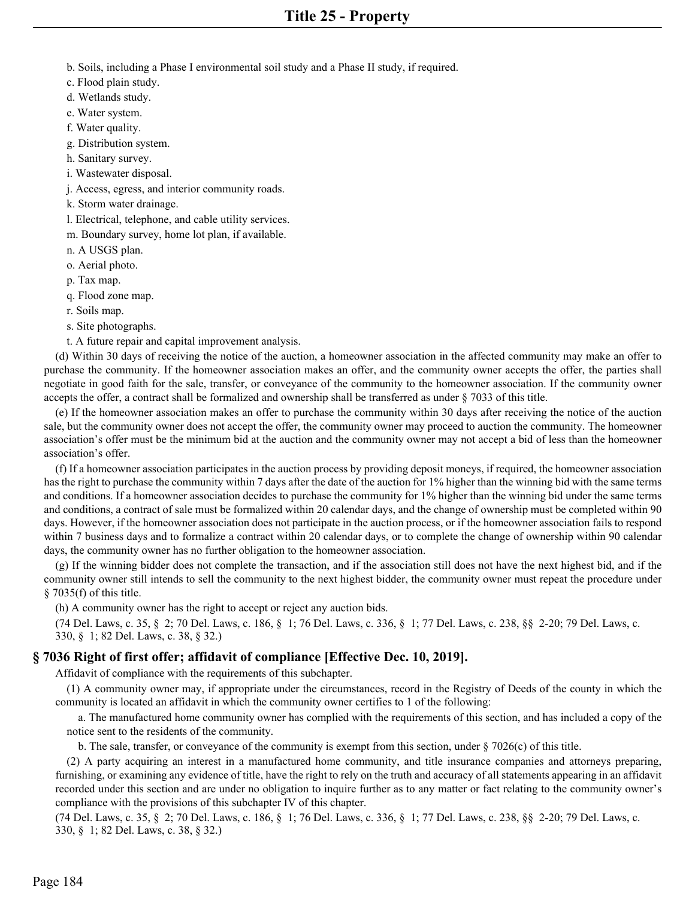b. Soils, including a Phase I environmental soil study and a Phase II study, if required.

c. Flood plain study.

d. Wetlands study.

e. Water system.

f. Water quality.

g. Distribution system.

h. Sanitary survey.

i. Wastewater disposal.

j. Access, egress, and interior community roads.

k. Storm water drainage.

l. Electrical, telephone, and cable utility services.

m. Boundary survey, home lot plan, if available.

n. A USGS plan.

o. Aerial photo.

p. Tax map.

q. Flood zone map.

r. Soils map.

s. Site photographs.

t. A future repair and capital improvement analysis.

(d) Within 30 days of receiving the notice of the auction, a homeowner association in the affected community may make an offer to purchase the community. If the homeowner association makes an offer, and the community owner accepts the offer, the parties shall negotiate in good faith for the sale, transfer, or conveyance of the community to the homeowner association. If the community owner accepts the offer, a contract shall be formalized and ownership shall be transferred as under § 7033 of this title.

(e) If the homeowner association makes an offer to purchase the community within 30 days after receiving the notice of the auction sale, but the community owner does not accept the offer, the community owner may proceed to auction the community. The homeowner association's offer must be the minimum bid at the auction and the community owner may not accept a bid of less than the homeowner association's offer.

(f) If a homeowner association participates in the auction process by providing deposit moneys, if required, the homeowner association has the right to purchase the community within 7 days after the date of the auction for 1% higher than the winning bid with the same terms and conditions. If a homeowner association decides to purchase the community for 1% higher than the winning bid under the same terms and conditions, a contract of sale must be formalized within 20 calendar days, and the change of ownership must be completed within 90 days. However, if the homeowner association does not participate in the auction process, or if the homeowner association fails to respond within 7 business days and to formalize a contract within 20 calendar days, or to complete the change of ownership within 90 calendar days, the community owner has no further obligation to the homeowner association.

(g) If the winning bidder does not complete the transaction, and if the association still does not have the next highest bid, and if the community owner still intends to sell the community to the next highest bidder, the community owner must repeat the procedure under § 7035(f) of this title.

(h) A community owner has the right to accept or reject any auction bids.

(74 Del. Laws, c. 35, § 2; 70 Del. Laws, c. 186, § 1; 76 Del. Laws, c. 336, § 1; 77 Del. Laws, c. 238, §§ 2-20; 79 Del. Laws, c. 330, § 1; 82 Del. Laws, c. 38, § 32.)

## § 7036 Right of first offer; affidavit of compliance [Effective Dec. 10, 2019].

Affidavit of compliance with the requirements of this subchapter.

(1) A community owner may, if appropriate under the circumstances, record in the Registry of Deeds of the county in which the community is located an affidavit in which the community owner certifies to 1 of the following:

a. The manufactured home community owner has complied with the requirements of this section, and has included a copy of the notice sent to the residents of the community.

b. The sale, transfer, or conveyance of the community is exempt from this section, under § 7026(c) of this title.

(2) A party acquiring an interest in a manufactured home community, and title insurance companies and attorneys preparing, furnishing, or examining any evidence of title, have the right to rely on the truth and accuracy of all statements appearing in an affidavit recorded under this section and are under no obligation to inquire further as to any matter or fact relating to the community owner's compliance with the provisions of this subchapter IV of this chapter.

(74 Del. Laws, c. 35, § 2; 70 Del. Laws, c. 186, § 1; 76 Del. Laws, c. 336, § 1; 77 Del. Laws, c. 238, §§ 2-20; 79 Del. Laws, c. 330, § 1; 82 Del. Laws, c. 38, § 32.)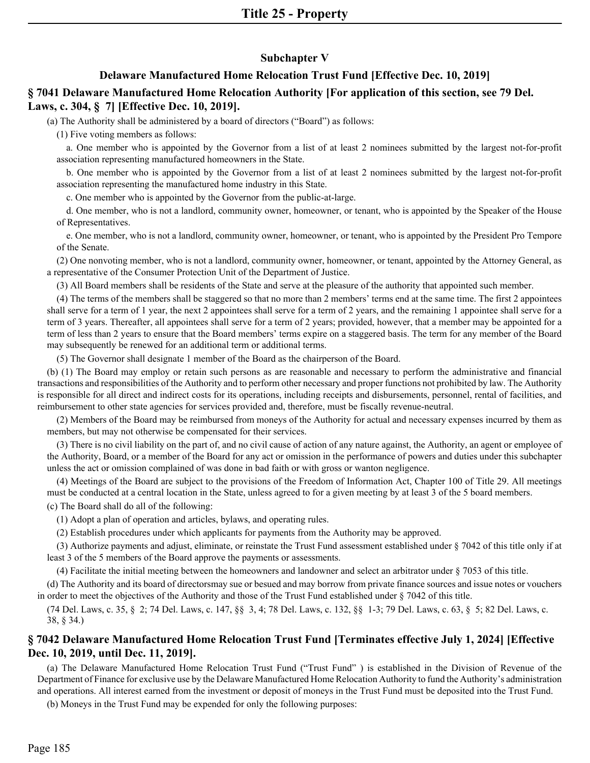## Subchapter V

## Delaware Manufactured Home Relocation Trust Fund [Effective Dec. 10, 2019]

### § 7041 Delaware Manufactured Home Relocation Authority [For application of this section, see 79 Del. Laws, c. 304, § 7] [Effective Dec. 10, 2019].

(a) The Authority shall be administered by a board of directors ("Board") as follows:

(1) Five voting members as follows:

a. One member who is appointed by the Governor from a list of at least 2 nominees submitted by the largest not-for-profit association representing manufactured homeowners in the State.

b. One member who is appointed by the Governor from a list of at least 2 nominees submitted by the largest not-for-profit association representing the manufactured home industry in this State.

c. One member who is appointed by the Governor from the public-at-large.

d. One member, who is not a landlord, community owner, homeowner, or tenant, who is appointed by the Speaker of the House of Representatives.

e. One member, who is not a landlord, community owner, homeowner, or tenant, who is appointed by the President Pro Tempore of the Senate.

(2) One nonvoting member, who is not a landlord, community owner, homeowner, or tenant, appointed by the Attorney General, as a representative of the Consumer Protection Unit of the Department of Justice.

(3) All Board members shall be residents of the State and serve at the pleasure of the authority that appointed such member.

(4) The terms of the members shall be staggered so that no more than 2 members' terms end at the same time. The first 2 appointees shall serve for a term of 1 year, the next 2 appointees shall serve for a term of 2 years, and the remaining 1 appointee shall serve for a term of 3 years. Thereafter, all appointees shall serve for a term of 2 years; provided, however, that a member may be appointed for a term of less than 2 years to ensure that the Board members' terms expire on a staggered basis. The term for any member of the Board may subsequently be renewed for an additional term or additional terms.

(5) The Governor shall designate 1 member of the Board as the chairperson of the Board.

(b) (1) The Board may employ or retain such persons as are reasonable and necessary to perform the administrative and financial transactions and responsibilities of the Authority and to perform other necessary and proper functions not prohibited by law. The Authority is responsible for all direct and indirect costs for its operations, including receipts and disbursements, personnel, rental of facilities, and reimbursement to other state agencies for services provided and, therefore, must be fiscally revenue-neutral.

(2) Members of the Board may be reimbursed from moneys of the Authority for actual and necessary expenses incurred by them as members, but may not otherwise be compensated for their services.

(3) There is no civil liability on the part of, and no civil cause of action of any nature against, the Authority, an agent or employee of the Authority, Board, or a member of the Board for any act or omission in the performance of powers and duties under this subchapter unless the act or omission complained of was done in bad faith or with gross or wanton negligence.

(4) Meetings of the Board are subject to the provisions of the Freedom of Information Act, Chapter 100 of Title 29. All meetings must be conducted at a central location in the State, unless agreed to for a given meeting by at least 3 of the 5 board members.

(c) The Board shall do all of the following:

(1) Adopt a plan of operation and articles, bylaws, and operating rules.

(2) Establish procedures under which applicants for payments from the Authority may be approved.

(3) Authorize payments and adjust, eliminate, or reinstate the Trust Fund assessment established under § 7042 of this title only if at least 3 of the 5 members of the Board approve the payments or assessments.

(4) Facilitate the initial meeting between the homeowners and landowner and select an arbitrator under § 7053 of this title.

(d) The Authority and its board of directorsmay sue or besued and may borrow from private finance sources and issue notes or vouchers in order to meet the objectives of the Authority and those of the Trust Fund established under § 7042 of this title.

(74 Del. Laws, c. 35, § 2; 74 Del. Laws, c. 147, §§ 3, 4; 78 Del. Laws, c. 132, §§ 1-3; 79 Del. Laws, c. 63, § 5; 82 Del. Laws, c. 38, § 34.)

### § 7042 Delaware Manufactured Home Relocation Trust Fund [Terminates effective July 1, 2024] [Effective Dec. 10, 2019, until Dec. 11, 2019].

(a) The Delaware Manufactured Home Relocation Trust Fund ("Trust Fund" ) is established in the Division of Revenue of the Department of Finance for exclusive use by the Delaware Manufactured Home Relocation Authority to fund the Authority's administration and operations. All interest earned from the investment or deposit of moneys in the Trust Fund must be deposited into the Trust Fund.

(b) Moneys in the Trust Fund may be expended for only the following purposes: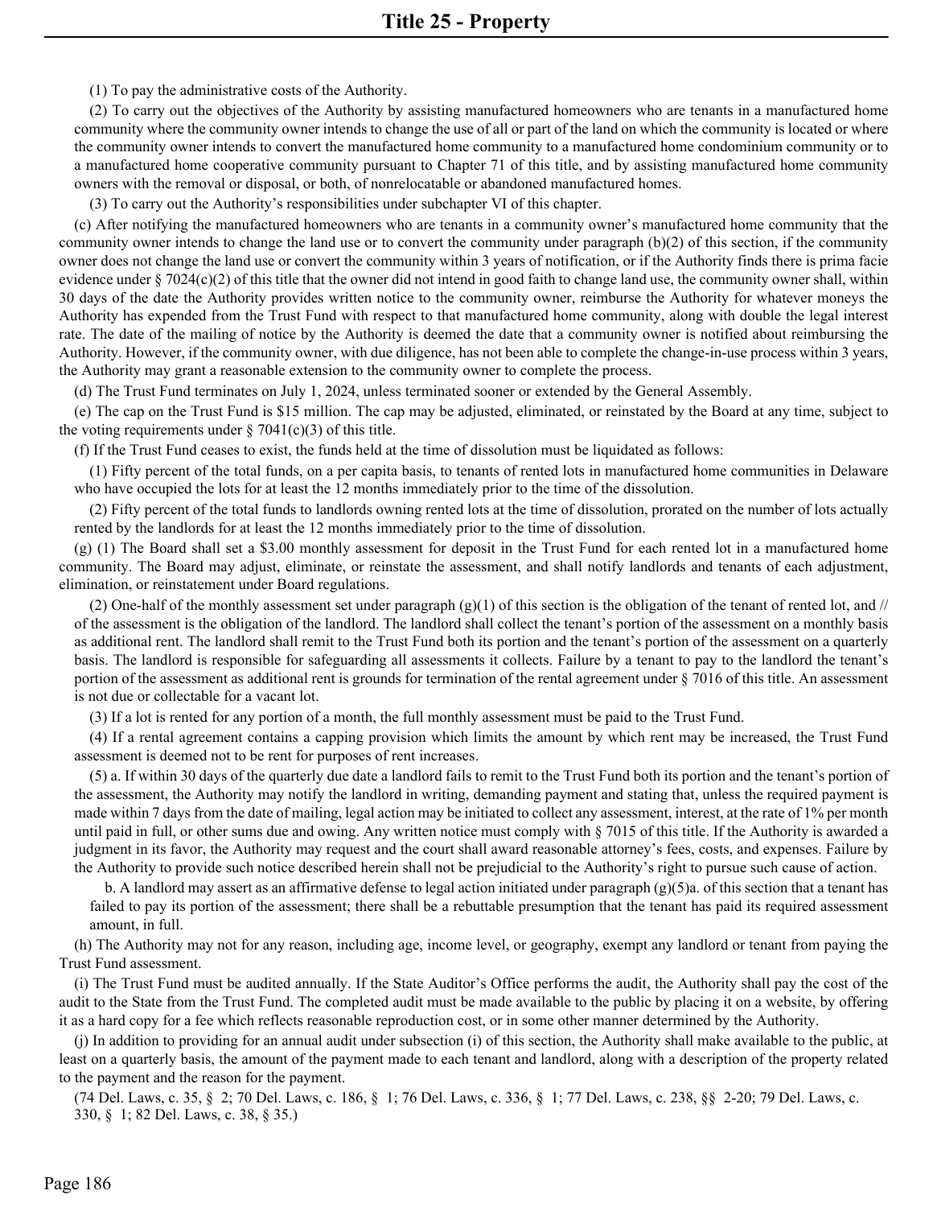(1) To pay the administrative costs of the Authority.

(2) To carry out the objectives of the Authority by assisting manufactured homeowners who are tenants in a manufactured home community where the community owner intends to change the use of all or part of the land on which the community is located or where the community owner intends to convert the manufactured home community to a manufactured home condominium community or to a manufactured home cooperative community pursuant to Chapter 71 of this title, and by assisting manufactured home community owners with the removal or disposal, or both, of nonrelocatable or abandoned manufactured homes.

(3) To carry out the Authority's responsibilities under subchapter VI of this chapter.

(c) After notifying the manufactured homeowners who are tenants in a community owner's manufactured home community that the community owner intends to change the land use or to convert the community under paragraph (b)(2) of this section, if the community owner does not change the land use or convert the community within 3 years of notification, or if the Authority finds there is prima facie evidence under § 7024(c)(2) of this title that the owner did not intend in good faith to change land use, the community owner shall, within 30 days of the date the Authority provides written notice to the community owner, reimburse the Authority for whatever moneys the Authority has expended from the Trust Fund with respect to that manufactured home community, along with double the legal interest rate. The date of the mailing of notice by the Authority is deemed the date that a community owner is notified about reimbursing the Authority. However, if the community owner, with due diligence, has not been able to complete the change-in-use process within 3 years, the Authority may grant a reasonable extension to the community owner to complete the process.

(d) The Trust Fund terminates on July 1, 2024, unless terminated sooner or extended by the General Assembly.

(e) The cap on the Trust Fund is $15 million. The cap may be adjusted, eliminated, or reinstated by the Board at any time, subject to the voting requirements under § 7041(c)(3) of this title.

(f) If the Trust Fund ceases to exist, the funds held at the time of dissolution must be liquidated as follows:

(1) Fifty percent of the total funds, on a per capita basis, to tenants of rented lots in manufactured home communities in Delaware who have occupied the lots for at least the 12 months immediately prior to the time of the dissolution.

(2) Fifty percent of the total funds to landlords owning rented lots at the time of dissolution, prorated on the number of lots actually rented by the landlords for at least the 12 months immediately prior to the time of dissolution.

(g) (1) The Board shall set a $3.00 monthly assessment for deposit in the Trust Fund for each rented lot in a manufactured home community. The Board may adjust, eliminate, or reinstate the assessment, and shall notify landlords and tenants of each adjustment, elimination, or reinstatement under Board regulations.

(2) One-half of the monthly assessment set under paragraph (g)(1) of this section is the obligation of the tenant of rented lot, and // of the assessment is the obligation of the landlord. The landlord shall collect the tenant's portion of the assessment on a monthly basis as additional rent. The landlord shall remit to the Trust Fund both its portion and the tenant's portion of the assessment on a quarterly basis. The landlord is responsible for safeguarding all assessments it collects. Failure by a tenant to pay to the landlord the tenant's portion of the assessment as additional rent is grounds for termination of the rental agreement under § 7016 of this title. An assessment is not due or collectable for a vacant lot.

(3) If a lot is rented for any portion of a month, the full monthly assessment must be paid to the Trust Fund.

(4) If a rental agreement contains a capping provision which limits the amount by which rent may be increased, the Trust Fund assessment is deemed not to be rent for purposes of rent increases.

(5) a. If within 30 days of the quarterly due date a landlord fails to remit to the Trust Fund both its portion and the tenant's portion of the assessment, the Authority may notify the landlord in writing, demanding payment and stating that, unless the required payment is made within 7 days from the date of mailing, legal action may be initiated to collect any assessment, interest, at the rate of 1% per month until paid in full, or other sums due and owing. Any written notice must comply with § 7015 of this title. If the Authority is awarded a judgment in its favor, the Authority may request and the court shall award reasonable attorney's fees, costs, and expenses. Failure by the Authority to provide such notice described herein shall not be prejudicial to the Authority's right to pursue such cause of action.

b. A landlord may assert as an affirmative defense to legal action initiated under paragraph (g)(5)a. of this section that a tenant has failed to pay its portion of the assessment; there shall be a rebuttable presumption that the tenant has paid its required assessment amount, in full.

(h) The Authority may not for any reason, including age, income level, or geography, exempt any landlord or tenant from paying the Trust Fund assessment.

(i) The Trust Fund must be audited annually. If the State Auditor's Office performs the audit, the Authority shall pay the cost of the audit to the State from the Trust Fund. The completed audit must be made available to the public by placing it on a website, by offering it as a hard copy for a fee which reflects reasonable reproduction cost, or in some other manner determined by the Authority.

(j) In addition to providing for an annual audit under subsection (i) of this section, the Authority shall make available to the public, at least on a quarterly basis, the amount of the payment made to each tenant and landlord, along with a description of the property related to the payment and the reason for the payment.

(74 Del. Laws, c. 35, § 2; 70 Del. Laws, c. 186, § 1; 76 Del. Laws, c. 336, § 1; 77 Del. Laws, c. 238, §§ 2-20; 79 Del. Laws, c. 330, § 1; 82 Del. Laws, c. 38, § 35.)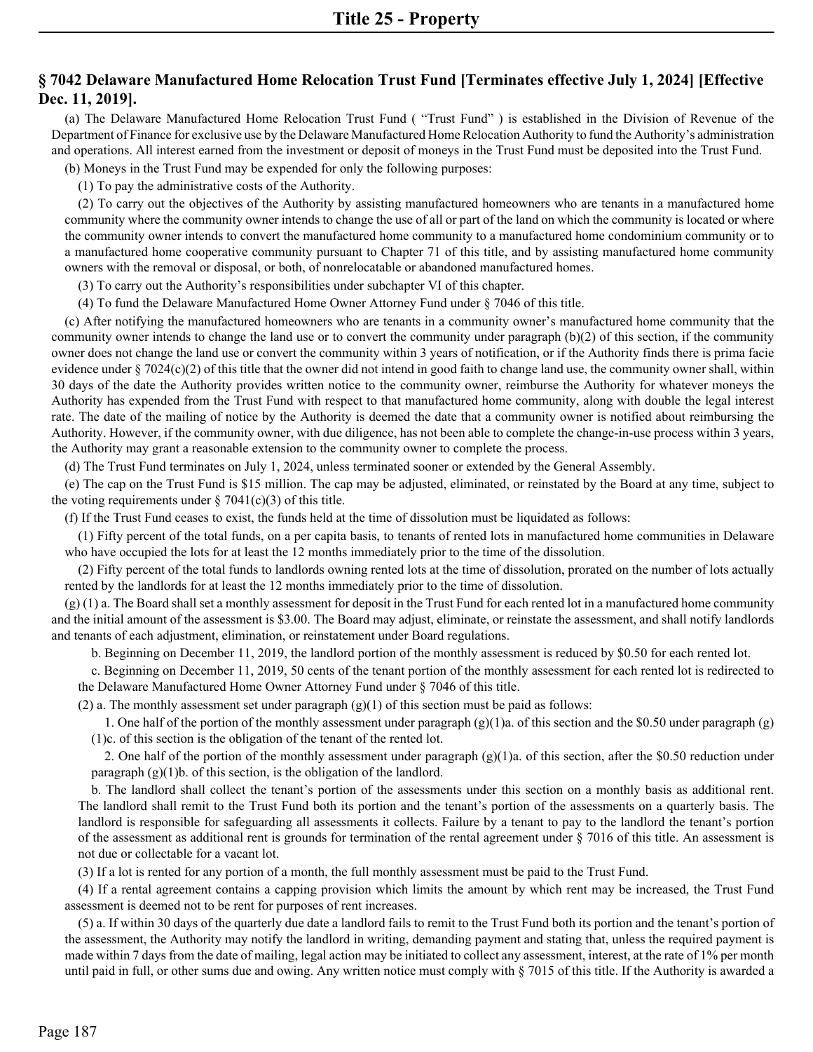## § 7042 Delaware Manufactured Home Relocation Trust Fund [Terminates effective July 1, 2024] [Effective Dec. 11, 2019].

(a) The Delaware Manufactured Home Relocation Trust Fund ( "Trust Fund" ) is established in the Division of Revenue of the Department of Finance for exclusive use by the Delaware Manufactured Home Relocation Authority to fund the Authority's administration and operations. All interest earned from the investment or deposit of moneys in the Trust Fund must be deposited into the Trust Fund.

(b) Moneys in the Trust Fund may be expended for only the following purposes:

(1) To pay the administrative costs of the Authority.

(2) To carry out the objectives of the Authority by assisting manufactured homeowners who are tenants in a manufactured home community where the community owner intends to change the use of all or part of the land on which the community is located or where the community owner intends to convert the manufactured home community to a manufactured home condominium community or to a manufactured home cooperative community pursuant to Chapter 71 of this title, and by assisting manufactured home community owners with the removal or disposal, or both, of nonrelocatable or abandoned manufactured homes.

(3) To carry out the Authority's responsibilities under subchapter VI of this chapter.

(4) To fund the Delaware Manufactured Home Owner Attorney Fund under § 7046 of this title.

(c) After notifying the manufactured homeowners who are tenants in a community owner's manufactured home community that the community owner intends to change the land use or to convert the community under paragraph (b)(2) of this section, if the community owner does not change the land use or convert the community within 3 years of notification, or if the Authority finds there is prima facie evidence under § 7024(c)(2) of this title that the owner did not intend in good faith to change land use, the community owner shall, within 30 days of the date the Authority provides written notice to the community owner, reimburse the Authority for whatever moneys the Authority has expended from the Trust Fund with respect to that manufactured home community, along with double the legal interest rate. The date of the mailing of notice by the Authority is deemed the date that a community owner is notified about reimbursing the Authority. However, if the community owner, with due diligence, has not been able to complete the change-in-use process within 3 years, the Authority may grant a reasonable extension to the community owner to complete the process.

(d) The Trust Fund terminates on July 1, 2024, unless terminated sooner or extended by the General Assembly.

(e) The cap on the Trust Fund is $15 million. The cap may be adjusted, eliminated, or reinstated by the Board at any time, subject to the voting requirements under § 7041(c)(3) of this title.

(f) If the Trust Fund ceases to exist, the funds held at the time of dissolution must be liquidated as follows:

(1) Fifty percent of the total funds, on a per capita basis, to tenants of rented lots in manufactured home communities in Delaware who have occupied the lots for at least the 12 months immediately prior to the time of the dissolution.

(2) Fifty percent of the total funds to landlords owning rented lots at the time of dissolution, prorated on the number of lots actually rented by the landlords for at least the 12 months immediately prior to the time of dissolution.

(g) (1) a. The Board shall set a monthly assessment for deposit in the Trust Fund for each rented lot in a manufactured home community and the initial amount of the assessment is $3.00. The Board may adjust, eliminate, or reinstate the assessment, and shall notify landlords and tenants of each adjustment, elimination, or reinstatement under Board regulations.

b. Beginning on December 11, 2019, the landlord portion of the monthly assessment is reduced by $0.50 for each rented lot.

c. Beginning on December 11, 2019, 50 cents of the tenant portion of the monthly assessment for each rented lot is redirected to the Delaware Manufactured Home Owner Attorney Fund under § 7046 of this title.

(2) a. The monthly assessment set under paragraph (g)(1) of this section must be paid as follows:

1. One half of the portion of the monthly assessment under paragraph (g)(1)a. of this section and the $0.50 under paragraph (g)(1)c. of this section is the obligation of the tenant of the rented lot.

2. One half of the portion of the monthly assessment under paragraph (g)(1)a. of this section, after the $0.50 reduction under paragraph (g)(1)b. of this section, is the obligation of the landlord.

b. The landlord shall collect the tenant's portion of the assessments under this section on a monthly basis as additional rent. The landlord shall remit to the Trust Fund both its portion and the tenant's portion of the assessments on a quarterly basis. The landlord is responsible for safeguarding all assessments it collects. Failure by a tenant to pay to the landlord the tenant's portion of the assessment as additional rent is grounds for termination of the rental agreement under § 7016 of this title. An assessment is not due or collectable for a vacant lot.

(3) If a lot is rented for any portion of a month, the full monthly assessment must be paid to the Trust Fund.

(4) If a rental agreement contains a capping provision which limits the amount by which rent may be increased, the Trust Fund assessment is deemed not to be rent for purposes of rent increases.

(5) a. If within 30 days of the quarterly due date a landlord fails to remit to the Trust Fund both its portion and the tenant's portion of the assessment, the Authority may notify the landlord in writing, demanding payment and stating that, unless the required payment is made within 7 days from the date of mailing, legal action may be initiated to collect any assessment, interest, at the rate of 1% per month until paid in full, or other sums due and owing. Any written notice must comply with § 7015 of this title. If the Authority is awarded a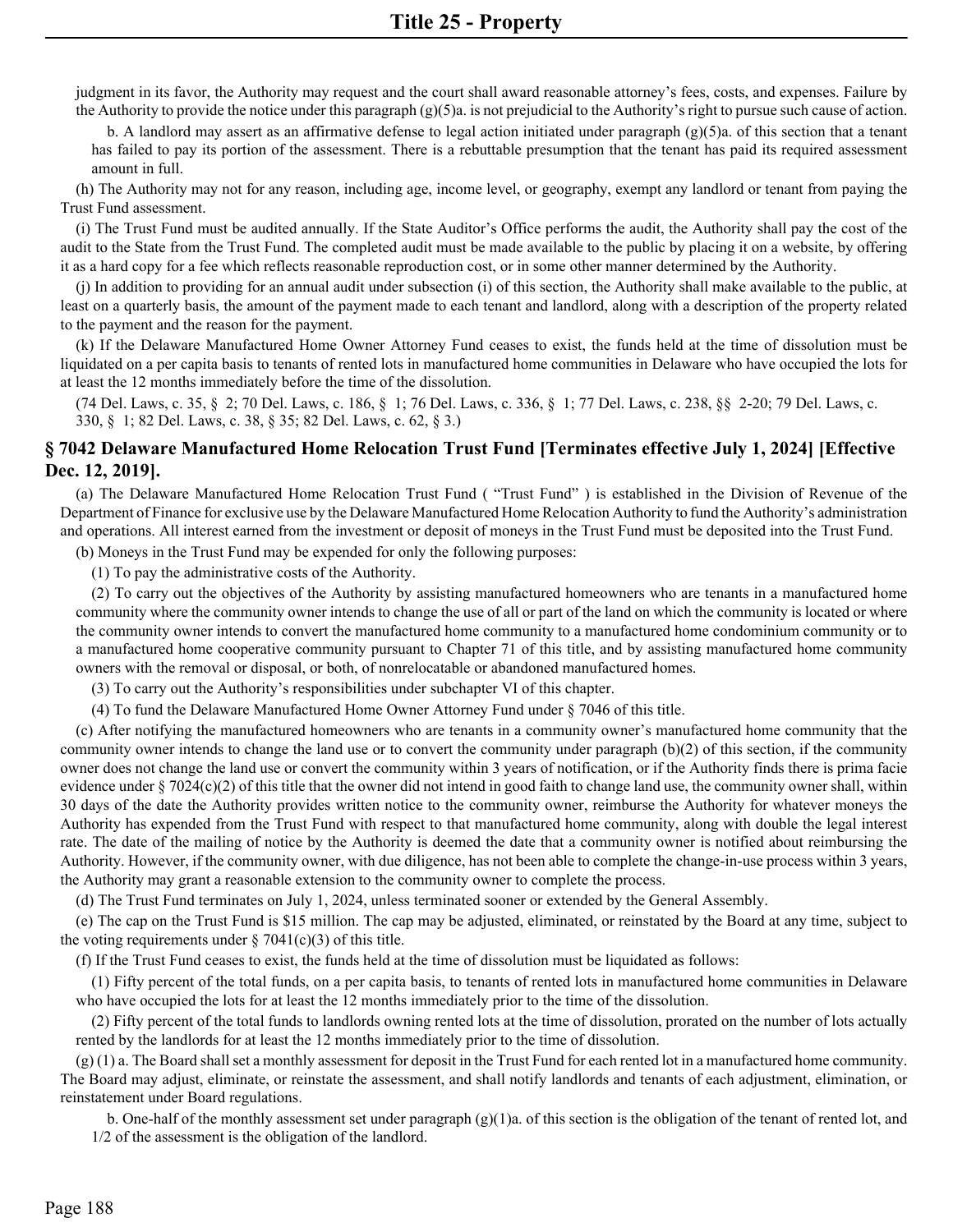judgment in its favor, the Authority may request and the court shall award reasonable attorney's fees, costs, and expenses. Failure by the Authority to provide the notice under this paragraph (g)(5)a. is not prejudicial to the Authority's right to pursue such cause of action.

b. A landlord may assert as an affirmative defense to legal action initiated under paragraph (g)(5)a. of this section that a tenant has failed to pay its portion of the assessment. There is a rebuttable presumption that the tenant has paid its required assessment amount in full.

(h) The Authority may not for any reason, including age, income level, or geography, exempt any landlord or tenant from paying the Trust Fund assessment.

(i) The Trust Fund must be audited annually. If the State Auditor's Office performs the audit, the Authority shall pay the cost of the audit to the State from the Trust Fund. The completed audit must be made available to the public by placing it on a website, by offering it as a hard copy for a fee which reflects reasonable reproduction cost, or in some other manner determined by the Authority.

(j) In addition to providing for an annual audit under subsection (i) of this section, the Authority shall make available to the public, at least on a quarterly basis, the amount of the payment made to each tenant and landlord, along with a description of the property related to the payment and the reason for the payment.

(k) If the Delaware Manufactured Home Owner Attorney Fund ceases to exist, the funds held at the time of dissolution must be liquidated on a per capita basis to tenants of rented lots in manufactured home communities in Delaware who have occupied the lots for at least the 12 months immediately before the time of the dissolution.

(74 Del. Laws, c. 35, § 2; 70 Del. Laws, c. 186, § 1; 76 Del. Laws, c. 336, § 1; 77 Del. Laws, c. 238, §§ 2-20; 79 Del. Laws, c. 330, § 1; 82 Del. Laws, c. 38, § 35; 82 Del. Laws, c. 62, § 3.)

### § 7042 Delaware Manufactured Home Relocation Trust Fund [Terminates effective July 1, 2024] [Effective Dec. 12, 2019].

(a) The Delaware Manufactured Home Relocation Trust Fund ( "Trust Fund" ) is established in the Division of Revenue of the Department of Finance for exclusive use by the Delaware Manufactured Home Relocation Authority to fund the Authority's administration and operations. All interest earned from the investment or deposit of moneys in the Trust Fund must be deposited into the Trust Fund.

(b) Moneys in the Trust Fund may be expended for only the following purposes:

(1) To pay the administrative costs of the Authority.

(2) To carry out the objectives of the Authority by assisting manufactured homeowners who are tenants in a manufactured home community where the community owner intends to change the use of all or part of the land on which the community is located or where the community owner intends to convert the manufactured home community to a manufactured home condominium community or to a manufactured home cooperative community pursuant to Chapter 71 of this title, and by assisting manufactured home community owners with the removal or disposal, or both, of nonrelocatable or abandoned manufactured homes.

(3) To carry out the Authority's responsibilities under subchapter VI of this chapter.

(4) To fund the Delaware Manufactured Home Owner Attorney Fund under § 7046 of this title.

(c) After notifying the manufactured homeowners who are tenants in a community owner's manufactured home community that the community owner intends to change the land use or to convert the community under paragraph (b)(2) of this section, if the community owner does not change the land use or convert the community within 3 years of notification, or if the Authority finds there is prima facie evidence under § 7024(c)(2) of this title that the owner did not intend in good faith to change land use, the community owner shall, within 30 days of the date the Authority provides written notice to the community owner, reimburse the Authority for whatever moneys the Authority has expended from the Trust Fund with respect to that manufactured home community, along with double the legal interest rate. The date of the mailing of notice by the Authority is deemed the date that a community owner is notified about reimbursing the Authority. However, if the community owner, with due diligence, has not been able to complete the change-in-use process within 3 years, the Authority may grant a reasonable extension to the community owner to complete the process.

(d) The Trust Fund terminates on July 1, 2024, unless terminated sooner or extended by the General Assembly.

(e) The cap on the Trust Fund is $15 million. The cap may be adjusted, eliminated, or reinstated by the Board at any time, subject to the voting requirements under § 7041(c)(3) of this title.

(f) If the Trust Fund ceases to exist, the funds held at the time of dissolution must be liquidated as follows:

(1) Fifty percent of the total funds, on a per capita basis, to tenants of rented lots in manufactured home communities in Delaware who have occupied the lots for at least the 12 months immediately prior to the time of the dissolution.

(2) Fifty percent of the total funds to landlords owning rented lots at the time of dissolution, prorated on the number of lots actually rented by the landlords for at least the 12 months immediately prior to the time of dissolution.

(g) (1) a. The Board shall set a monthly assessment for deposit in the Trust Fund for each rented lot in a manufactured home community. The Board may adjust, eliminate, or reinstate the assessment, and shall notify landlords and tenants of each adjustment, elimination, or reinstatement under Board regulations.

b. One-half of the monthly assessment set under paragraph (g)(1)a. of this section is the obligation of the tenant of rented lot, and 1/2 of the assessment is the obligation of the landlord.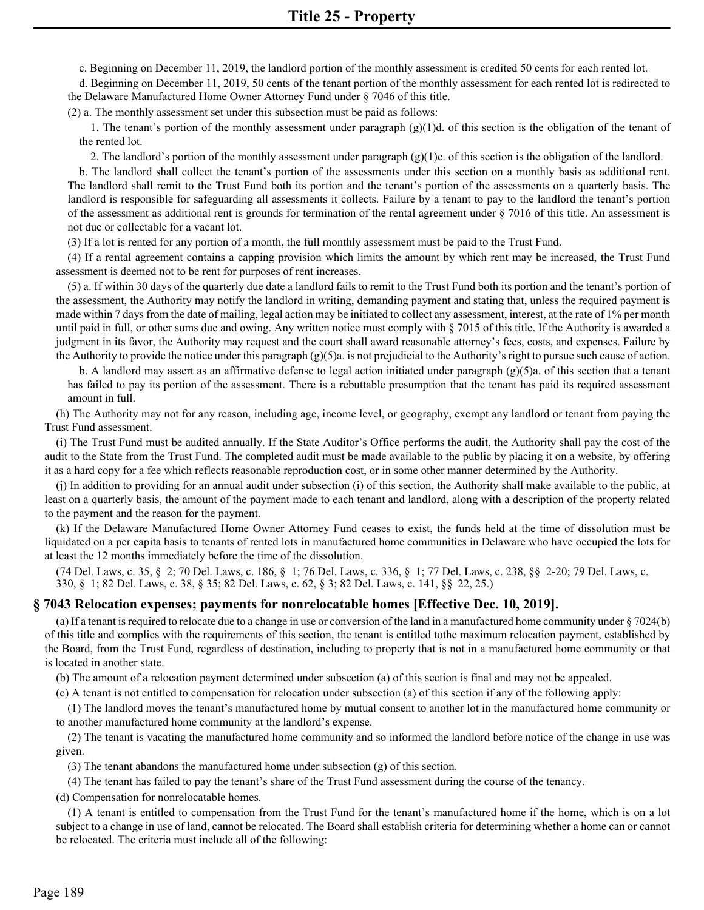c. Beginning on December 11, 2019, the landlord portion of the monthly assessment is credited 50 cents for each rented lot.

d. Beginning on December 11, 2019, 50 cents of the tenant portion of the monthly assessment for each rented lot is redirected to the Delaware Manufactured Home Owner Attorney Fund under § 7046 of this title.

(2) a. The monthly assessment set under this subsection must be paid as follows:

1. The tenant's portion of the monthly assessment under paragraph (g)(1)d. of this section is the obligation of the tenant of the rented lot.

2. The landlord's portion of the monthly assessment under paragraph (g)(1)c. of this section is the obligation of the landlord.

b. The landlord shall collect the tenant's portion of the assessments under this section on a monthly basis as additional rent. The landlord shall remit to the Trust Fund both its portion and the tenant's portion of the assessments on a quarterly basis. The landlord is responsible for safeguarding all assessments it collects. Failure by a tenant to pay to the landlord the tenant's portion of the assessment as additional rent is grounds for termination of the rental agreement under § 7016 of this title. An assessment is not due or collectable for a vacant lot.

(3) If a lot is rented for any portion of a month, the full monthly assessment must be paid to the Trust Fund.

(4) If a rental agreement contains a capping provision which limits the amount by which rent may be increased, the Trust Fund assessment is deemed not to be rent for purposes of rent increases.

(5) a. If within 30 days of the quarterly due date a landlord fails to remit to the Trust Fund both its portion and the tenant's portion of the assessment, the Authority may notify the landlord in writing, demanding payment and stating that, unless the required payment is made within 7 days from the date of mailing, legal action may be initiated to collect any assessment, interest, at the rate of 1% per month until paid in full, or other sums due and owing. Any written notice must comply with § 7015 of this title. If the Authority is awarded a judgment in its favor, the Authority may request and the court shall award reasonable attorney's fees, costs, and expenses. Failure by the Authority to provide the notice under this paragraph (g)(5)a. is not prejudicial to the Authority's right to pursue such cause of action.

b. A landlord may assert as an affirmative defense to legal action initiated under paragraph (g)(5)a. of this section that a tenant has failed to pay its portion of the assessment. There is a rebuttable presumption that the tenant has paid its required assessment amount in full.

(h) The Authority may not for any reason, including age, income level, or geography, exempt any landlord or tenant from paying the Trust Fund assessment.

(i) The Trust Fund must be audited annually. If the State Auditor's Office performs the audit, the Authority shall pay the cost of the audit to the State from the Trust Fund. The completed audit must be made available to the public by placing it on a website, by offering it as a hard copy for a fee which reflects reasonable reproduction cost, or in some other manner determined by the Authority.

(j) In addition to providing for an annual audit under subsection (i) of this section, the Authority shall make available to the public, at least on a quarterly basis, the amount of the payment made to each tenant and landlord, along with a description of the property related to the payment and the reason for the payment.

(k) If the Delaware Manufactured Home Owner Attorney Fund ceases to exist, the funds held at the time of dissolution must be liquidated on a per capita basis to tenants of rented lots in manufactured home communities in Delaware who have occupied the lots for at least the 12 months immediately before the time of the dissolution.

(74 Del. Laws, c. 35, § 2; 70 Del. Laws, c. 186, § 1; 76 Del. Laws, c. 336, § 1; 77 Del. Laws, c. 238, §§ 2-20; 79 Del. Laws, c. 330, § 1; 82 Del. Laws, c. 38, § 35; 82 Del. Laws, c. 62, § 3; 82 Del. Laws, c. 141, §§ 22, 25.)

## § 7043 Relocation expenses; payments for nonrelocatable homes [Effective Dec. 10, 2019].

(a) If a tenant is required to relocate due to a change in use or conversion of the land in a manufactured home community under § 7024(b) of this title and complies with the requirements of this section, the tenant is entitled tothe maximum relocation payment, established by the Board, from the Trust Fund, regardless of destination, including to property that is not in a manufactured home community or that is located in another state.

(b) The amount of a relocation payment determined under subsection (a) of this section is final and may not be appealed.

(c) A tenant is not entitled to compensation for relocation under subsection (a) of this section if any of the following apply:

(1) The landlord moves the tenant's manufactured home by mutual consent to another lot in the manufactured home community or to another manufactured home community at the landlord's expense.

(2) The tenant is vacating the manufactured home community and so informed the landlord before notice of the change in use was given.

(3) The tenant abandons the manufactured home under subsection (g) of this section.

(4) The tenant has failed to pay the tenant's share of the Trust Fund assessment during the course of the tenancy.

(d) Compensation for nonrelocatable homes.

(1) A tenant is entitled to compensation from the Trust Fund for the tenant's manufactured home if the home, which is on a lot subject to a change in use of land, cannot be relocated. The Board shall establish criteria for determining whether a home can or cannot be relocated. The criteria must include all of the following: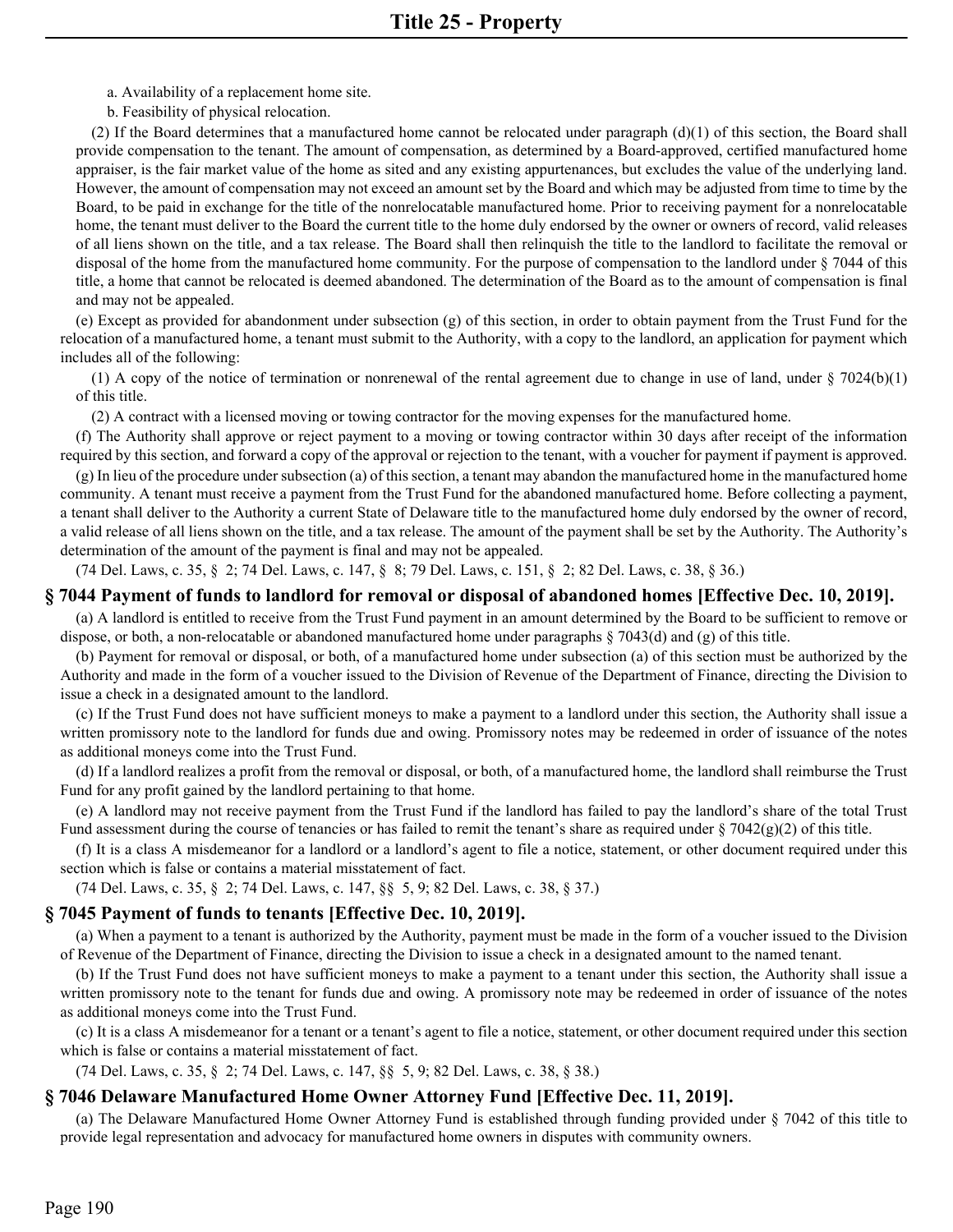a. Availability of a replacement home site.

b. Feasibility of physical relocation.

(2) If the Board determines that a manufactured home cannot be relocated under paragraph (d)(1) of this section, the Board shall provide compensation to the tenant. The amount of compensation, as determined by a Board-approved, certified manufactured home appraiser, is the fair market value of the home as sited and any existing appurtenances, but excludes the value of the underlying land. However, the amount of compensation may not exceed an amount set by the Board and which may be adjusted from time to time by the Board, to be paid in exchange for the title of the nonrelocatable manufactured home. Prior to receiving payment for a nonrelocatable home, the tenant must deliver to the Board the current title to the home duly endorsed by the owner or owners of record, valid releases of all liens shown on the title, and a tax release. The Board shall then relinquish the title to the landlord to facilitate the removal or disposal of the home from the manufactured home community. For the purpose of compensation to the landlord under § 7044 of this title, a home that cannot be relocated is deemed abandoned. The determination of the Board as to the amount of compensation is final and may not be appealed.

(e) Except as provided for abandonment under subsection (g) of this section, in order to obtain payment from the Trust Fund for the relocation of a manufactured home, a tenant must submit to the Authority, with a copy to the landlord, an application for payment which includes all of the following:

(1) A copy of the notice of termination or nonrenewal of the rental agreement due to change in use of land, under § 7024(b)(1) of this title.

(2) A contract with a licensed moving or towing contractor for the moving expenses for the manufactured home.

(f) The Authority shall approve or reject payment to a moving or towing contractor within 30 days after receipt of the information required by this section, and forward a copy of the approval or rejection to the tenant, with a voucher for payment if payment is approved.

(g) In lieu of the procedure under subsection (a) of this section, a tenant may abandon the manufactured home in the manufactured home community. A tenant must receive a payment from the Trust Fund for the abandoned manufactured home. Before collecting a payment, a tenant shall deliver to the Authority a current State of Delaware title to the manufactured home duly endorsed by the owner of record, a valid release of all liens shown on the title, and a tax release. The amount of the payment shall be set by the Authority. The Authority's determination of the amount of the payment is final and may not be appealed.

(74 Del. Laws, c. 35, § 2; 74 Del. Laws, c. 147, § 8; 79 Del. Laws, c. 151, § 2; 82 Del. Laws, c. 38, § 36.)

### § 7044 Payment of funds to landlord for removal or disposal of abandoned homes [Effective Dec. 10, 2019].

(a) A landlord is entitled to receive from the Trust Fund payment in an amount determined by the Board to be sufficient to remove or dispose, or both, a non-relocatable or abandoned manufactured home under paragraphs § 7043(d) and (g) of this title.

(b) Payment for removal or disposal, or both, of a manufactured home under subsection (a) of this section must be authorized by the Authority and made in the form of a voucher issued to the Division of Revenue of the Department of Finance, directing the Division to issue a check in a designated amount to the landlord.

(c) If the Trust Fund does not have sufficient moneys to make a payment to a landlord under this section, the Authority shall issue a written promissory note to the landlord for funds due and owing. Promissory notes may be redeemed in order of issuance of the notes as additional moneys come into the Trust Fund.

(d) If a landlord realizes a profit from the removal or disposal, or both, of a manufactured home, the landlord shall reimburse the Trust Fund for any profit gained by the landlord pertaining to that home.

(e) A landlord may not receive payment from the Trust Fund if the landlord has failed to pay the landlord's share of the total Trust Fund assessment during the course of tenancies or has failed to remit the tenant's share as required under § 7042(g)(2) of this title.

(f) It is a class A misdemeanor for a landlord or a landlord's agent to file a notice, statement, or other document required under this section which is false or contains a material misstatement of fact.

(74 Del. Laws, c. 35, § 2; 74 Del. Laws, c. 147, §§ 5, 9; 82 Del. Laws, c. 38, § 37.)

### § 7045 Payment of funds to tenants [Effective Dec. 10, 2019].

(a) When a payment to a tenant is authorized by the Authority, payment must be made in the form of a voucher issued to the Division of Revenue of the Department of Finance, directing the Division to issue a check in a designated amount to the named tenant.

(b) If the Trust Fund does not have sufficient moneys to make a payment to a tenant under this section, the Authority shall issue a written promissory note to the tenant for funds due and owing. A promissory note may be redeemed in order of issuance of the notes as additional moneys come into the Trust Fund.

(c) It is a class A misdemeanor for a tenant or a tenant's agent to file a notice, statement, or other document required under this section which is false or contains a material misstatement of fact.

(74 Del. Laws, c. 35, § 2; 74 Del. Laws, c. 147, §§ 5, 9; 82 Del. Laws, c. 38, § 38.)

### § 7046 Delaware Manufactured Home Owner Attorney Fund [Effective Dec. 11, 2019].

(a) The Delaware Manufactured Home Owner Attorney Fund is established through funding provided under § 7042 of this title to provide legal representation and advocacy for manufactured home owners in disputes with community owners.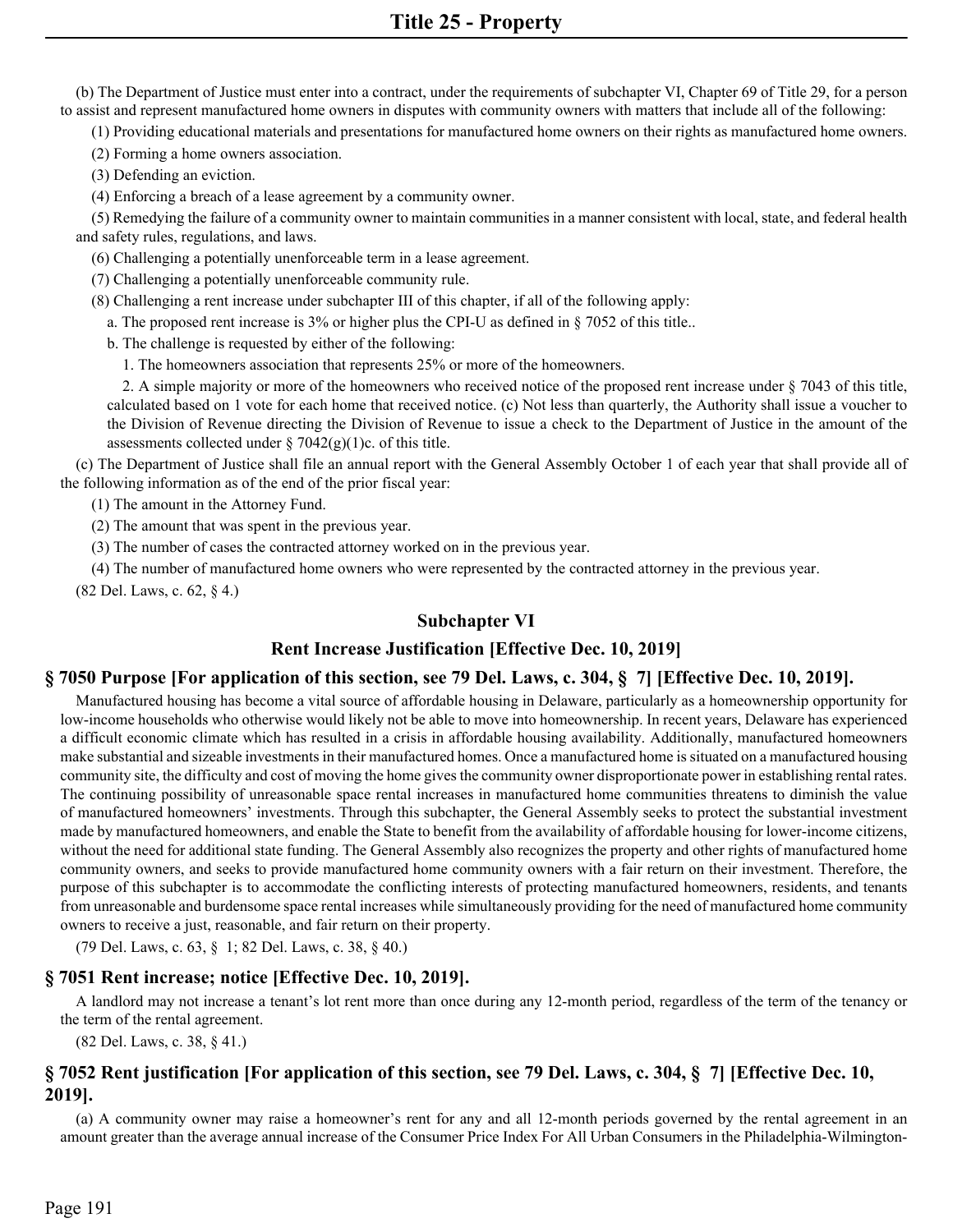(b) The Department of Justice must enter into a contract, under the requirements of subchapter VI, Chapter 69 of Title 29, for a person to assist and represent manufactured home owners in disputes with community owners with matters that include all of the following:

(1) Providing educational materials and presentations for manufactured home owners on their rights as manufactured home owners.

(2) Forming a home owners association.

(3) Defending an eviction.

(4) Enforcing a breach of a lease agreement by a community owner.

(5) Remedying the failure of a community owner to maintain communities in a manner consistent with local, state, and federal health and safety rules, regulations, and laws.

(6) Challenging a potentially unenforceable term in a lease agreement.

(7) Challenging a potentially unenforceable community rule.

(8) Challenging a rent increase under subchapter III of this chapter, if all of the following apply:

a. The proposed rent increase is 3% or higher plus the CPI-U as defined in § 7052 of this title..

b. The challenge is requested by either of the following:

1. The homeowners association that represents 25% or more of the homeowners.

2. A simple majority or more of the homeowners who received notice of the proposed rent increase under § 7043 of this title, calculated based on 1 vote for each home that received notice. (c) Not less than quarterly, the Authority shall issue a voucher to the Division of Revenue directing the Division of Revenue to issue a check to the Department of Justice in the amount of the assessments collected under § 7042(g)(1)c. of this title.

(c) The Department of Justice shall file an annual report with the General Assembly October 1 of each year that shall provide all of the following information as of the end of the prior fiscal year:

(1) The amount in the Attorney Fund.

(2) The amount that was spent in the previous year.

(3) The number of cases the contracted attorney worked on in the previous year.

(4) The number of manufactured home owners who were represented by the contracted attorney in the previous year.

(82 Del. Laws, c. 62, § 4.)

## Subchapter VI

## Rent Increase Justification [Effective Dec. 10, 2019]

### § 7050 Purpose [For application of this section, see 79 Del. Laws, c. 304, § 7] [Effective Dec. 10, 2019].

Manufactured housing has become a vital source of affordable housing in Delaware, particularly as a homeownership opportunity for low-income households who otherwise would likely not be able to move into homeownership. In recent years, Delaware has experienced a difficult economic climate which has resulted in a crisis in affordable housing availability. Additionally, manufactured homeowners make substantial and sizeable investments in their manufactured homes. Once a manufactured home is situated on a manufactured housing community site, the difficulty and cost of moving the home gives the community owner disproportionate power in establishing rental rates. The continuing possibility of unreasonable space rental increases in manufactured home communities threatens to diminish the value of manufactured homeowners' investments. Through this subchapter, the General Assembly seeks to protect the substantial investment made by manufactured homeowners, and enable the State to benefit from the availability of affordable housing for lower-income citizens, without the need for additional state funding. The General Assembly also recognizes the property and other rights of manufactured home community owners, and seeks to provide manufactured home community owners with a fair return on their investment. Therefore, the purpose of this subchapter is to accommodate the conflicting interests of protecting manufactured homeowners, residents, and tenants from unreasonable and burdensome space rental increases while simultaneously providing for the need of manufactured home community owners to receive a just, reasonable, and fair return on their property.

(79 Del. Laws, c. 63, § 1; 82 Del. Laws, c. 38, § 40.)

### § 7051 Rent increase; notice [Effective Dec. 10, 2019].

A landlord may not increase a tenant's lot rent more than once during any 12-month period, regardless of the term of the tenancy or the term of the rental agreement.

(82 Del. Laws, c. 38, § 41.)

### § 7052 Rent justification [For application of this section, see 79 Del. Laws, c. 304, § 7] [Effective Dec. 10, 2019].

(a) A community owner may raise a homeowner's rent for any and all 12-month periods governed by the rental agreement in an amount greater than the average annual increase of the Consumer Price Index For All Urban Consumers in the Philadelphia-Wilmington-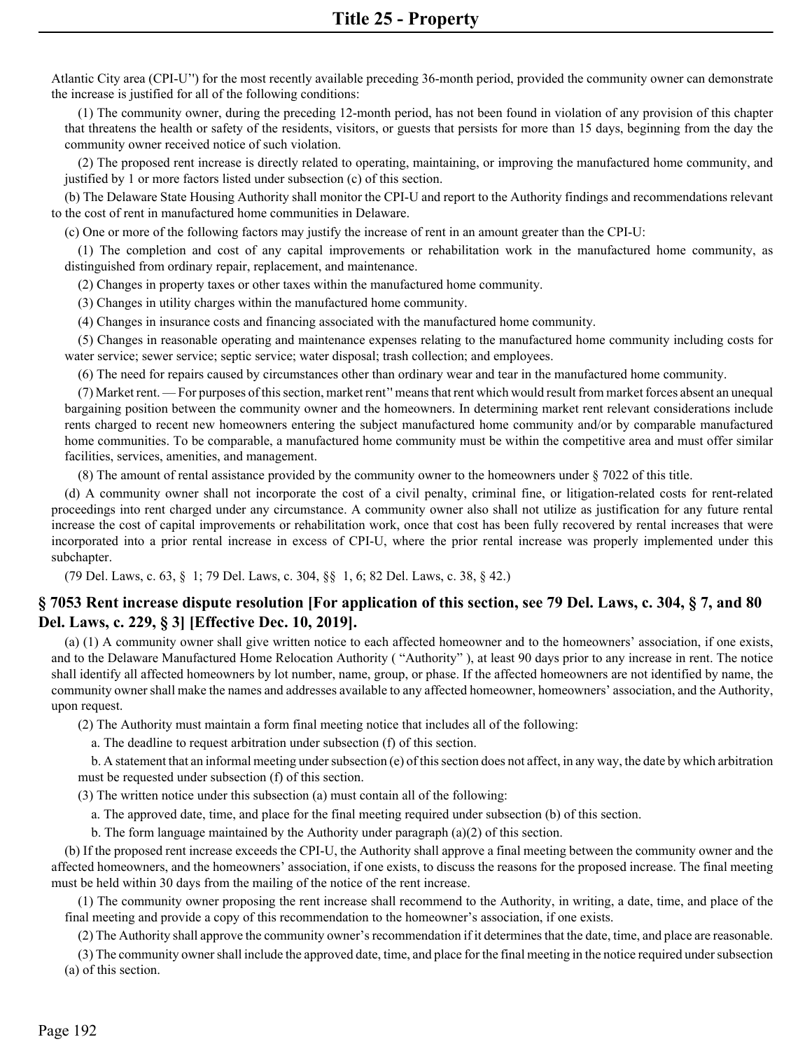Atlantic City area (CPI-U'') for the most recently available preceding 36-month period, provided the community owner can demonstrate the increase is justified for all of the following conditions:

(1) The community owner, during the preceding 12-month period, has not been found in violation of any provision of this chapter that threatens the health or safety of the residents, visitors, or guests that persists for more than 15 days, beginning from the day the community owner received notice of such violation.

(2) The proposed rent increase is directly related to operating, maintaining, or improving the manufactured home community, and justified by 1 or more factors listed under subsection (c) of this section.

(b) The Delaware State Housing Authority shall monitor the CPI-U and report to the Authority findings and recommendations relevant to the cost of rent in manufactured home communities in Delaware.

(c) One or more of the following factors may justify the increase of rent in an amount greater than the CPI-U:

(1) The completion and cost of any capital improvements or rehabilitation work in the manufactured home community, as distinguished from ordinary repair, replacement, and maintenance.

(2) Changes in property taxes or other taxes within the manufactured home community.

(3) Changes in utility charges within the manufactured home community.

(4) Changes in insurance costs and financing associated with the manufactured home community.

(5) Changes in reasonable operating and maintenance expenses relating to the manufactured home community including costs for water service; sewer service; septic service; water disposal; trash collection; and employees.

(6) The need for repairs caused by circumstances other than ordinary wear and tear in the manufactured home community.

(7) Market rent. — For purposes of this section, market rent'' means that rent which would result from market forces absent an unequal bargaining position between the community owner and the homeowners. In determining market rent relevant considerations include rents charged to recent new homeowners entering the subject manufactured home community and/or by comparable manufactured home communities. To be comparable, a manufactured home community must be within the competitive area and must offer similar facilities, services, amenities, and management.

(8) The amount of rental assistance provided by the community owner to the homeowners under § 7022 of this title.

(d) A community owner shall not incorporate the cost of a civil penalty, criminal fine, or litigation-related costs for rent-related proceedings into rent charged under any circumstance. A community owner also shall not utilize as justification for any future rental increase the cost of capital improvements or rehabilitation work, once that cost has been fully recovered by rental increases that were incorporated into a prior rental increase in excess of CPI-U, where the prior rental increase was properly implemented under this subchapter.

(79 Del. Laws, c. 63, § 1; 79 Del. Laws, c. 304, §§ 1, 6; 82 Del. Laws, c. 38, § 42.)

## § 7053 Rent increase dispute resolution [For application of this section, see 79 Del. Laws, c. 304, § 7, and 80 Del. Laws, c. 229, § 3] [Effective Dec. 10, 2019].

(a) (1) A community owner shall give written notice to each affected homeowner and to the homeowners' association, if one exists, and to the Delaware Manufactured Home Relocation Authority ( "Authority" ), at least 90 days prior to any increase in rent. The notice shall identify all affected homeowners by lot number, name, group, or phase. If the affected homeowners are not identified by name, the community owner shall make the names and addresses available to any affected homeowner, homeowners' association, and the Authority, upon request.

(2) The Authority must maintain a form final meeting notice that includes all of the following:

a. The deadline to request arbitration under subsection (f) of this section.

b. A statement that an informal meeting under subsection (e) of this section does not affect, in any way, the date by which arbitration must be requested under subsection (f) of this section.

(3) The written notice under this subsection (a) must contain all of the following:

a. The approved date, time, and place for the final meeting required under subsection (b) of this section.

b. The form language maintained by the Authority under paragraph (a)(2) of this section.

(b) If the proposed rent increase exceeds the CPI-U, the Authority shall approve a final meeting between the community owner and the affected homeowners, and the homeowners' association, if one exists, to discuss the reasons for the proposed increase. The final meeting must be held within 30 days from the mailing of the notice of the rent increase.

(1) The community owner proposing the rent increase shall recommend to the Authority, in writing, a date, time, and place of the final meeting and provide a copy of this recommendation to the homeowner's association, if one exists.

(2) The Authority shall approve the community owner's recommendation if it determines that the date, time, and place are reasonable.

(3) The community owner shall include the approved date, time, and place for the final meeting in the notice required under subsection (a) of this section.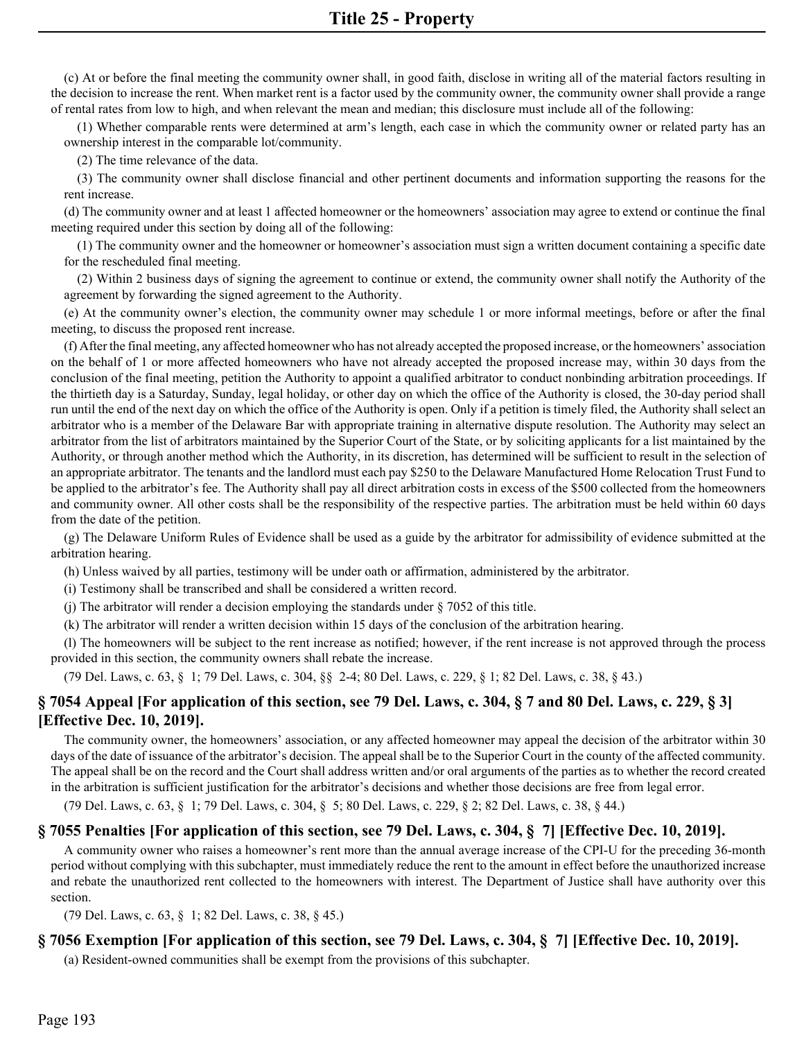(c) At or before the final meeting the community owner shall, in good faith, disclose in writing all of the material factors resulting in the decision to increase the rent. When market rent is a factor used by the community owner, the community owner shall provide a range of rental rates from low to high, and when relevant the mean and median; this disclosure must include all of the following:

(1) Whether comparable rents were determined at arm's length, each case in which the community owner or related party has an ownership interest in the comparable lot/community.

(2) The time relevance of the data.

(3) The community owner shall disclose financial and other pertinent documents and information supporting the reasons for the rent increase.

(d) The community owner and at least 1 affected homeowner or the homeowners' association may agree to extend or continue the final meeting required under this section by doing all of the following:

(1) The community owner and the homeowner or homeowner's association must sign a written document containing a specific date for the rescheduled final meeting.

(2) Within 2 business days of signing the agreement to continue or extend, the community owner shall notify the Authority of the agreement by forwarding the signed agreement to the Authority.

(e) At the community owner's election, the community owner may schedule 1 or more informal meetings, before or after the final meeting, to discuss the proposed rent increase.

(f) After the final meeting, any affected homeowner who has not already accepted the proposed increase, or the homeowners' association on the behalf of 1 or more affected homeowners who have not already accepted the proposed increase may, within 30 days from the conclusion of the final meeting, petition the Authority to appoint a qualified arbitrator to conduct nonbinding arbitration proceedings. If the thirtieth day is a Saturday, Sunday, legal holiday, or other day on which the office of the Authority is closed, the 30-day period shall run until the end of the next day on which the office of the Authority is open. Only if a petition is timely filed, the Authority shall select an arbitrator who is a member of the Delaware Bar with appropriate training in alternative dispute resolution. The Authority may select an arbitrator from the list of arbitrators maintained by the Superior Court of the State, or by soliciting applicants for a list maintained by the Authority, or through another method which the Authority, in its discretion, has determined will be sufficient to result in the selection of an appropriate arbitrator. The tenants and the landlord must each pay $250 to the Delaware Manufactured Home Relocation Trust Fund to be applied to the arbitrator's fee. The Authority shall pay all direct arbitration costs in excess of the $500 collected from the homeowners and community owner. All other costs shall be the responsibility of the respective parties. The arbitration must be held within 60 days from the date of the petition.

(g) The Delaware Uniform Rules of Evidence shall be used as a guide by the arbitrator for admissibility of evidence submitted at the arbitration hearing.

(h) Unless waived by all parties, testimony will be under oath or affirmation, administered by the arbitrator.

(i) Testimony shall be transcribed and shall be considered a written record.

(j) The arbitrator will render a decision employing the standards under § 7052 of this title.

(k) The arbitrator will render a written decision within 15 days of the conclusion of the arbitration hearing.

(l) The homeowners will be subject to the rent increase as notified; however, if the rent increase is not approved through the process provided in this section, the community owners shall rebate the increase.

(79 Del. Laws, c. 63, § 1; 79 Del. Laws, c. 304, §§ 2-4; 80 Del. Laws, c. 229, § 1; 82 Del. Laws, c. 38, § 43.)

### § 7054 Appeal [For application of this section, see 79 Del. Laws, c. 304, § 7 and 80 Del. Laws, c. 229, § 3] [Effective Dec. 10, 2019].

The community owner, the homeowners' association, or any affected homeowner may appeal the decision of the arbitrator within 30 days of the date of issuance of the arbitrator's decision. The appeal shall be to the Superior Court in the county of the affected community. The appeal shall be on the record and the Court shall address written and/or oral arguments of the parties as to whether the record created in the arbitration is sufficient justification for the arbitrator's decisions and whether those decisions are free from legal error.

(79 Del. Laws, c. 63, § 1; 79 Del. Laws, c. 304, § 5; 80 Del. Laws, c. 229, § 2; 82 Del. Laws, c. 38, § 44.)

### § 7055 Penalties [For application of this section, see 79 Del. Laws, c. 304, § 7] [Effective Dec. 10, 2019].

A community owner who raises a homeowner's rent more than the annual average increase of the CPI-U for the preceding 36-month period without complying with this subchapter, must immediately reduce the rent to the amount in effect before the unauthorized increase and rebate the unauthorized rent collected to the homeowners with interest. The Department of Justice shall have authority over this section.

(79 Del. Laws, c. 63, § 1; 82 Del. Laws, c. 38, § 45.)

### § 7056 Exemption [For application of this section, see 79 Del. Laws, c. 304, § 7] [Effective Dec. 10, 2019].

(a) Resident-owned communities shall be exempt from the provisions of this subchapter.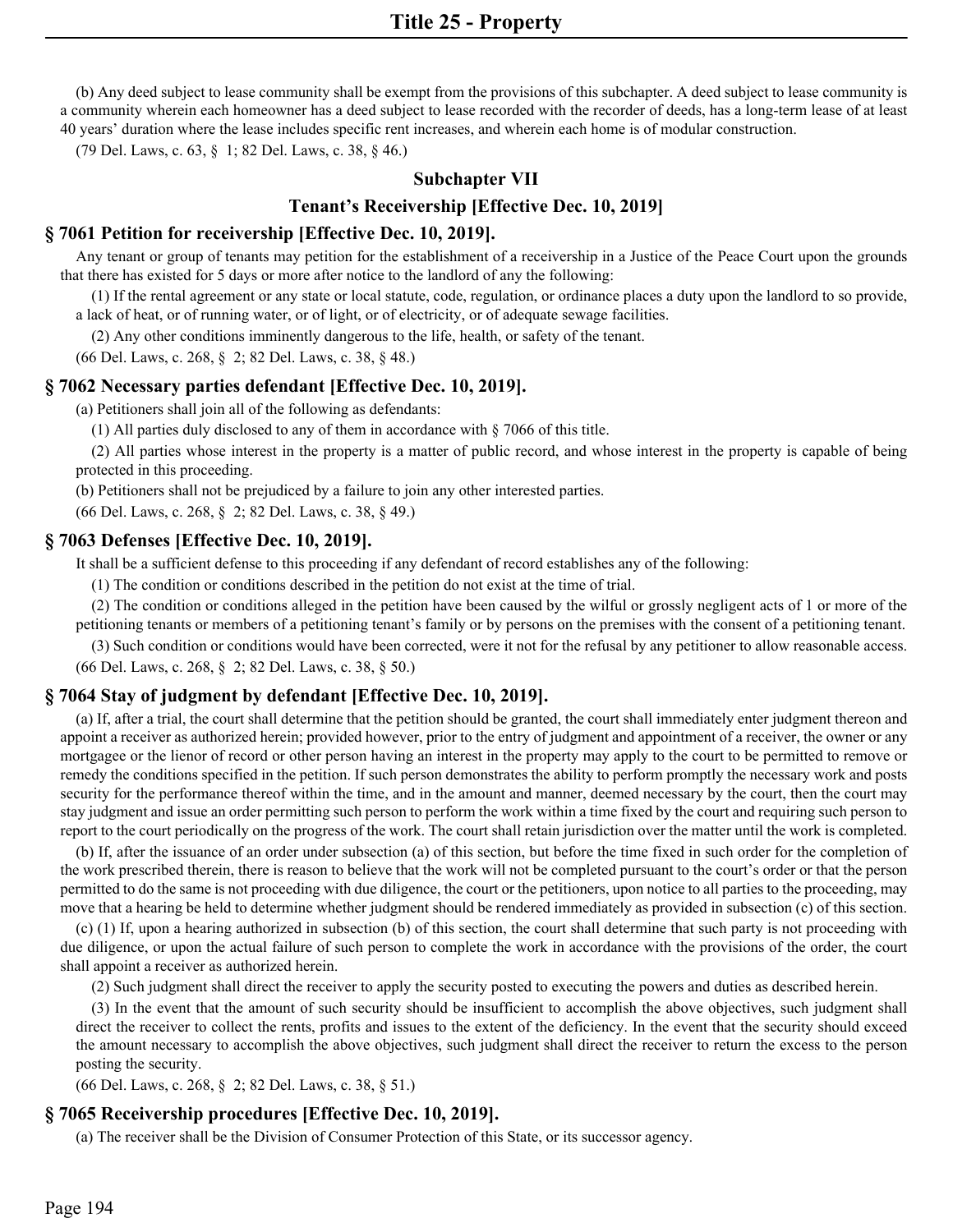(b) Any deed subject to lease community shall be exempt from the provisions of this subchapter. A deed subject to lease community is a community wherein each homeowner has a deed subject to lease recorded with the recorder of deeds, has a long-term lease of at least 40 years' duration where the lease includes specific rent increases, and wherein each home is of modular construction.

(79 Del. Laws, c. 63, § 1; 82 Del. Laws, c. 38, § 46.)

## Subchapter VII

## Tenant's Receivership [Effective Dec. 10, 2019]

### § 7061 Petition for receivership [Effective Dec. 10, 2019].

Any tenant or group of tenants may petition for the establishment of a receivership in a Justice of the Peace Court upon the grounds that there has existed for 5 days or more after notice to the landlord of any the following:

(1) If the rental agreement or any state or local statute, code, regulation, or ordinance places a duty upon the landlord to so provide, a lack of heat, or of running water, or of light, or of electricity, or of adequate sewage facilities.

(2) Any other conditions imminently dangerous to the life, health, or safety of the tenant.

(66 Del. Laws, c. 268, § 2; 82 Del. Laws, c. 38, § 48.)

### § 7062 Necessary parties defendant [Effective Dec. 10, 2019].

(a) Petitioners shall join all of the following as defendants:

(1) All parties duly disclosed to any of them in accordance with § 7066 of this title.

(2) All parties whose interest in the property is a matter of public record, and whose interest in the property is capable of being protected in this proceeding.

(b) Petitioners shall not be prejudiced by a failure to join any other interested parties.

(66 Del. Laws, c. 268, § 2; 82 Del. Laws, c. 38, § 49.)

### § 7063 Defenses [Effective Dec. 10, 2019].

It shall be a sufficient defense to this proceeding if any defendant of record establishes any of the following:

(1) The condition or conditions described in the petition do not exist at the time of trial.

(2) The condition or conditions alleged in the petition have been caused by the wilful or grossly negligent acts of 1 or more of the petitioning tenants or members of a petitioning tenant's family or by persons on the premises with the consent of a petitioning tenant.

(3) Such condition or conditions would have been corrected, were it not for the refusal by any petitioner to allow reasonable access.

(66 Del. Laws, c. 268, § 2; 82 Del. Laws, c. 38, § 50.)

### § 7064 Stay of judgment by defendant [Effective Dec. 10, 2019].

(a) If, after a trial, the court shall determine that the petition should be granted, the court shall immediately enter judgment thereon and appoint a receiver as authorized herein; provided however, prior to the entry of judgment and appointment of a receiver, the owner or any mortgagee or the lienor of record or other person having an interest in the property may apply to the court to be permitted to remove or remedy the conditions specified in the petition. If such person demonstrates the ability to perform promptly the necessary work and posts security for the performance thereof within the time, and in the amount and manner, deemed necessary by the court, then the court may stay judgment and issue an order permitting such person to perform the work within a time fixed by the court and requiring such person to report to the court periodically on the progress of the work. The court shall retain jurisdiction over the matter until the work is completed.

(b) If, after the issuance of an order under subsection (a) of this section, but before the time fixed in such order for the completion of the work prescribed therein, there is reason to believe that the work will not be completed pursuant to the court's order or that the person permitted to do the same is not proceeding with due diligence, the court or the petitioners, upon notice to all parties to the proceeding, may move that a hearing be held to determine whether judgment should be rendered immediately as provided in subsection (c) of this section.

(c) (1) If, upon a hearing authorized in subsection (b) of this section, the court shall determine that such party is not proceeding with due diligence, or upon the actual failure of such person to complete the work in accordance with the provisions of the order, the court shall appoint a receiver as authorized herein.

(2) Such judgment shall direct the receiver to apply the security posted to executing the powers and duties as described herein.

(3) In the event that the amount of such security should be insufficient to accomplish the above objectives, such judgment shall direct the receiver to collect the rents, profits and issues to the extent of the deficiency. In the event that the security should exceed the amount necessary to accomplish the above objectives, such judgment shall direct the receiver to return the excess to the person posting the security.

(66 Del. Laws, c. 268, § 2; 82 Del. Laws, c. 38, § 51.)

### § 7065 Receivership procedures [Effective Dec. 10, 2019].

(a) The receiver shall be the Division of Consumer Protection of this State, or its successor agency.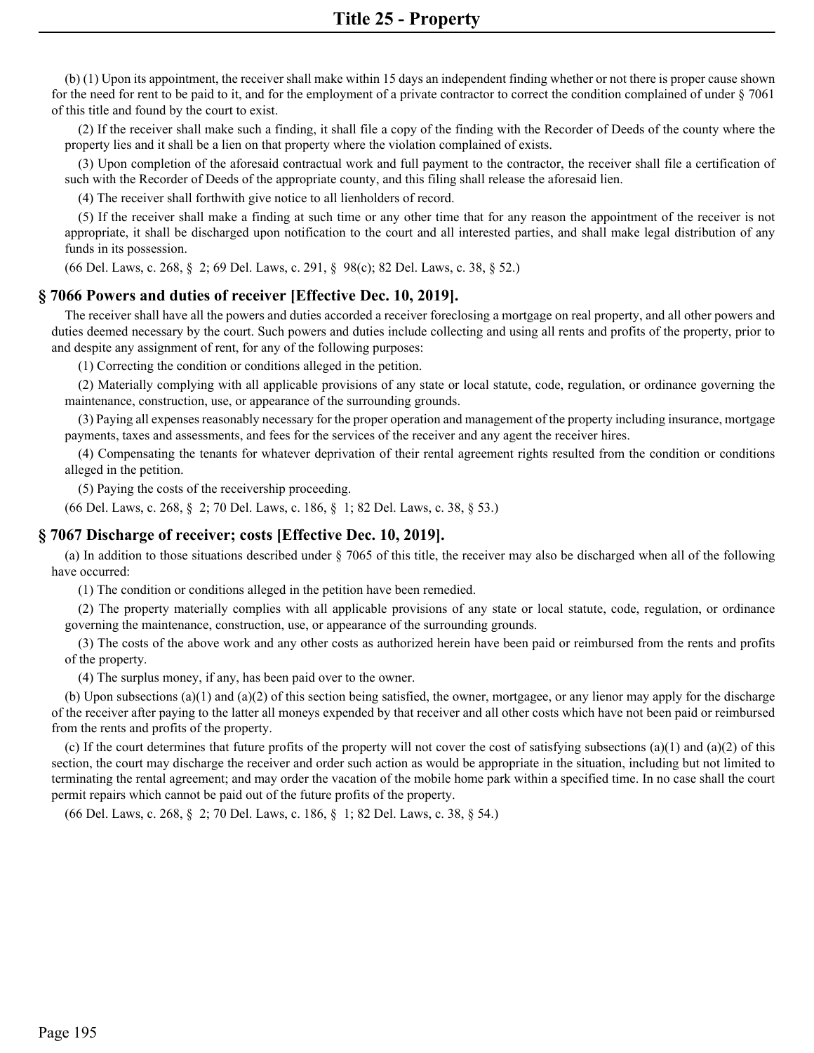(b) (1) Upon its appointment, the receiver shall make within 15 days an independent finding whether or not there is proper cause shown for the need for rent to be paid to it, and for the employment of a private contractor to correct the condition complained of under § 7061 of this title and found by the court to exist.

(2) If the receiver shall make such a finding, it shall file a copy of the finding with the Recorder of Deeds of the county where the property lies and it shall be a lien on that property where the violation complained of exists.

(3) Upon completion of the aforesaid contractual work and full payment to the contractor, the receiver shall file a certification of such with the Recorder of Deeds of the appropriate county, and this filing shall release the aforesaid lien.

(4) The receiver shall forthwith give notice to all lienholders of record.

(5) If the receiver shall make a finding at such time or any other time that for any reason the appointment of the receiver is not appropriate, it shall be discharged upon notification to the court and all interested parties, and shall make legal distribution of any funds in its possession.

(66 Del. Laws, c. 268, § 2; 69 Del. Laws, c. 291, § 98(c); 82 Del. Laws, c. 38, § 52.)

### § 7066 Powers and duties of receiver [Effective Dec. 10, 2019].

The receiver shall have all the powers and duties accorded a receiver foreclosing a mortgage on real property, and all other powers and duties deemed necessary by the court. Such powers and duties include collecting and using all rents and profits of the property, prior to and despite any assignment of rent, for any of the following purposes:

(1) Correcting the condition or conditions alleged in the petition.

(2) Materially complying with all applicable provisions of any state or local statute, code, regulation, or ordinance governing the maintenance, construction, use, or appearance of the surrounding grounds.

(3) Paying all expenses reasonably necessary for the proper operation and management of the property including insurance, mortgage payments, taxes and assessments, and fees for the services of the receiver and any agent the receiver hires.

(4) Compensating the tenants for whatever deprivation of their rental agreement rights resulted from the condition or conditions alleged in the petition.

(5) Paying the costs of the receivership proceeding.

(66 Del. Laws, c. 268, § 2; 70 Del. Laws, c. 186, § 1; 82 Del. Laws, c. 38, § 53.)

### § 7067 Discharge of receiver; costs [Effective Dec. 10, 2019].

(a) In addition to those situations described under § 7065 of this title, the receiver may also be discharged when all of the following have occurred:

(1) The condition or conditions alleged in the petition have been remedied.

(2) The property materially complies with all applicable provisions of any state or local statute, code, regulation, or ordinance governing the maintenance, construction, use, or appearance of the surrounding grounds.

(3) The costs of the above work and any other costs as authorized herein have been paid or reimbursed from the rents and profits of the property.

(4) The surplus money, if any, has been paid over to the owner.

(b) Upon subsections (a)(1) and (a)(2) of this section being satisfied, the owner, mortgagee, or any lienor may apply for the discharge of the receiver after paying to the latter all moneys expended by that receiver and all other costs which have not been paid or reimbursed from the rents and profits of the property.

(c) If the court determines that future profits of the property will not cover the cost of satisfying subsections (a)(1) and (a)(2) of this section, the court may discharge the receiver and order such action as would be appropriate in the situation, including but not limited to terminating the rental agreement; and may order the vacation of the mobile home park within a specified time. In no case shall the court permit repairs which cannot be paid out of the future profits of the property.

(66 Del. Laws, c. 268, § 2; 70 Del. Laws, c. 186, § 1; 82 Del. Laws, c. 38, § 54.)